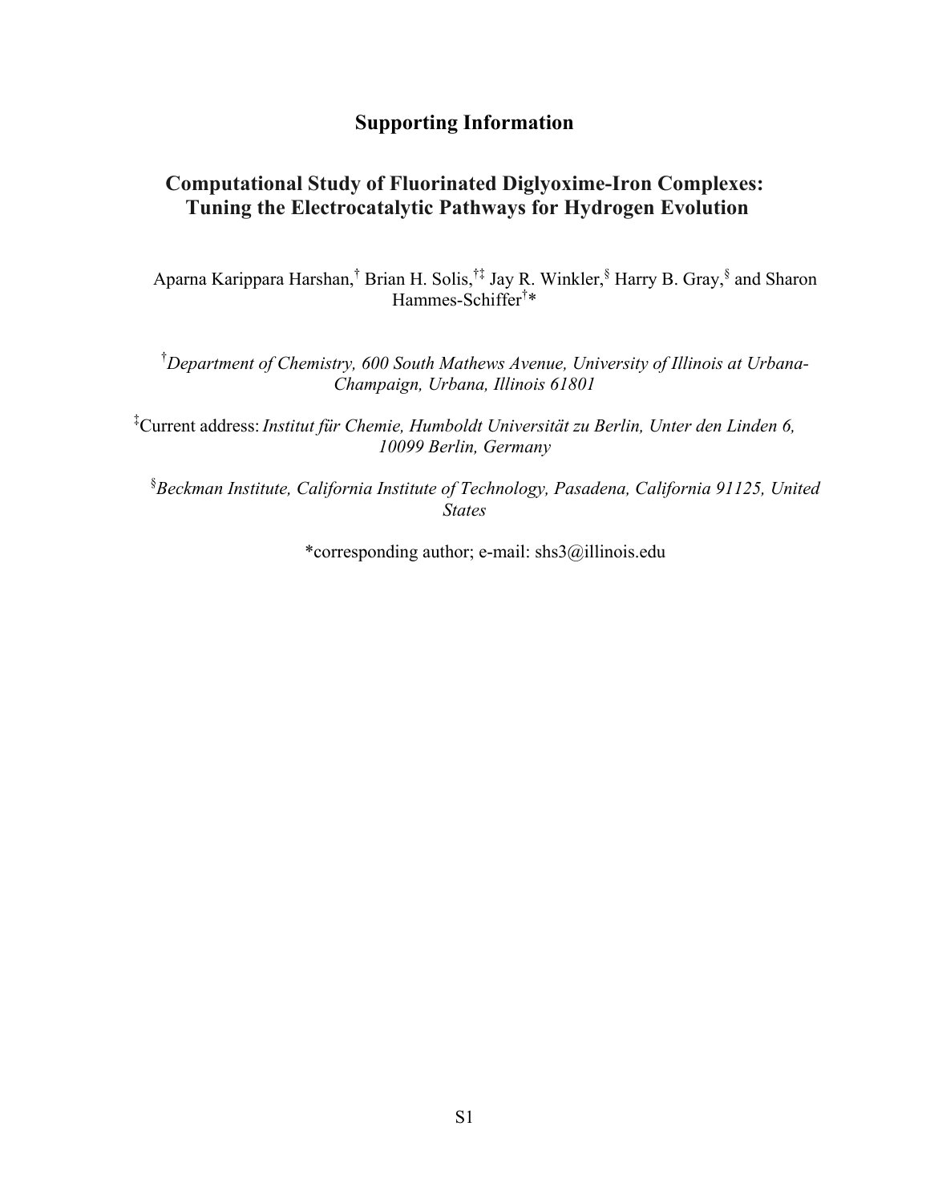# Supporting Information

## Computational Study of Fluorinated Diglyoxime-Iron Complexes: Tuning the Electrocatalytic Pathways for Hydrogen Evolution

Aparna Karippara Harshan,[†] Brian H. Solis,[†‡] Jay R. Winkler,[§] Harry B. Gray,[§] and Sharon Hammes-Schiffer[†]*

[†]*Department of Chemistry, 600 South Mathews Avenue, University of Illinois at Urbana-Champaign, Urbana, Illinois 61801*

[‡]Current address: *Institut für Chemie, Humboldt Universität zu Berlin, Unter den Linden 6, 10099 Berlin, Germany*

[§]*Beckman Institute, California Institute of Technology, Pasadena, California 91125, United States*

*corresponding author; e-mail: shs3@illinois.edu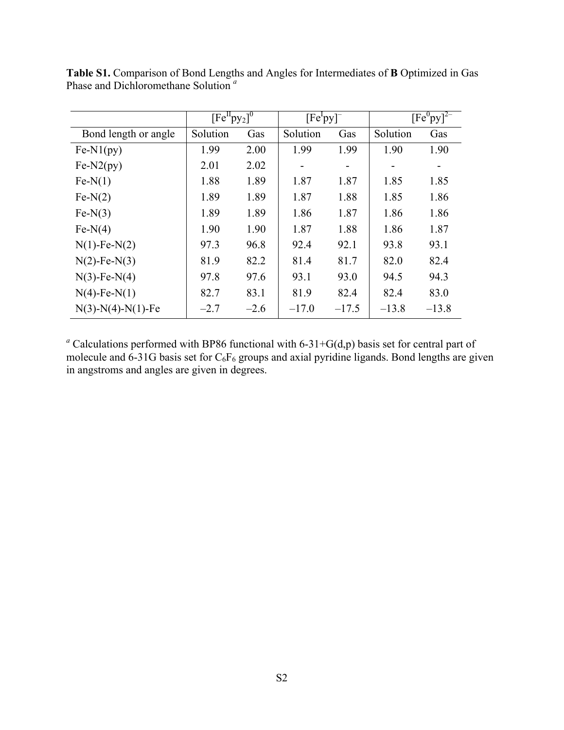**Table S1.** Comparison of Bond Lengths and Angles for Intermediates of **B** Optimized in Gas Phase and Dichloromethane Solution [a]

| | $[Fe^{II}py_2]^0$ | | $[Fe^{I}py]^{-}$ | | $[Fe^{0}py]^{2-}$ | |
|---|---|---|---|---|---|---|
| Bond length or angle | Solution | Gas | Solution | Gas | Solution | Gas |
| Fe-N1(py) | 1.99 | 2.00 | 1.99 | 1.99 | 1.90 | 1.90 |
| Fe-N2(py) | 2.01 | 2.02 | - | - | - | - |
| Fe-N(1) | 1.88 | 1.89 | 1.87 | 1.87 | 1.85 | 1.85 |
| Fe-N(2) | 1.89 | 1.89 | 1.87 | 1.88 | 1.85 | 1.86 |
| Fe-N(3) | 1.89 | 1.89 | 1.86 | 1.87 | 1.86 | 1.86 |
| Fe-N(4) | 1.90 | 1.90 | 1.87 | 1.88 | 1.86 | 1.87 |
| N(1)-Fe-N(2) | 97.3 | 96.8 | 92.4 | 92.1 | 93.8 | 93.1 |
| N(2)-Fe-N(3) | 81.9 | 82.2 | 81.4 | 81.7 | 82.0 | 82.4 |
| N(3)-Fe-N(4) | 97.8 | 97.6 | 93.1 | 93.0 | 94.5 | 94.3 |
| N(4)-Fe-N(1) | 82.7 | 83.1 | 81.9 | 82.4 | 82.4 | 83.0 |
| N(3)-N(4)-N(1)-Fe | –2.7 | –2.6 | –17.0 | –17.5 | –13.8 | –13.8 |

[a] Calculations performed with BP86 functional with 6-31+G(d,p) basis set for central part of molecule and 6-31G basis set for $C_6F_6$ groups and axial pyridine ligands. Bond lengths are given in angstroms and angles are given in degrees.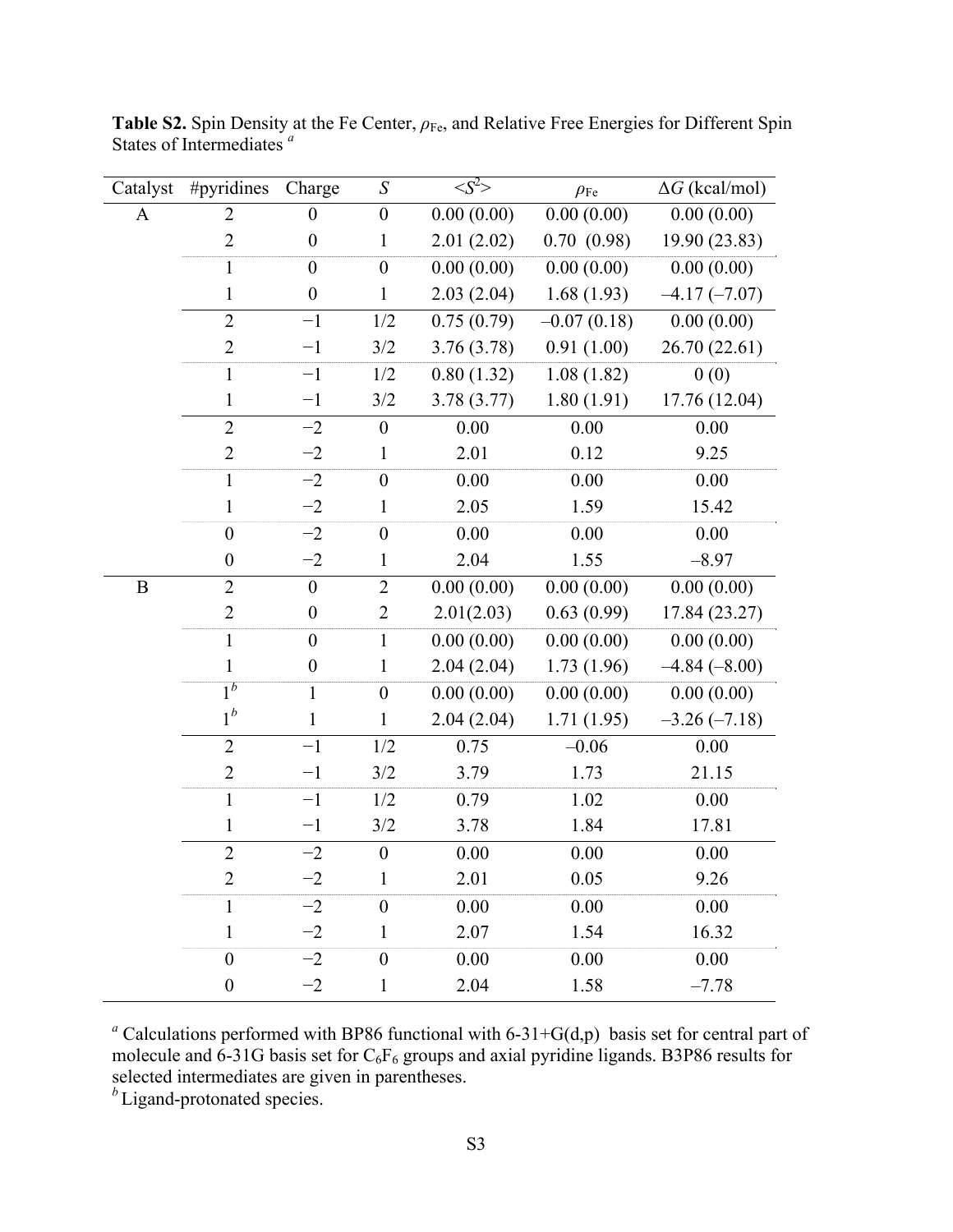**Table S2.** Spin Density at the Fe Center, $\rho_{Fe}$, and Relative Free Energies for Different Spin States of Intermediates [a]

| Catalyst | #pyridines | Charge | $S$ | $<S^2>$ | $\rho_{Fe}$ | $\Delta G$ (kcal/mol) |
|---|---|---|---|---|---|---|
| A | 2 | 0 | 0 | 0.00 (0.00) | 0.00 (0.00) | 0.00 (0.00) |
| | 2 | 0 | 1 | 2.01 (2.02) | 0.70 (0.98) | 19.90 (23.83) |
| | 1 | 0 | 0 | 0.00 (0.00) | 0.00 (0.00) | 0.00 (0.00) |
| | 1 | 0 | 1 | 2.03 (2.04) | 1.68 (1.93) | –4.17 (–7.07) |
| | 2 | −1 | 1/2 | 0.75 (0.79) | –0.07 (0.18) | 0.00 (0.00) |
| | 2 | −1 | 3/2 | 3.76 (3.78) | 0.91 (1.00) | 26.70 (22.61) |
| | 1 | −1 | 1/2 | 0.80 (1.32) | 1.08 (1.82) | 0 (0) |
| | 1 | −1 | 3/2 | 3.78 (3.77) | 1.80 (1.91) | 17.76 (12.04) |
| | 2 | −2 | 0 | 0.00 | 0.00 | 0.00 |
| | 2 | −2 | 1 | 2.01 | 0.12 | 9.25 |
| | 1 | −2 | 0 | 0.00 | 0.00 | 0.00 |
| | 1 | −2 | 1 | 2.05 | 1.59 | 15.42 |
| | 0 | −2 | 0 | 0.00 | 0.00 | 0.00 |
| | 0 | −2 | 1 | 2.04 | 1.55 | –8.97 |
| B | 2 | 0 | 2 | 0.00 (0.00) | 0.00 (0.00) | 0.00 (0.00) |
| | 2 | 0 | 2 | 2.01(2.03) | 0.63 (0.99) | 17.84 (23.27) |
| | 1 | 0 | 1 | 0.00 (0.00) | 0.00 (0.00) | 0.00 (0.00) |
| | 1 | 0 | 1 | 2.04 (2.04) | 1.73 (1.96) | –4.84 (–8.00) |
| | 1[b] | 1 | 0 | 0.00 (0.00) | 0.00 (0.00) | 0.00 (0.00) |
| | 1[b] | 1 | 1 | 2.04 (2.04) | 1.71 (1.95) | –3.26 (–7.18) |
| | 2 | −1 | 1/2 | 0.75 | –0.06 | 0.00 |
| | 2 | −1 | 3/2 | 3.79 | 1.73 | 21.15 |
| | 1 | −1 | 1/2 | 0.79 | 1.02 | 0.00 |
| | 1 | −1 | 3/2 | 3.78 | 1.84 | 17.81 |
| | 2 | −2 | 0 | 0.00 | 0.00 | 0.00 |
| | 2 | −2 | 1 | 2.01 | 0.05 | 9.26 |
| | 1 | −2 | 0 | 0.00 | 0.00 | 0.00 |
| | 1 | −2 | 1 | 2.07 | 1.54 | 16.32 |
| | 0 | −2 | 0 | 0.00 | 0.00 | 0.00 |
| | 0 | −2 | 1 | 2.04 | 1.58 | –7.78 |

[a] Calculations performed with BP86 functional with 6-31+G(d,p) basis set for central part of molecule and 6-31G basis set for $C_6F_6$ groups and axial pyridine ligands. B3P86 results for selected intermediates are given in parentheses.

[b] Ligand-protonated species.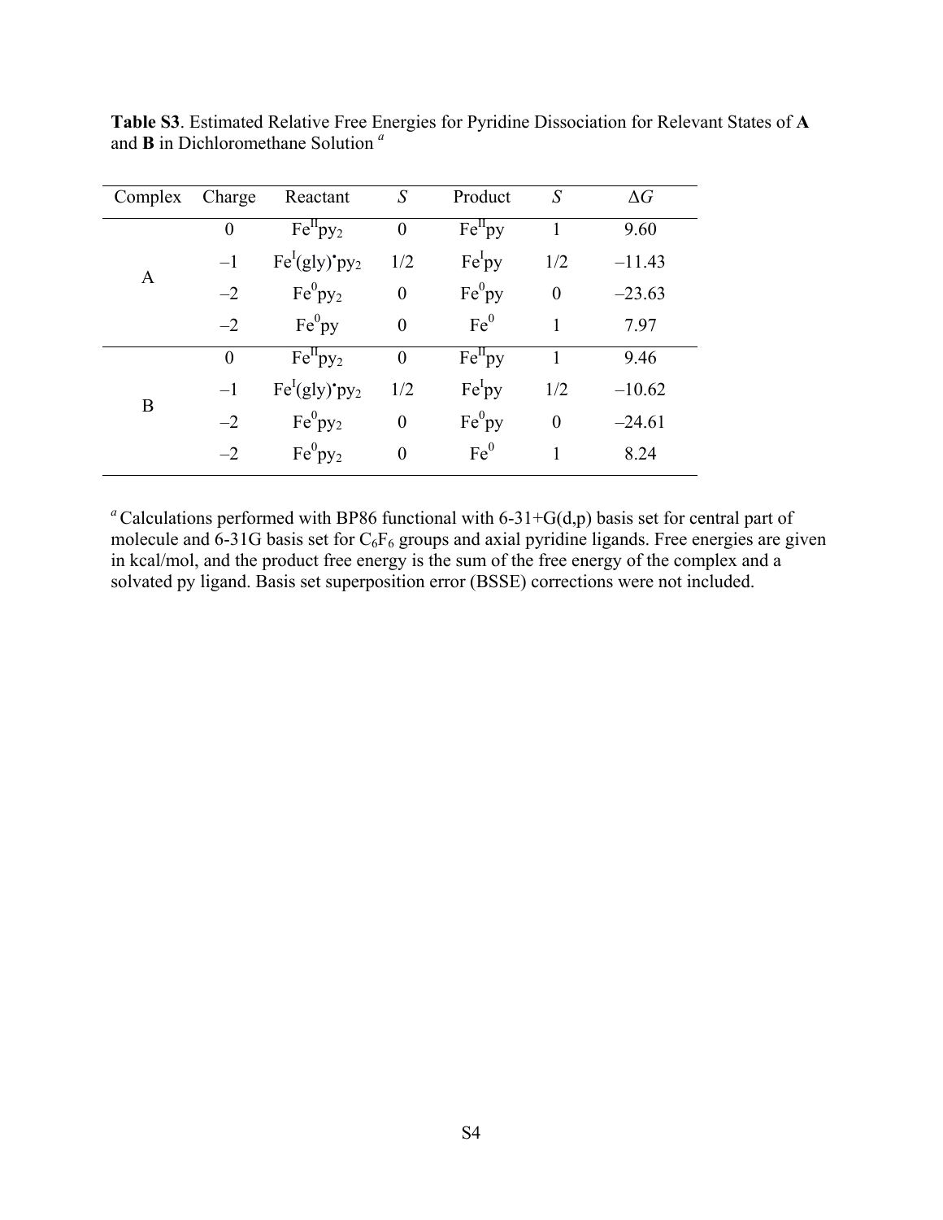**Table S3**. Estimated Relative Free Energies for Pyridine Dissociation for Relevant States of **A** and **B** in Dichloromethane Solution [a]

| Complex | Charge | Reactant | $S$ | Product | $S$ | $\Delta G$ |
|---|---|---|---|---|---|---|
| A | 0 | $Fe^{II}py_2$ | 0 | $Fe^{II}py$ | 1 | 9.60 |
| | –1 | $Fe^{I}(gly)^{\bullet}py_2$ | 1/2 | $Fe^{I}py$ | 1/2 | –11.43 |
| | –2 | $Fe^{0}py_2$ | 0 | $Fe^{0}py$ | 0 | –23.63 |
| | –2 | $Fe^{0}py$ | 0 | $Fe^{0}$ | 1 | 7.97 |
| B | 0 | $Fe^{II}py_2$ | 0 | $Fe^{II}py$ | 1 | 9.46 |
| | –1 | $Fe^{I}(gly)^{\bullet}py_2$ | 1/2 | $Fe^{I}py$ | 1/2 | –10.62 |
| | –2 | $Fe^{0}py_2$ | 0 | $Fe^{0}py$ | 0 | –24.61 |
| | –2 | $Fe^{0}py_2$ | 0 | $Fe^{0}$ | 1 | 8.24 |

[a] Calculations performed with BP86 functional with 6-31+G(d,p) basis set for central part of molecule and 6-31G basis set for $C_6F_6$ groups and axial pyridine ligands. Free energies are given in kcal/mol, and the product free energy is the sum of the free energy of the complex and a solvated py ligand. Basis set superposition error (BSSE) corrections were not included.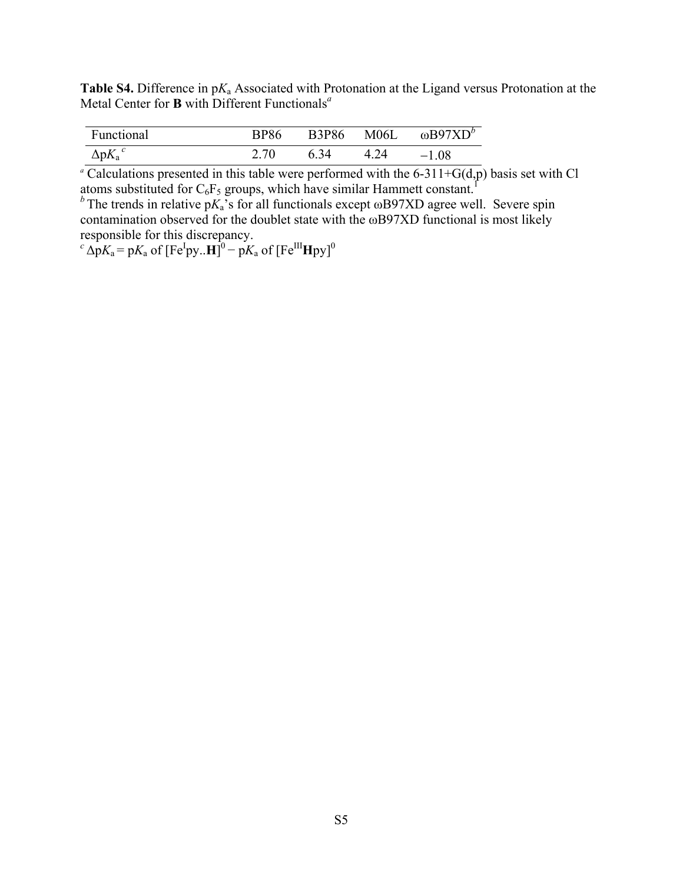**Table S4.** Difference in p$K_a$ Associated with Protonation at the Ligand versus Protonation at the Metal Center for **B** with Different Functionals[a]

| Functional | BP86 | B3P86 | M06L | ωB97XD[b] |
|---|---|---|---|---|
| Δp$K_a$ [c] | 2.70 | 6.34 | 4.24 | −1.08 |

[a] Calculations presented in this table were performed with the 6-311+G(d,p) basis set with Cl atoms substituted for $C_6F_5$ groups, which have similar Hammett constant.[1]

[b] The trends in relative p$K_a$'s for all functionals except ωB97XD agree well. Severe spin contamination observed for the doublet state with the ωB97XD functional is most likely responsible for this discrepancy.

[c] Δp$K_a$ = p$K_a$ of $[Fe^{I}py..\mathbf{H}]^0$ − p$K_a$ of $[Fe^{III}\mathbf{H}py]^0$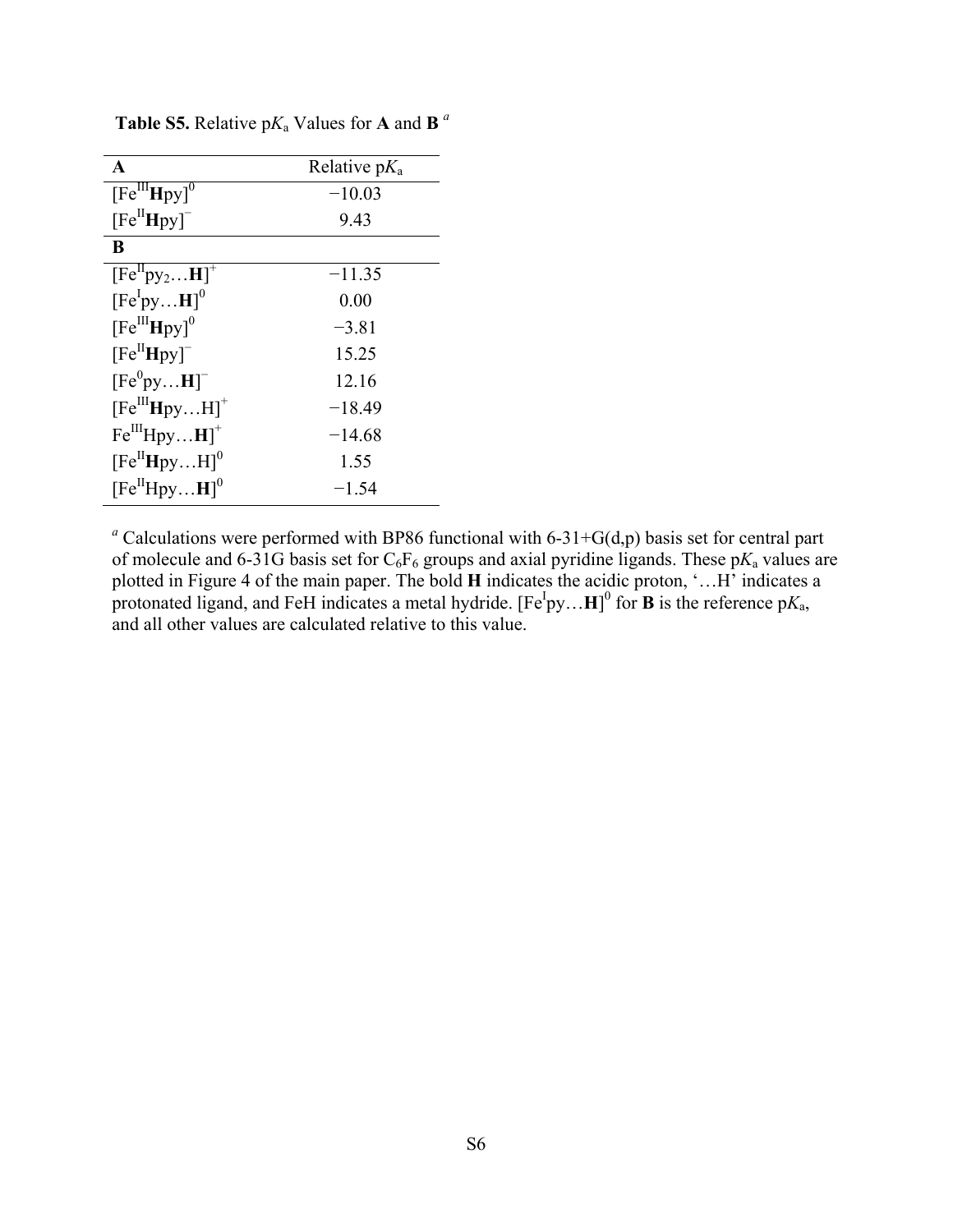**Table S5.** Relative p$K_a$ Values for **A** and **B** [a]

| **A** | Relative p$K_a$ |
|---|---|
| [$Fe^{III}$**H**py]$^0$ | −10.03 |
| [$Fe^{II}$**H**py]$^-$ | 9.43 |
| **B** | |
| [$Fe^{II}$py$_2$…**H**]$^+$ | −11.35 |
| [$Fe^{I}$py…**H**]$^0$ | 0.00 |
| [$Fe^{III}$**H**py]$^0$ | −3.81 |
| [$Fe^{II}$**H**py]$^-$ | 15.25 |
| [$Fe^{0}$py…**H**]$^-$ | 12.16 |
| [$Fe^{III}$**H**py…H]$^+$ | −18.49 |
| $Fe^{III}$Hpy…**H**]$^+$ | −14.68 |
| [$Fe^{II}$**H**py…H]$^0$ | 1.55 |
| [$Fe^{II}$Hpy…**H**]$^0$ | −1.54 |

[a] Calculations were performed with BP86 functional with 6-31+G(d,p) basis set for central part of molecule and 6-31G basis set for $C_6F_6$ groups and axial pyridine ligands. These p$K_a$ values are plotted in Figure 4 of the main paper. The bold **H** indicates the acidic proton, '…H' indicates a protonated ligand, and FeH indicates a metal hydride. [$Fe^{I}$py…**H**]$^0$ for **B** is the reference p$K_a$, and all other values are calculated relative to this value.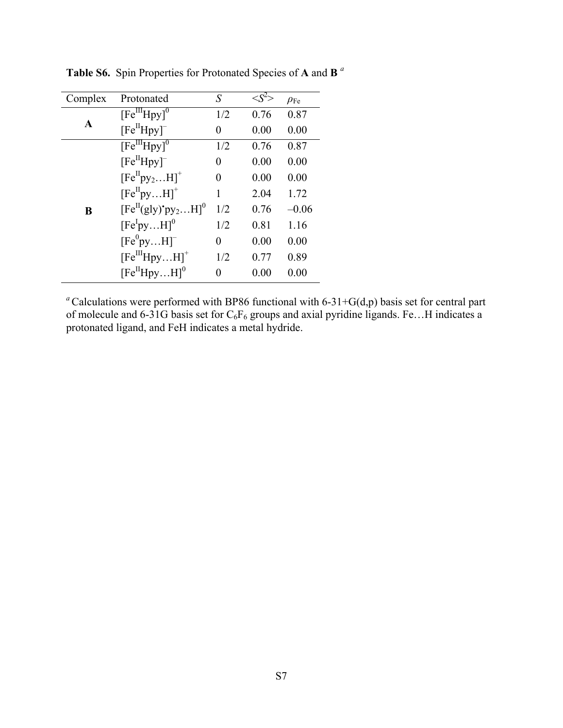**Table S6.** Spin Properties for Protonated Species of **A** and **B** [a]

| Complex | Protonated | $S$ | $\langle S^2 \rangle$ | $\rho_{Fe}$ |
|---|---|---|---|---|
| **A** | $[Fe^{III}Hpy]^0$ | 1/2 | 0.76 | 0.87 |
| | $[Fe^{II}Hpy]^-$ | 0 | 0.00 | 0.00 |
| **B** | $[Fe^{III}Hpy]^0$ | 1/2 | 0.76 | 0.87 |
| | $[Fe^{II}Hpy]^-$ | 0 | 0.00 | 0.00 |
| | $[Fe^{II}py_2\ldots H]^+$ | 0 | 0.00 | 0.00 |
| | $[Fe^{II}py\ldots H]^+$ | 1 | 2.04 | 1.72 |
| | $[Fe^{II}(gly)^{\bullet}py_2\ldots H]^0$ | 1/2 | 0.76 | –0.06 |
| | $[Fe^{I}py\ldots H]^0$ | 1/2 | 0.81 | 1.16 |
| | $[Fe^{0}py\ldots H]^-$ | 0 | 0.00 | 0.00 |
| | $[Fe^{III}Hpy\ldots H]^+$ | 1/2 | 0.77 | 0.89 |
| | $[Fe^{II}Hpy\ldots H]^0$ | 0 | 0.00 | 0.00 |

[a] Calculations were performed with BP86 functional with 6-31+G(d,p) basis set for central part of molecule and 6-31G basis set for $C_6F_6$ groups and axial pyridine ligands. Fe…H indicates a protonated ligand, and FeH indicates a metal hydride.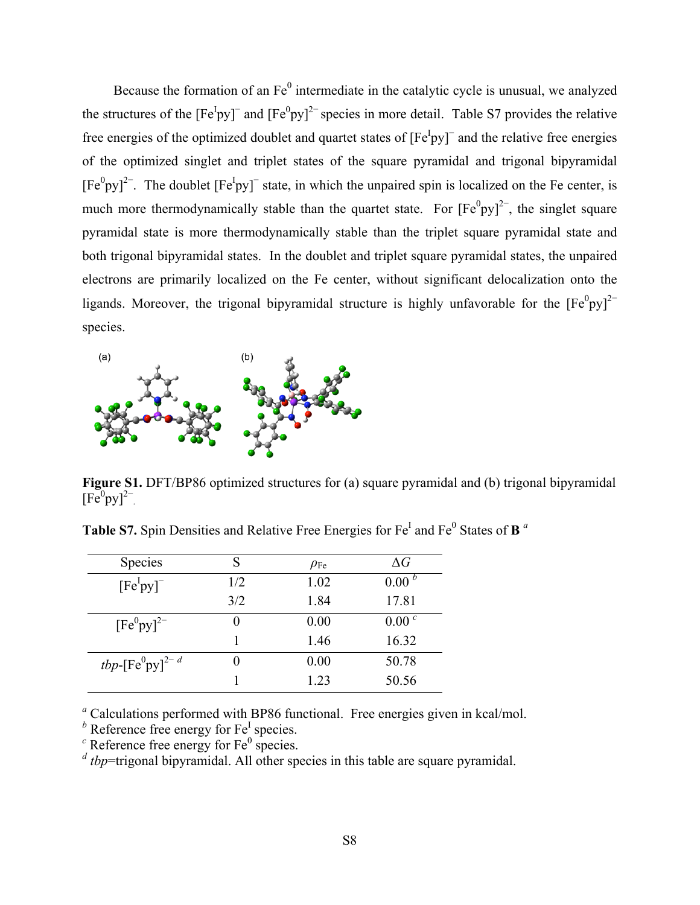Because the formation of an $Fe^0$ intermediate in the catalytic cycle is unusual, we analyzed the structures of the $[Fe^{I}py]^{-}$ and $[Fe^{0}py]^{2-}$ species in more detail. Table S7 provides the relative free energies of the optimized doublet and quartet states of $[Fe^{I}py]^{-}$ and the relative free energies of the optimized singlet and triplet states of the square pyramidal and trigonal bipyramidal $[Fe^{0}py]^{2-}$. The doublet $[Fe^{I}py]^{-}$ state, in which the unpaired spin is localized on the Fe center, is much more thermodynamically stable than the quartet state. For $[Fe^{0}py]^{2-}$, the singlet square pyramidal state is more thermodynamically stable than the triplet square pyramidal state and both trigonal bipyramidal states. In the doublet and triplet square pyramidal states, the unpaired electrons are primarily localized on the Fe center, without significant delocalization onto the ligands. Moreover, the trigonal bipyramidal structure is highly unfavorable for the $[Fe^{0}py]^{2-}$ species.

**Figure S1.** DFT/BP86 optimized structures for (a) square pyramidal and (b) trigonal bipyramidal $[Fe^{0}py]^{2-}$.

**Table S7.** Spin Densities and Relative Free Energies for $Fe^{I}$ and $Fe^{0}$ States of **B** [a]

| Species | S | $\rho_{Fe}$ | $\Delta G$ |
|---|---|---|---|
| $[Fe^{I}py]^{-}$ | 1/2 | 1.02 | 0.00 [b] |
| | 3/2 | 1.84 | 17.81 |
| $[Fe^{0}py]^{2-}$ | 0 | 0.00 | 0.00 [c] |
| | 1 | 1.46 | 16.32 |
| *tbp*-$[Fe^{0}py]^{2-}$ [d] | 0 | 0.00 | 50.78 |
| | 1 | 1.23 | 50.56 |

[a] Calculations performed with BP86 functional. Free energies given in kcal/mol.
[b] Reference free energy for $Fe^{I}$ species.
[c] Reference free energy for $Fe^{0}$ species.
[d] *tbp*=trigonal bipyramidal. All other species in this table are square pyramidal.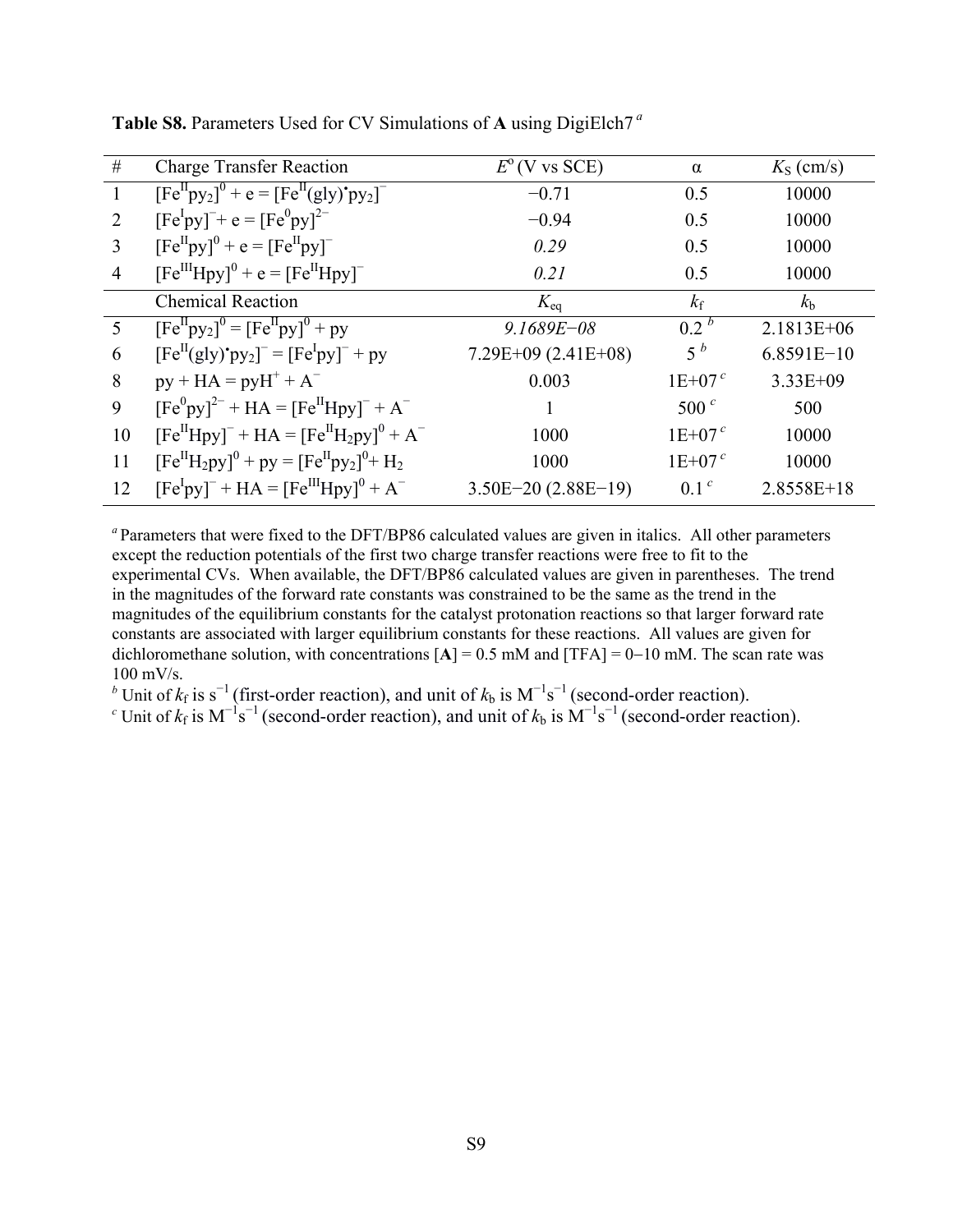**Table S8.** Parameters Used for CV Simulations of **A** using DigiElch7 [a]

| # | Charge Transfer Reaction | $E^{o}$ (V vs SCE) | α | $K_S$ (cm/s) |
|---|---|---|---|---|
| 1 | $[Fe^{II}py_2]^0 + e = [Fe^{II}(gly)^{\bullet}py_2]^-$ | −0.71 | 0.5 | 10000 |
| 2 | $[Fe^{I}py]^- + e = [Fe^{0}py]^{2-}$ | −0.94 | 0.5 | 10000 |
| 3 | $[Fe^{II}py]^0 + e = [Fe^{II}py]^-$ | *0.29* | 0.5 | 10000 |
| 4 | $[Fe^{III}Hpy]^0 + e = [Fe^{II}Hpy]^-$ | *0.21* | 0.5 | 10000 |
| | Chemical Reaction | $K_{eq}$ | $k_f$ | $k_b$ |
| 5 | $[Fe^{II}py_2]^0 = [Fe^{II}py]^0 + py$ | *9.1689E−08* | 0.2 [b] | 2.1813E+06 |
| 6 | $[Fe^{II}(gly)^{\bullet}py_2]^- = [Fe^{I}py]^- + py$ | 7.29E+09 (2.41E+08) | 5 [b] | 6.8591E−10 |
| 8 | $py + HA = pyH^+ + A^-$ | 0.003 | 1E+07 [c] | 3.33E+09 |
| 9 | $[Fe^{0}py]^{2-} + HA = [Fe^{II}Hpy]^- + A^-$ | 1 | 500 [c] | 500 |
| 10 | $[Fe^{II}Hpy]^- + HA = [Fe^{II}H_2py]^0 + A^-$ | 1000 | 1E+07 [c] | 10000 |
| 11 | $[Fe^{II}H_2py]^0 + py = [Fe^{II}py_2]^0 + H_2$ | 1000 | 1E+07 [c] | 10000 |
| 12 | $[Fe^{I}py]^- + HA = [Fe^{III}Hpy]^0 + A^-$ | 3.50E−20 (2.88E−19) | 0.1 [c] | 2.8558E+18 |

[a] Parameters that were fixed to the DFT/BP86 calculated values are given in italics. All other parameters except the reduction potentials of the first two charge transfer reactions were free to fit to the experimental CVs. When available, the DFT/BP86 calculated values are given in parentheses. The trend in the magnitudes of the forward rate constants was constrained to be the same as the trend in the magnitudes of the equilibrium constants for the catalyst protonation reactions so that larger forward rate constants are associated with larger equilibrium constants for these reactions. All values are given for dichloromethane solution, with concentrations [**A**] = 0.5 mM and [TFA] = 0−10 mM. The scan rate was 100 mV/s.

[b] Unit of $k_f$ is $s^{-1}$ (first-order reaction), and unit of $k_b$ is $M^{-1}s^{-1}$ (second-order reaction).

[c] Unit of $k_f$ is $M^{-1}s^{-1}$ (second-order reaction), and unit of $k_b$ is $M^{-1}s^{-1}$ (second-order reaction).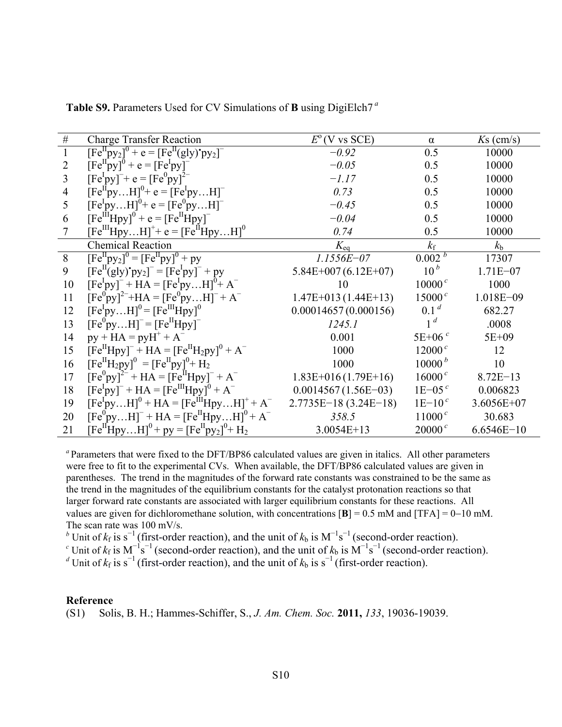**Table S9.** Parameters Used for CV Simulations of **B** using DigiElch7 [a]

| # | Charge Transfer Reaction | $E^o$ (V vs SCE) | α | $Ks$ (cm/s) |
|---|---|---|---|---|
| 1 | $[Fe^{II}py_2]^0 + e = [Fe^{II}(gly)^{\bullet}py_2]^-$ | *−0.92* | 0.5 | 10000 |
| 2 | $[Fe^{II}py]^0 + e = [Fe^{I}py]^-$ | *−0.05* | 0.5 | 10000 |
| 3 | $[Fe^{I}py]^- + e = [Fe^{0}py]^{2-}$ | *−1.17* | 0.5 | 10000 |
| 4 | $[Fe^{II}py\ldots H]^0 + e = [Fe^{I}py\ldots H]^-$ | *0.73* | 0.5 | 10000 |
| 5 | $[Fe^{I}py\ldots H]^0 + e = [Fe^{0}py\ldots H]^-$ | *−0.45* | 0.5 | 10000 |
| 6 | $[Fe^{III}Hpy]^0 + e = [Fe^{II}Hpy]^-$ | *−0.04* | 0.5 | 10000 |
| 7 | $[Fe^{III}Hpy\ldots H]^+ + e = [Fe^{II}Hpy\ldots H]^0$ | *0.74* | 0.5 | 10000 |
| | Chemical Reaction | $K_{eq}$ | $k_f$ | $k_b$ |
| 8 | $[Fe^{II}py_2]^0 = [Fe^{II}py]^0 + py$ | *1.1556E−07* | 0.002 [b] | 17307 |
| 9 | $[Fe^{II}(gly)^{\bullet}py_2]^- = [Fe^{I}py]^- + py$ | 5.84E+007 (6.12E+07) | $10$ [b] | 1.71E−07 |
| 10 | $[Fe^{I}py]^- + HA = [Fe^{I}py\ldots H]^0 + A^-$ | 10 | 10000 [c] | 1000 |
| 11 | $[Fe^{0}py]^{2-} + HA = [Fe^{0}py\ldots H]^- + A^-$ | 1.47E+013 (1.44E+13) | 15000 [c] | 1.018E−09 |
| 12 | $[Fe^{I}py\ldots H]^0 = [Fe^{III}Hpy]^0$ | 0.00014657 (0.000156) | 0.1 [d] | 682.27 |
| 13 | $[Fe^{0}py\ldots H]^- = [Fe^{II}Hpy]^-$ | *1245.1* | 1 [d] | .0008 |
| 14 | $py + HA = pyH^+ + A^-$ | 0.001 | 5E+06 [c] | 5E+09 |
| 15 | $[Fe^{II}Hpy]^- + HA = [Fe^{II}H_2py]^0 + A^-$ | 1000 | 12000 [c] | 12 |
| 16 | $[Fe^{II}H_2py]^0 = [Fe^{II}py]^0 + H_2$ | 1000 | 10000 [b] | 10 |
| 17 | $[Fe^{0}py]^{2-} + HA = [Fe^{II}Hpy]^- + A^-$ | 1.83E+016 (1.79E+16) | 16000 [c] | 8.72E−13 |
| 18 | $[Fe^{I}py]^- + HA = [Fe^{III}Hpy]^0 + A^-$ | 0.0014567 (1.56E−03) | 1E−05 [c] | 0.006823 |
| 19 | $[Fe^{I}py\ldots H]^0 + HA = [Fe^{III}Hpy\ldots H]^+ + A^-$ | 2.7735E−18 (3.24E−18) | 1E−10 [c] | 3.6056E+07 |
| 20 | $[Fe^{0}py\ldots H]^- + HA = [Fe^{II}Hpy\ldots H]^0 + A^-$ | *358.5* | 11000 [c] | 30.683 |
| 21 | $[Fe^{II}Hpy\ldots H]^0 + py = [Fe^{II}py_2]^0 + H_2$ | 3.0054E+13 | 20000 [c] | 6.6546E−10 |

[a] Parameters that were fixed to the DFT/BP86 calculated values are given in italics. All other parameters were free to fit to the experimental CVs. When available, the DFT/BP86 calculated values are given in parentheses. The trend in the magnitudes of the forward rate constants was constrained to be the same as the trend in the magnitudes of the equilibrium constants for the catalyst protonation reactions so that larger forward rate constants are associated with larger equilibrium constants for these reactions. All values are given for dichloromethane solution, with concentrations [**B**] = 0.5 mM and [TFA] = 0–10 mM. The scan rate was 100 mV/s.

[b] Unit of $k_f$ is $s^{-1}$ (first-order reaction), and the unit of $k_b$ is $M^{-1}s^{-1}$ (second-order reaction).

[c] Unit of $k_f$ is $M^{-1}s^{-1}$ (second-order reaction), and the unit of $k_b$ is $M^{-1}s^{-1}$ (second-order reaction).

[d] Unit of $k_f$ is $s^{-1}$ (first-order reaction), and the unit of $k_b$ is $s^{-1}$ (first-order reaction).

## Reference

(S1) Solis, B. H.; Hammes-Schiffer, S., *J. Am. Chem. Soc.* **2011,** *133*, 19036-19039.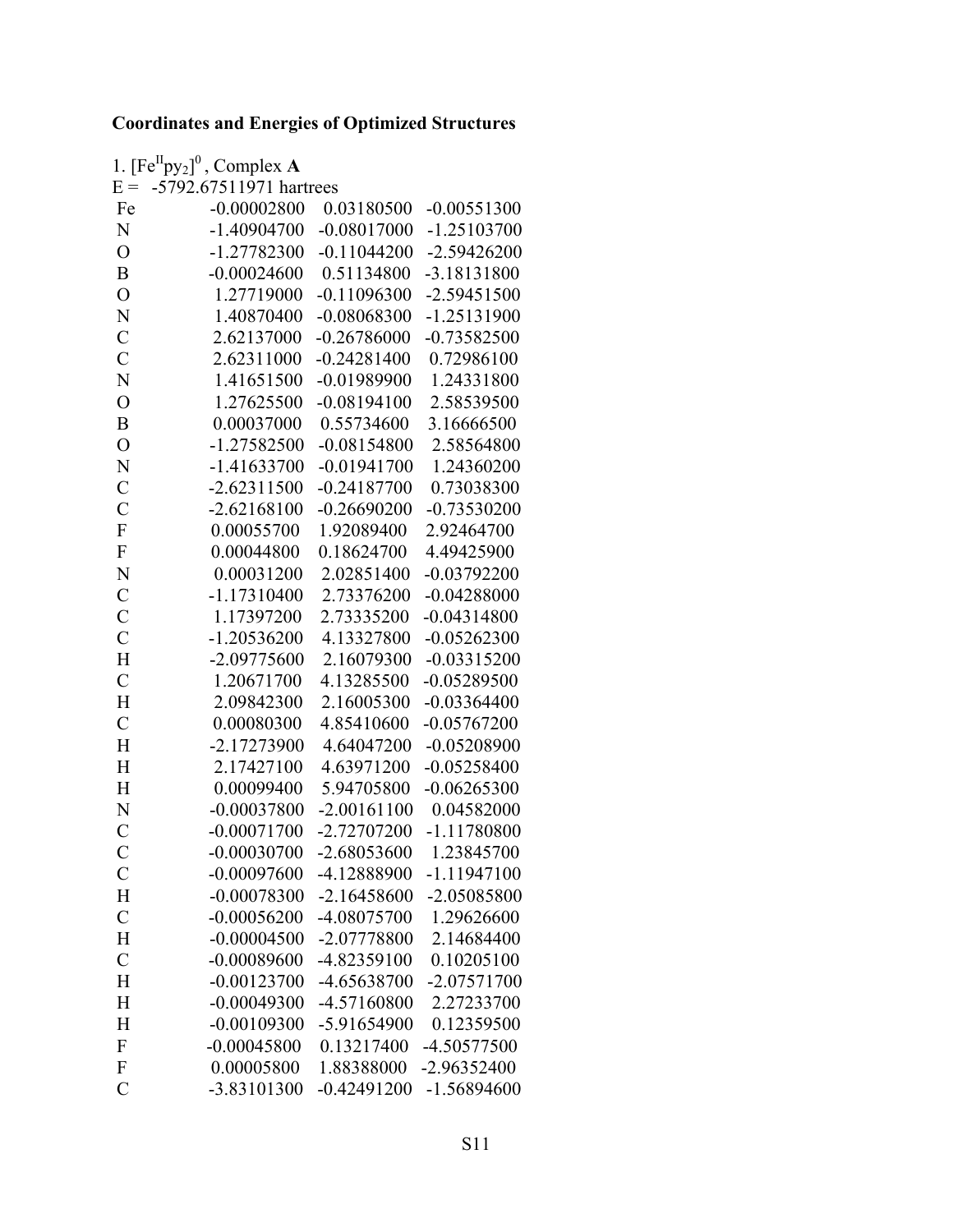**Coordinates and Energies of Optimized Structures**

1. $[Fe^{II}py_2]^0$, Complex **A**

E = -5792.67511971 hartrees

| | | | |
|---|---|---|---|
| Fe | -0.00002800 | 0.03180500 | -0.00551300 |
| N | -1.40904700 | -0.08017000 | -1.25103700 |
| O | -1.27782300 | -0.11044200 | -2.59426200 |
| B | -0.00024600 | 0.51134800 | -3.18131800 |
| O | 1.27719000 | -0.11096300 | -2.59451500 |
| N | 1.40870400 | -0.08068300 | -1.25131900 |
| C | 2.62137000 | -0.26786000 | -0.73582500 |
| C | 2.62311000 | -0.24281400 | 0.72986100 |
| N | 1.41651500 | -0.01989900 | 1.24331800 |
| O | 1.27625500 | -0.08194100 | 2.58539500 |
| B | 0.00037000 | 0.55734600 | 3.16666500 |
| O | -1.27582500 | -0.08154800 | 2.58564800 |
| N | -1.41633700 | -0.01941700 | 1.24360200 |
| C | -2.62311500 | -0.24187700 | 0.73038300 |
| C | -2.62168100 | -0.26690200 | -0.73530200 |
| F | 0.00055700 | 1.92089400 | 2.92464700 |
| F | 0.00044800 | 0.18624700 | 4.49425900 |
| N | 0.00031200 | 2.02851400 | -0.03792200 |
| C | -1.17310400 | 2.73376200 | -0.04288000 |
| C | 1.17397200 | 2.73335200 | -0.04314800 |
| C | -1.20536200 | 4.13327800 | -0.05262300 |
| H | -2.09775600 | 2.16079300 | -0.03315200 |
| C | 1.20671700 | 4.13285500 | -0.05289500 |
| H | 2.09842300 | 2.16005300 | -0.03364400 |
| C | 0.00080300 | 4.85410600 | -0.05767200 |
| H | -2.17273900 | 4.64047200 | -0.05208900 |
| H | 2.17427100 | 4.63971200 | -0.05258400 |
| H | 0.00099400 | 5.94705800 | -0.06265300 |
| N | -0.00037800 | -2.00161100 | 0.04582000 |
| C | -0.00071700 | -2.72707200 | -1.11780800 |
| C | -0.00030700 | -2.68053600 | 1.23845700 |
| C | -0.00097600 | -4.12888900 | -1.11947100 |
| H | -0.00078300 | -2.16458600 | -2.05085800 |
| C | -0.00056200 | -4.08075700 | 1.29626600 |
| H | -0.00004500 | -2.07778800 | 2.14684400 |
| C | -0.00089600 | -4.82359100 | 0.10205100 |
| H | -0.00123700 | -4.65638700 | -2.07571700 |
| H | -0.00049300 | -4.57160800 | 2.27233700 |
| H | -0.00109300 | -5.91654900 | 0.12359500 |
| F | -0.00045800 | 0.13217400 | -4.50577500 |
| F | 0.00005800 | 1.88388000 | -2.96352400 |
| C | -3.83101300 | -0.42491200 | -1.56894600 |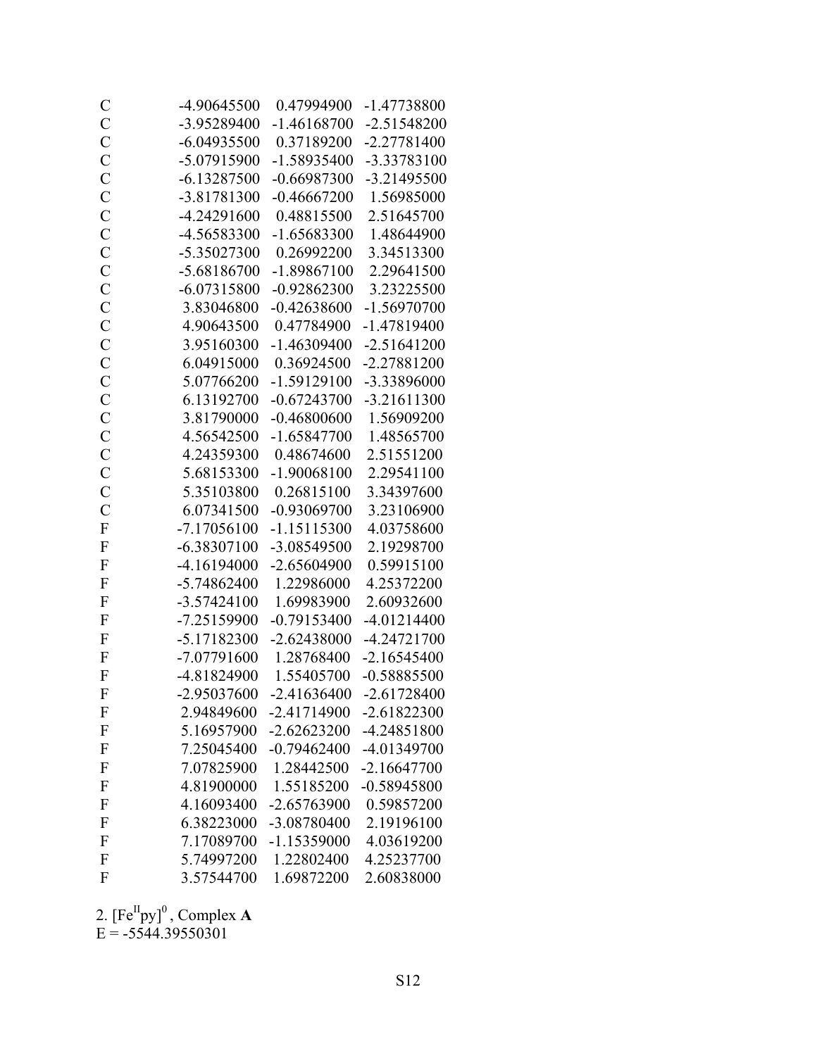| | | | |
|---|---|---|---|
| C | -4.90645500 | 0.47994900 | -1.47738800 |
| C | -3.95289400 | -1.46168700 | -2.51548200 |
| C | -6.04935500 | 0.37189200 | -2.27781400 |
| C | -5.07915900 | -1.58935400 | -3.33783100 |
| C | -6.13287500 | -0.66987300 | -3.21495500 |
| C | -3.81781300 | -0.46667200 | 1.56985000 |
| C | -4.24291600 | 0.48815500 | 2.51645700 |
| C | -4.56583300 | -1.65683300 | 1.48644900 |
| C | -5.35027300 | 0.26992200 | 3.34513300 |
| C | -5.68186700 | -1.89867100 | 2.29641500 |
| C | -6.07315800 | -0.92862300 | 3.23225500 |
| C | 3.83046800 | -0.42638600 | -1.56970700 |
| C | 4.90643500 | 0.47784900 | -1.47819400 |
| C | 3.95160300 | -1.46309400 | -2.51641200 |
| C | 6.04915000 | 0.36924500 | -2.27881200 |
| C | 5.07766200 | -1.59129100 | -3.33896000 |
| C | 6.13192700 | -0.67243700 | -3.21611300 |
| C | 3.81790000 | -0.46800600 | 1.56909200 |
| C | 4.56542500 | -1.65847700 | 1.48565700 |
| C | 4.24359300 | 0.48674600 | 2.51551200 |
| C | 5.68153300 | -1.90068100 | 2.29541100 |
| C | 5.35103800 | 0.26815100 | 3.34397600 |
| C | 6.07341500 | -0.93069700 | 3.23106900 |
| F | -7.17056100 | -1.15115300 | 4.03758600 |
| F | -6.38307100 | -3.08549500 | 2.19298700 |
| F | -4.16194000 | -2.65604900 | 0.59915100 |
| F | -5.74862400 | 1.22986000 | 4.25372200 |
| F | -3.57424100 | 1.69983900 | 2.60932600 |
| F | -7.25159900 | -0.79153400 | -4.01214400 |
| F | -5.17182300 | -2.62438000 | -4.24721700 |
| F | -7.07791600 | 1.28768400 | -2.16545400 |
| F | -4.81824900 | 1.55405700 | -0.58885500 |
| F | -2.95037600 | -2.41636400 | -2.61728400 |
| F | 2.94849600 | -2.41714900 | -2.61822300 |
| F | 5.16957900 | -2.62623200 | -4.24851800 |
| F | 7.25045400 | -0.79462400 | -4.01349700 |
| F | 7.07825900 | 1.28442500 | -2.16647700 |
| F | 4.81900000 | 1.55185200 | -0.58945800 |
| F | 4.16093400 | -2.65763900 | 0.59857200 |
| F | 6.38223000 | -3.08780400 | 2.19196100 |
| F | 7.17089700 | -1.15359000 | 4.03619200 |
| F | 5.74997200 | 1.22802400 | 4.25237700 |
| F | 3.57544700 | 1.69872200 | 2.60838000 |

2. $[Fe^{II}py]^0$, Complex **A**
E = -5544.39550301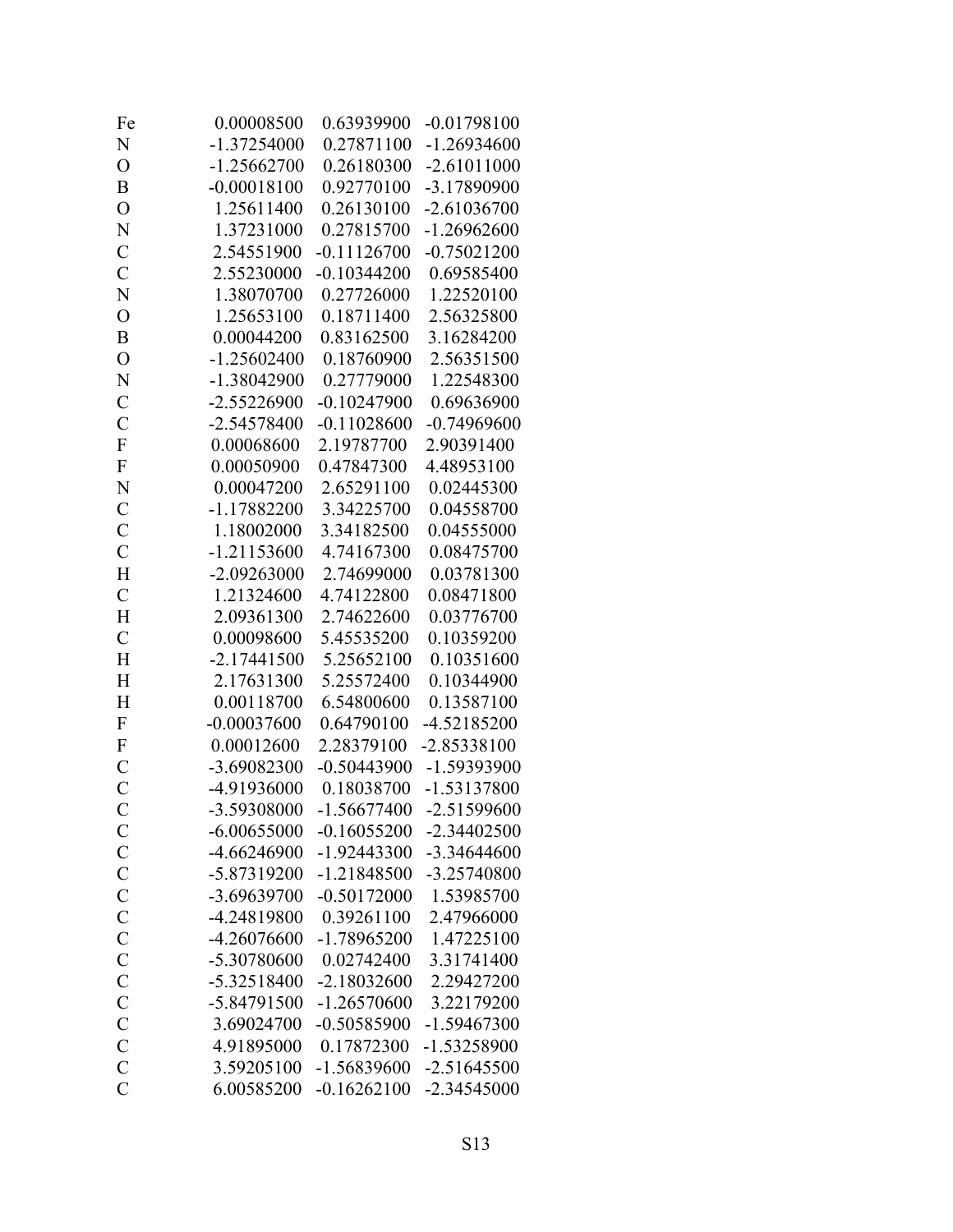```
Fe    0.00008500    0.63939900   -0.01798100
N    -1.37254000    0.27871100   -1.26934600
O    -1.25662700    0.26180300   -2.61011000
B    -0.00018100    0.92770100   -3.17890900
O     1.25611400    0.26130100   -2.61036700
N     1.37231000    0.27815700   -1.26962600
C     2.54551900   -0.11126700   -0.75021200
C     2.55230000   -0.10344200    0.69585400
N     1.38070700    0.27726000    1.22520100
O     1.25653100    0.18711400    2.56325800
B     0.00044200    0.83162500    3.16284200
O    -1.25602400    0.18760900    2.56351500
N    -1.38042900    0.27779000    1.22548300
C    -2.55226900   -0.10247900    0.69636900
C    -2.54578400   -0.11028600   -0.74969600
F     0.00068600    2.19787700    2.90391400
F     0.00050900    0.47847300    4.48953100
N     0.00047200    2.65291100    0.02445300
C    -1.17882200    3.34225700    0.04558700
C     1.18002000    3.34182500    0.04555000
C    -1.21153600    4.74167300    0.08475700
H    -2.09263000    2.74699000    0.03781300
C     1.21324600    4.74122800    0.08471800
H     2.09361300    2.74622600    0.03776700
C     0.00098600    5.45535200    0.10359200
H    -2.17441500    5.25652100    0.10351600
H     2.17631300    5.25572400    0.10344900
H     0.00118700    6.54800600    0.13587100
F    -0.00037600    0.64790100   -4.52185200
F     0.00012600    2.28379100   -2.85338100
C    -3.69082300   -0.50443900   -1.59393900
C    -4.91936000    0.18038700   -1.53137800
C    -3.59308000   -1.56677400   -2.51599600
C    -6.00655000   -0.16055200   -2.34402500
C    -4.66246900   -1.92443300   -3.34644600
C    -5.87319200   -1.21848500   -3.25740800
C    -3.69639700   -0.50172000    1.53985700
C    -4.24819800    0.39261100    2.47966000
C    -4.26076600   -1.78965200    1.47225100
C    -5.30780600    0.02742400    3.31741400
C    -5.32518400   -2.18032600    2.29427200
C    -5.84791500   -1.26570600    3.22179200
C     3.69024700   -0.50585900   -1.59467300
C     4.91895000    0.17872300   -1.53258900
C     3.59205100   -1.56839600   -2.51645500
C     6.00585200   -0.16262100   -2.34545000
```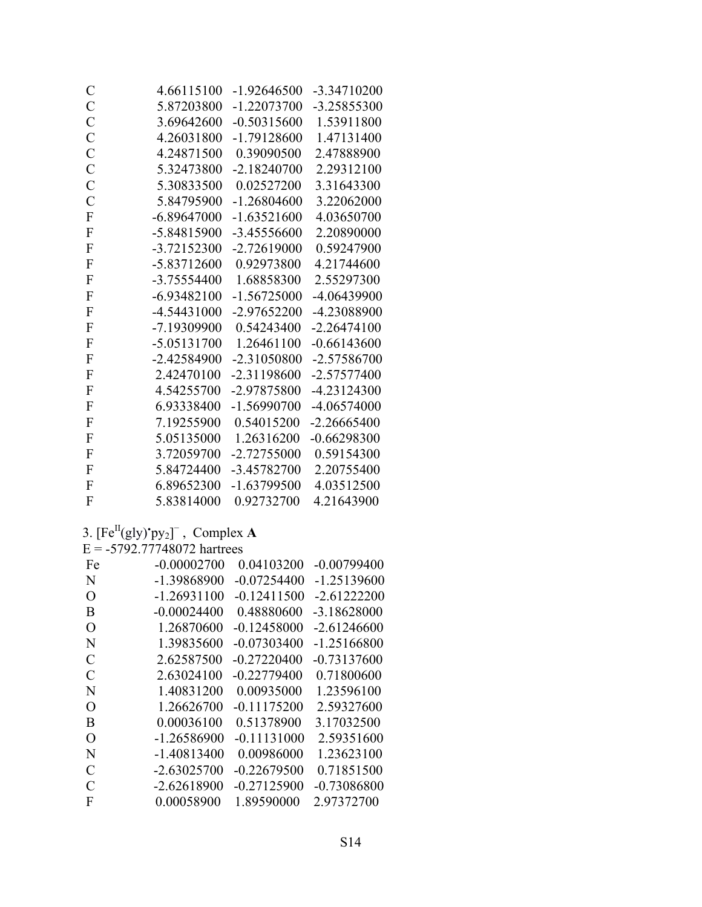| | | | |
|---|---|---|---|
| C | 4.66115100 | -1.92646500 | -3.34710200 |
| C | 5.87203800 | -1.22073700 | -3.25855300 |
| C | 3.69642600 | -0.50315600 | 1.53911800 |
| C | 4.26031800 | -1.79128600 | 1.47131400 |
| C | 4.24871500 | 0.39090500 | 2.47888900 |
| C | 5.32473800 | -2.18240700 | 2.29312100 |
| C | 5.30833500 | 0.02527200 | 3.31643300 |
| C | 5.84795900 | -1.26804600 | 3.22062000 |
| F | -6.89647000 | -1.63521600 | 4.03650700 |
| F | -5.84815900 | -3.45556600 | 2.20890000 |
| F | -3.72152300 | -2.72619000 | 0.59247900 |
| F | -5.83712600 | 0.92973800 | 4.21744600 |
| F | -3.75554400 | 1.68858300 | 2.55297300 |
| F | -6.93482100 | -1.56725000 | -4.06439900 |
| F | -4.54431000 | -2.97652200 | -4.23088900 |
| F | -7.19309900 | 0.54243400 | -2.26474100 |
| F | -5.05131700 | 1.26461100 | -0.66143600 |
| F | -2.42584900 | -2.31050800 | -2.57586700 |
| F | 2.42470100 | -2.31198600 | -2.57577400 |
| F | 4.54255700 | -2.97875800 | -4.23124300 |
| F | 6.93338400 | -1.56990700 | -4.06574000 |
| F | 7.19255900 | 0.54015200 | -2.26665400 |
| F | 5.05135000 | 1.26316200 | -0.66298300 |
| F | 3.72059700 | -2.72755000 | 0.59154300 |
| F | 5.84724400 | -3.45782700 | 2.20755400 |
| F | 6.89652300 | -1.63799500 | 4.03512500 |
| F | 5.83814000 | 0.92732700 | 4.21643900 |

3. $[Fe^{II}(gly)^{\bullet}py_2]^{-}$, Complex **A**

E = -5792.77748072 hartrees

| | | | |
|---|---|---|---|
| Fe | -0.00002700 | 0.04103200 | -0.00799400 |
| N | -1.39868900 | -0.07254400 | -1.25139600 |
| O | -1.26931100 | -0.12411500 | -2.61222200 |
| B | -0.00024400 | 0.48880600 | -3.18628000 |
| O | 1.26870600 | -0.12458000 | -2.61246600 |
| N | 1.39835600 | -0.07303400 | -1.25166800 |
| C | 2.62587500 | -0.27220400 | -0.73137600 |
| C | 2.63024100 | -0.22779400 | 0.71800600 |
| N | 1.40831200 | 0.00935000 | 1.23596100 |
| O | 1.26626700 | -0.11175200 | 2.59327600 |
| B | 0.00036100 | 0.51378900 | 3.17032500 |
| O | -1.26586900 | -0.11131000 | 2.59351600 |
| N | -1.40813400 | 0.00986000 | 1.23623100 |
| C | -2.63025700 | -0.22679500 | 0.71851500 |
| C | -2.62618900 | -0.27125900 | -0.73086800 |
| F | 0.00058900 | 1.89590000 | 2.97372700 |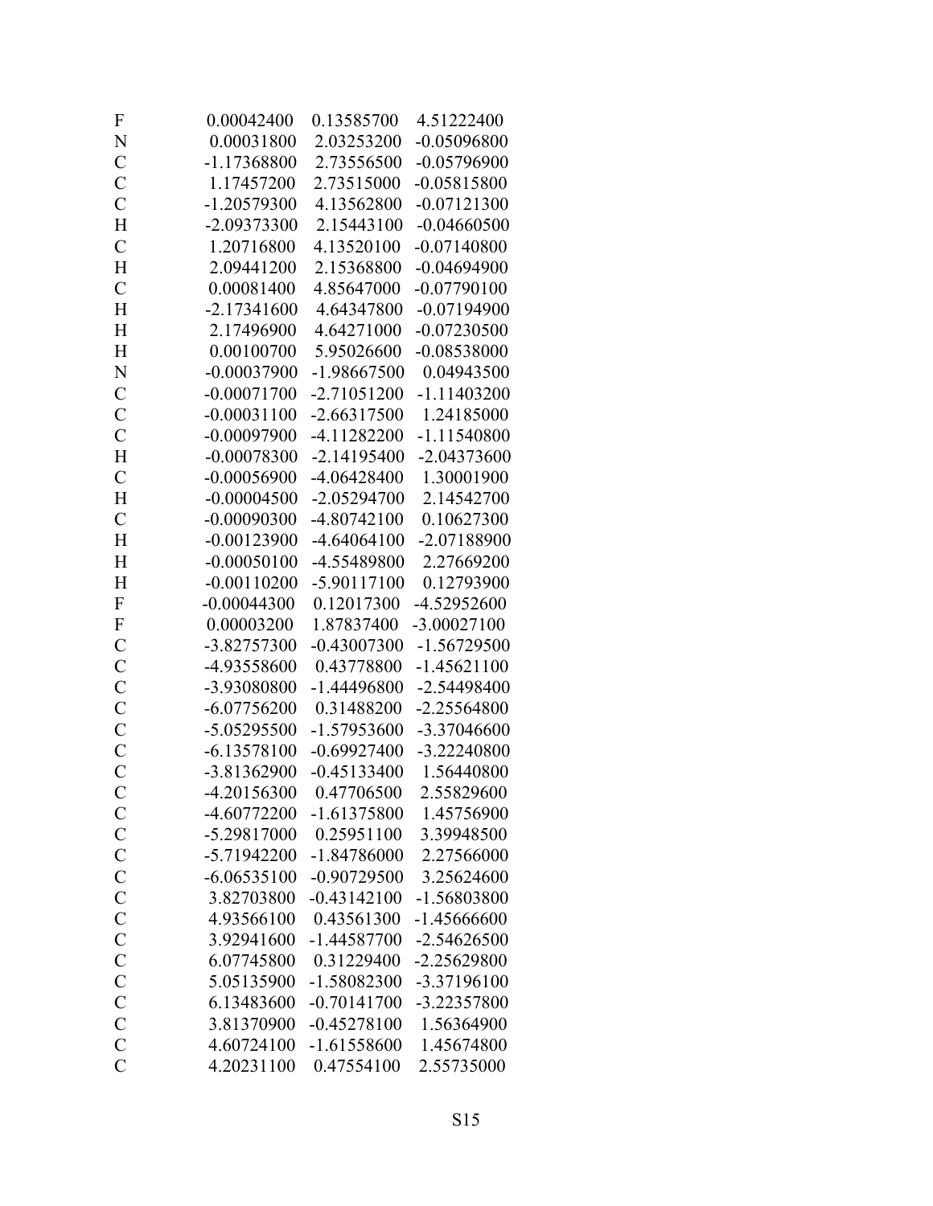| | | | |
|---|---|---|---|
| F | 0.00042400 | 0.13585700 | 4.51222400 |
| N | 0.00031800 | 2.03253200 | -0.05096800 |
| C | -1.17368800 | 2.73556500 | -0.05796900 |
| C | 1.17457200 | 2.73515000 | -0.05815800 |
| C | -1.20579300 | 4.13562800 | -0.07121300 |
| H | -2.09373300 | 2.15443100 | -0.04660500 |
| C | 1.20716800 | 4.13520100 | -0.07140800 |
| H | 2.09441200 | 2.15368800 | -0.04694900 |
| C | 0.00081400 | 4.85647000 | -0.07790100 |
| H | -2.17341600 | 4.64347800 | -0.07194900 |
| H | 2.17496900 | 4.64271000 | -0.07230500 |
| H | 0.00100700 | 5.95026600 | -0.08538000 |
| N | -0.00037900 | -1.98667500 | 0.04943500 |
| C | -0.00071700 | -2.71051200 | -1.11403200 |
| C | -0.00031100 | -2.66317500 | 1.24185000 |
| C | -0.00097900 | -4.11282200 | -1.11540800 |
| H | -0.00078300 | -2.14195400 | -2.04373600 |
| C | -0.00056900 | -4.06428400 | 1.30001900 |
| H | -0.00004500 | -2.05294700 | 2.14542700 |
| C | -0.00090300 | -4.80742100 | 0.10627300 |
| H | -0.00123900 | -4.64064100 | -2.07188900 |
| H | -0.00050100 | -4.55489800 | 2.27669200 |
| H | -0.00110200 | -5.90117100 | 0.12793900 |
| F | -0.00044300 | 0.12017300 | -4.52952600 |
| F | 0.00003200 | 1.87837400 | -3.00027100 |
| C | -3.82757300 | -0.43007300 | -1.56729500 |
| C | -4.93558600 | 0.43778800 | -1.45621100 |
| C | -3.93080800 | -1.44496800 | -2.54498400 |
| C | -6.07756200 | 0.31488200 | -2.25564800 |
| C | -5.05295500 | -1.57953600 | -3.37046600 |
| C | -6.13578100 | -0.69927400 | -3.22240800 |
| C | -3.81362900 | -0.45133400 | 1.56440800 |
| C | -4.20156300 | 0.47706500 | 2.55829600 |
| C | -4.60772200 | -1.61375800 | 1.45756900 |
| C | -5.29817000 | 0.25951100 | 3.39948500 |
| C | -5.71942200 | -1.84786000 | 2.27566000 |
| C | -6.06535100 | -0.90729500 | 3.25624600 |
| C | 3.82703800 | -0.43142100 | -1.56803800 |
| C | 4.93566100 | 0.43561300 | -1.45666600 |
| C | 3.92941600 | -1.44587700 | -2.54626500 |
| C | 6.07745800 | 0.31229400 | -2.25629800 |
| C | 5.05135900 | -1.58082300 | -3.37196100 |
| C | 6.13483600 | -0.70141700 | -3.22357800 |
| C | 3.81370900 | -0.45278100 | 1.56364900 |
| C | 4.60724100 | -1.61558600 | 1.45674800 |
| C | 4.20231100 | 0.47554100 | 2.55735000 |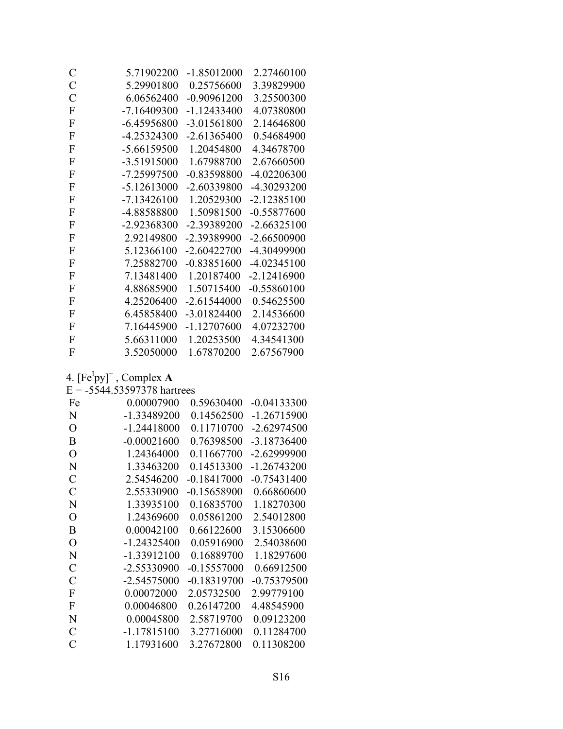| | | | |
|---|---|---|---|
| C | 5.71902200 | -1.85012000 | 2.27460100 |
| C | 5.29901800 | 0.25756600 | 3.39829900 |
| C | 6.06562400 | -0.90961200 | 3.25500300 |
| F | -7.16409300 | -1.12433400 | 4.07380800 |
| F | -6.45956800 | -3.01561800 | 2.14646800 |
| F | -4.25324300 | -2.61365400 | 0.54684900 |
| F | -5.66159500 | 1.20454800 | 4.34678700 |
| F | -3.51915000 | 1.67988700 | 2.67660500 |
| F | -7.25997500 | -0.83598800 | -4.02206300 |
| F | -5.12613000 | -2.60339800 | -4.30293200 |
| F | -7.13426100 | 1.20529300 | -2.12385100 |
| F | -4.88588800 | 1.50981500 | -0.55877600 |
| F | -2.92368300 | -2.39389200 | -2.66325100 |
| F | 2.92149800 | -2.39389900 | -2.66500900 |
| F | 5.12366100 | -2.60422700 | -4.30499900 |
| F | 7.25882700 | -0.83851600 | -4.02345100 |
| F | 7.13481400 | 1.20187400 | -2.12416900 |
| F | 4.88685900 | 1.50715400 | -0.55860100 |
| F | 4.25206400 | -2.61544000 | 0.54625500 |
| F | 6.45858400 | -3.01824400 | 2.14536600 |
| F | 7.16445900 | -1.12707600 | 4.07232700 |
| F | 5.66311000 | 1.20253500 | 4.34541300 |
| F | 3.52050000 | 1.67870200 | 2.67567900 |

4. $[Fe^{I}py]^{-}$ , Complex **A**

E = -5544.53597378 hartrees

| | | | |
|---|---|---|---|
| Fe | 0.00007900 | 0.59630400 | -0.04133300 |
| N | -1.33489200 | 0.14562500 | -1.26715900 |
| O | -1.24418000 | 0.11710700 | -2.62974500 |
| B | -0.00021600 | 0.76398500 | -3.18736400 |
| O | 1.24364000 | 0.11667700 | -2.62999900 |
| N | 1.33463200 | 0.14513300 | -1.26743200 |
| C | 2.54546200 | -0.18417000 | -0.75431400 |
| C | 2.55330900 | -0.15658900 | 0.66860600 |
| N | 1.33935100 | 0.16835700 | 1.18270300 |
| O | 1.24369600 | 0.05861200 | 2.54012800 |
| B | 0.00042100 | 0.66122600 | 3.15306600 |
| O | -1.24325400 | 0.05916900 | 2.54038600 |
| N | -1.33912100 | 0.16889700 | 1.18297600 |
| C | -2.55330900 | -0.15557000 | 0.66912500 |
| C | -2.54575000 | -0.18319700 | -0.75379500 |
| F | 0.00072000 | 2.05732500 | 2.99779100 |
| F | 0.00046800 | 0.26147200 | 4.48545900 |
| N | 0.00045800 | 2.58719700 | 0.09123200 |
| C | -1.17815100 | 3.27716000 | 0.11284700 |
| C | 1.17931600 | 3.27672800 | 0.11308200 |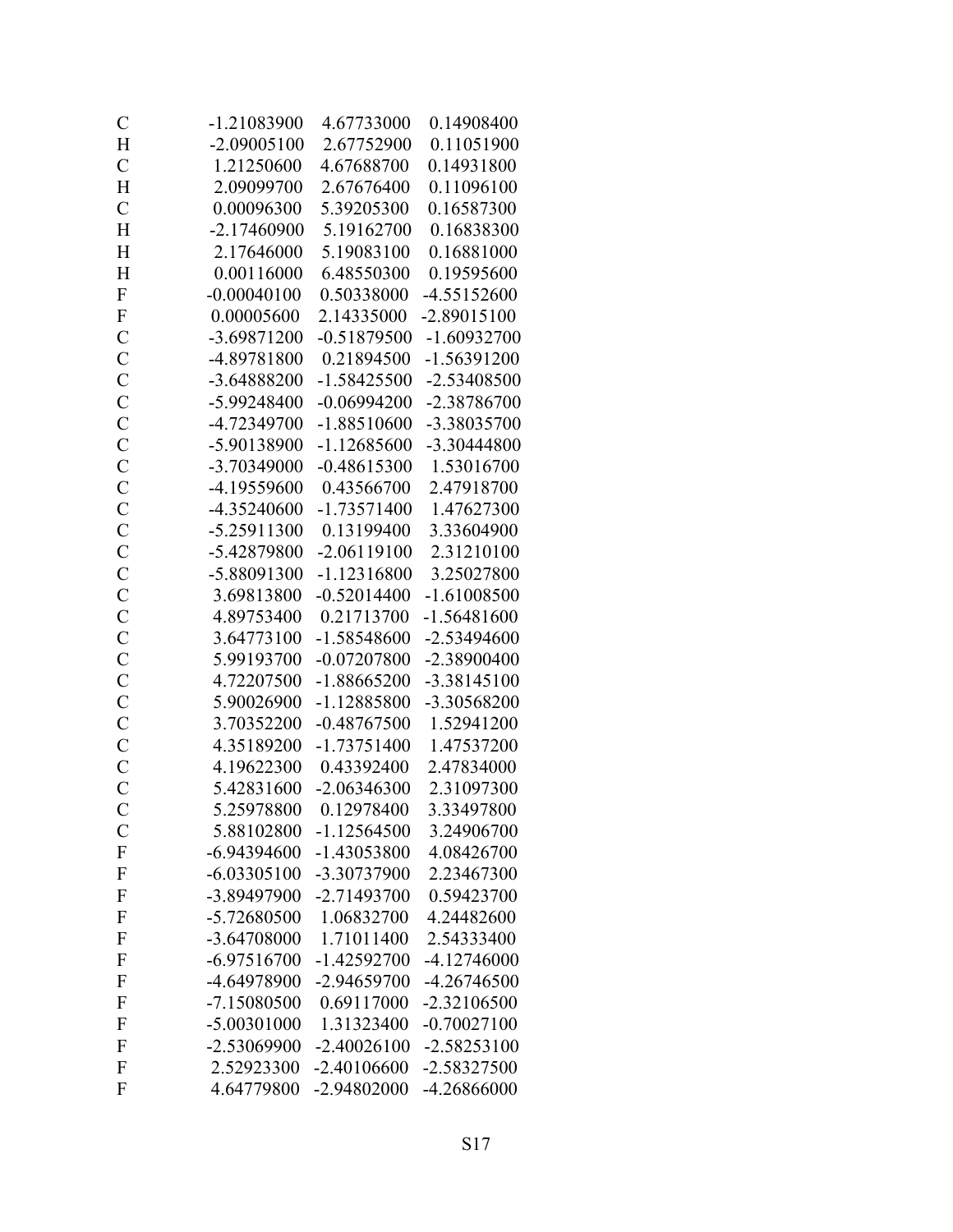```
C   -1.21083900   4.67733000   0.14908400
H   -2.09005100   2.67752900   0.11051900
C    1.21250600   4.67688700   0.14931800
H    2.09099700   2.67676400   0.11096100
C    0.00096300   5.39205300   0.16587300
H   -2.17460900   5.19162700   0.16838300
H    2.17646000   5.19083100   0.16881000
H    0.00116000   6.48550300   0.19595600
F   -0.00040100   0.50338000  -4.55152600
F    0.00005600   2.14335000  -2.89015100
C   -3.69871200  -0.51879500  -1.60932700
C   -4.89781800   0.21894500  -1.56391200
C   -3.64888200  -1.58425500  -2.53408500
C   -5.99248400  -0.06994200  -2.38786700
C   -4.72349700  -1.88510600  -3.38035700
C   -5.90138900  -1.12685600  -3.30444800
C   -3.70349000  -0.48615300   1.53016700
C   -4.19559600   0.43566700   2.47918700
C   -4.35240600  -1.73571400   1.47627300
C   -5.25911300   0.13199400   3.33604900
C   -5.42879800  -2.06119100   2.31210100
C   -5.88091300  -1.12316800   3.25027800
C    3.69813800  -0.52014400  -1.61008500
C    4.89753400   0.21713700  -1.56481600
C    3.64773100  -1.58548600  -2.53494600
C    5.99193700  -0.07207800  -2.38900400
C    4.72207500  -1.88665200  -3.38145100
C    5.90026900  -1.12885800  -3.30568200
C    3.70352200  -0.48767500   1.52941200
C    4.35189200  -1.73751400   1.47537200
C    4.19622300   0.43392400   2.47834000
C    5.42831600  -2.06346300   2.31097300
C    5.25978800   0.12978400   3.33497800
C    5.88102800  -1.12564500   3.24906700
F   -6.94394600  -1.43053800   4.08426700
F   -6.03305100  -3.30737900   2.23467300
F   -3.89497900  -2.71493700   0.59423700
F   -5.72680500   1.06832700   4.24482600
F   -3.64708000   1.71011400   2.54333400
F   -6.97516700  -1.42592700  -4.12746000
F   -4.64978900  -2.94659700  -4.26746500
F   -7.15080500   0.69117000  -2.32106500
F   -5.00301000   1.31323400  -0.70027100
F   -2.53069900  -2.40026100  -2.58253100
F    2.52923300  -2.40106600  -2.58327500
F    4.64779800  -2.94802000  -4.26866000
```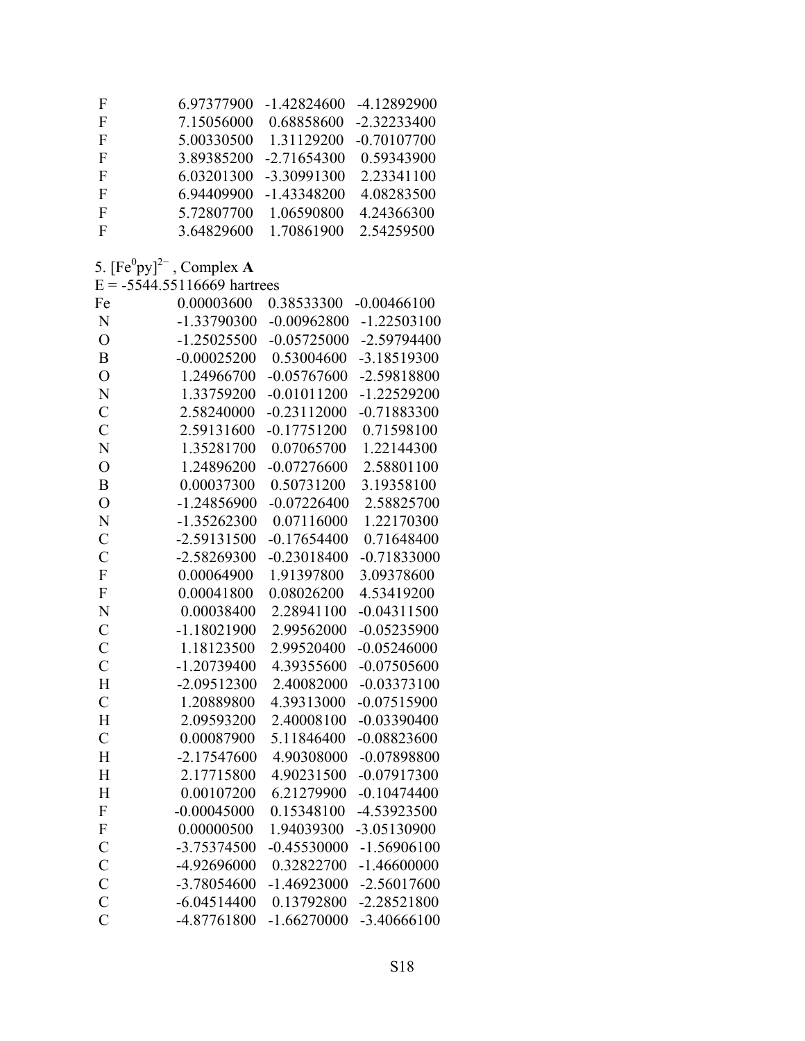| | | | |
|---|---|---|---|
| F | 6.97377900 | -1.42824600 | -4.12892900 |
| F | 7.15056000 | 0.68858600 | -2.32233400 |
| F | 5.00330500 | 1.31129200 | -0.70107700 |
| F | 3.89385200 | -2.71654300 | 0.59343900 |
| F | 6.03201300 | -3.30991300 | 2.23341100 |
| F | 6.94409900 | -1.43348200 | 4.08283500 |
| F | 5.72807700 | 1.06590800 | 4.24366300 |
| F | 3.64829600 | 1.70861900 | 2.54259500 |

5. $[Fe^{0}py]^{2-}$ , Complex **A**

E = -5544.55116669 hartrees

| | | | |
|---|---|---|---|
| Fe | 0.00003600 | 0.38533300 | -0.00466100 |
| N | -1.33790300 | -0.00962800 | -1.22503100 |
| O | -1.25025500 | -0.05725000 | -2.59794400 |
| B | -0.00025200 | 0.53004600 | -3.18519300 |
| O | 1.24966700 | -0.05767600 | -2.59818800 |
| N | 1.33759200 | -0.01011200 | -1.22529200 |
| C | 2.58240000 | -0.23112000 | -0.71883300 |
| C | 2.59131600 | -0.17751200 | 0.71598100 |
| N | 1.35281700 | 0.07065700 | 1.22144300 |
| O | 1.24896200 | -0.07276600 | 2.58801100 |
| B | 0.00037300 | 0.50731200 | 3.19358100 |
| O | -1.24856900 | -0.07226400 | 2.58825700 |
| N | -1.35262300 | 0.07116000 | 1.22170300 |
| C | -2.59131500 | -0.17654400 | 0.71648400 |
| C | -2.58269300 | -0.23018400 | -0.71833000 |
| F | 0.00064900 | 1.91397800 | 3.09378600 |
| F | 0.00041800 | 0.08026200 | 4.53419200 |
| N | 0.00038400 | 2.28941100 | -0.04311500 |
| C | -1.18021900 | 2.99562000 | -0.05235900 |
| C | 1.18123500 | 2.99520400 | -0.05246000 |
| C | -1.20739400 | 4.39355600 | -0.07505600 |
| H | -2.09512300 | 2.40082000 | -0.03373100 |
| C | 1.20889800 | 4.39313000 | -0.07515900 |
| H | 2.09593200 | 2.40008100 | -0.03390400 |
| C | 0.00087900 | 5.11846400 | -0.08823600 |
| H | -2.17547600 | 4.90308000 | -0.07898800 |
| H | 2.17715800 | 4.90231500 | -0.07917300 |
| H | 0.00107200 | 6.21279900 | -0.10474400 |
| F | -0.00045000 | 0.15348100 | -4.53923500 |
| F | 0.00000500 | 1.94039300 | -3.05130900 |
| C | -3.75374500 | -0.45530000 | -1.56906100 |
| C | -4.92696000 | 0.32822700 | -1.46600000 |
| C | -3.78054600 | -1.46923000 | -2.56017600 |
| C | -6.04514400 | 0.13792800 | -2.28521800 |
| C | -4.87761800 | -1.66270000 | -3.40666100 |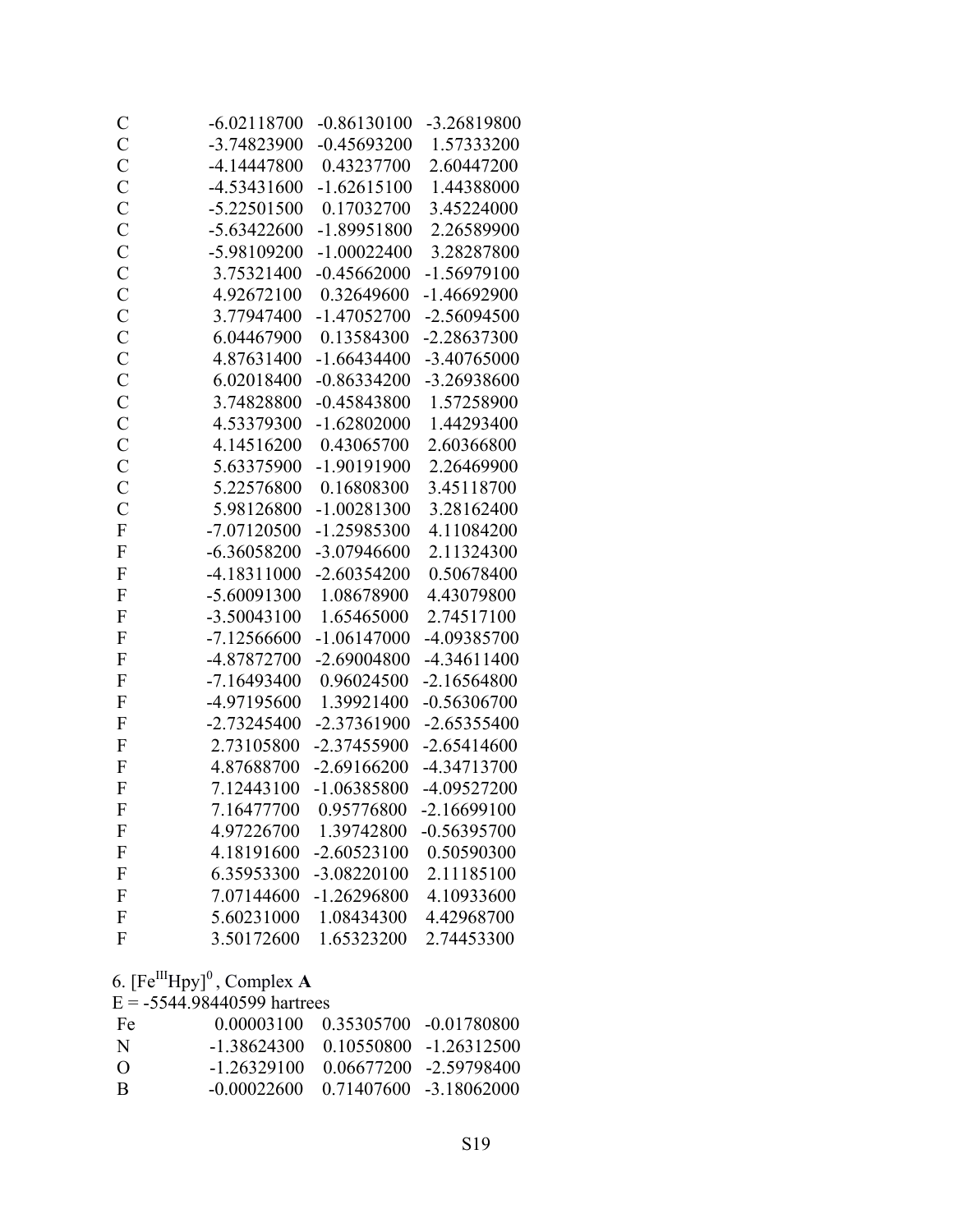| | | | |
|---|---|---|---|
| C | -6.02118700 | -0.86130100 | -3.26819800 |
| C | -3.74823900 | -0.45693200 | 1.57333200 |
| C | -4.14447800 | 0.43237700 | 2.60447200 |
| C | -4.53431600 | -1.62615100 | 1.44388000 |
| C | -5.22501500 | 0.17032700 | 3.45224000 |
| C | -5.63422600 | -1.89951800 | 2.26589900 |
| C | -5.98109200 | -1.00022400 | 3.28287800 |
| C | 3.75321400 | -0.45662000 | -1.56979100 |
| C | 4.92672100 | 0.32649600 | -1.46692900 |
| C | 3.77947400 | -1.47052700 | -2.56094500 |
| C | 6.04467900 | 0.13584300 | -2.28637300 |
| C | 4.87631400 | -1.66434400 | -3.40765000 |
| C | 6.02018400 | -0.86334200 | -3.26938600 |
| C | 3.74828800 | -0.45843800 | 1.57258900 |
| C | 4.53379300 | -1.62802000 | 1.44293400 |
| C | 4.14516200 | 0.43065700 | 2.60366800 |
| C | 5.63375900 | -1.90191900 | 2.26469900 |
| C | 5.22576800 | 0.16808300 | 3.45118700 |
| C | 5.98126800 | -1.00281300 | 3.28162400 |
| F | -7.07120500 | -1.25985300 | 4.11084200 |
| F | -6.36058200 | -3.07946600 | 2.11324300 |
| F | -4.18311000 | -2.60354200 | 0.50678400 |
| F | -5.60091300 | 1.08678900 | 4.43079800 |
| F | -3.50043100 | 1.65465000 | 2.74517100 |
| F | -7.12566600 | -1.06147000 | -4.09385700 |
| F | -4.87872700 | -2.69004800 | -4.34611400 |
| F | -7.16493400 | 0.96024500 | -2.16564800 |
| F | -4.97195600 | 1.39921400 | -0.56306700 |
| F | -2.73245400 | -2.37361900 | -2.65355400 |
| F | 2.73105800 | -2.37455900 | -2.65414600 |
| F | 4.87688700 | -2.69166200 | -4.34713700 |
| F | 7.12443100 | -1.06385800 | -4.09527200 |
| F | 7.16477700 | 0.95776800 | -2.16699100 |
| F | 4.97226700 | 1.39742800 | -0.56395700 |
| F | 4.18191600 | -2.60523100 | 0.50590300 |
| F | 6.35953300 | -3.08220100 | 2.11185100 |
| F | 7.07144600 | -1.26296800 | 4.10933600 |
| F | 5.60231000 | 1.08434300 | 4.42968700 |
| F | 3.50172600 | 1.65323200 | 2.74453300 |

6. $[Fe^{III}Hpy]^0$, Complex **A**

E = -5544.98440599 hartrees

| | | | |
|---|---|---|---|
| Fe | 0.00003100 | 0.35305700 | -0.01780800 |
| N | -1.38624300 | 0.10550800 | -1.26312500 |
| O | -1.26329100 | 0.06677200 | -2.59798400 |
| B | -0.00022600 | 0.71407600 | -3.18062000 |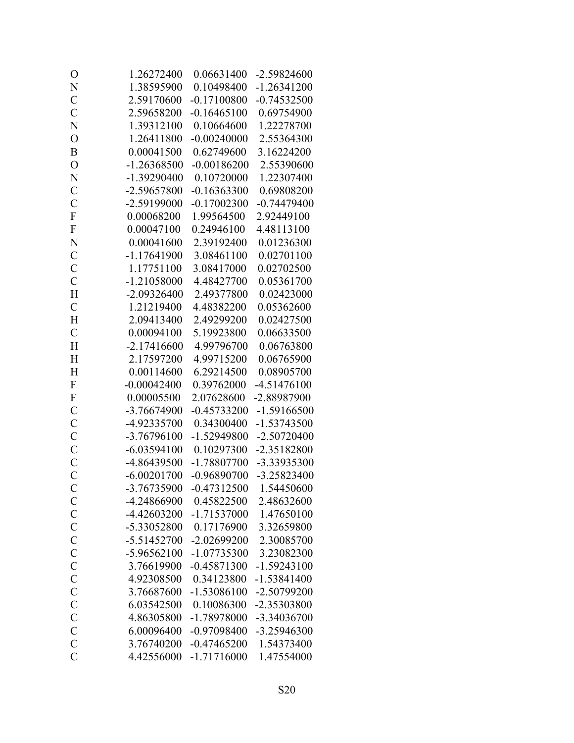```
O     1.26272400    0.06631400   -2.59824600
N     1.38595900    0.10498400   -1.26341200
C     2.59170600   -0.17100800   -0.74532500
C     2.59658200   -0.16465100    0.69754900
N     1.39312100    0.10664600    1.22278700
O     1.26411800   -0.00240000    2.55364300
B     0.00041500    0.62749600    3.16224200
O    -1.26368500   -0.00186200    2.55390600
N    -1.39290400    0.10720000    1.22307400
C    -2.59657800   -0.16363300    0.69808200
C    -2.59199000   -0.17002300   -0.74479400
F     0.00068200    1.99564500    2.92449100
F     0.00047100    0.24946100    4.48113100
N     0.00041600    2.39192400    0.01236300
C    -1.17641900    3.08461100    0.02701100
C     1.17751100    3.08417000    0.02702500
C    -1.21058000    4.48427700    0.05361700
H    -2.09326400    2.49377800    0.02423000
C     1.21219400    4.48382200    0.05362600
H     2.09413400    2.49299200    0.02427500
C     0.00094100    5.19923800    0.06633500
H    -2.17416600    4.99796700    0.06763800
H     2.17597200    4.99715200    0.06765900
H     0.00114600    6.29214500    0.08905700
F    -0.00042400    0.39762000   -4.51476100
F     0.00005500    2.07628600   -2.88987900
C    -3.76674900   -0.45733200   -1.59166500
C    -4.92335700    0.34300400   -1.53743500
C    -3.76796100   -1.52949800   -2.50720400
C    -6.03594100    0.10297300   -2.35182800
C    -4.86439500   -1.78807700   -3.33935300
C    -6.00201700   -0.96890700   -3.25823400
C    -3.76735900   -0.47312500    1.54450600
C    -4.24866900    0.45822500    2.48632600
C    -4.42603200   -1.71537000    1.47650100
C    -5.33052800    0.17176900    3.32659800
C    -5.51452700   -2.02699200    2.30085700
C    -5.96562100   -1.07735300    3.23082300
C     3.76619900   -0.45871300   -1.59243100
C     4.92308500    0.34123800   -1.53841400
C     3.76687600   -1.53086100   -2.50799200
C     6.03542500    0.10086300   -2.35303800
C     4.86305800   -1.78978000   -3.34036700
C     6.00096400   -0.97098400   -3.25946300
C     3.76740200   -0.47465200    1.54373400
C     4.42556000   -1.71716000    1.47554000
```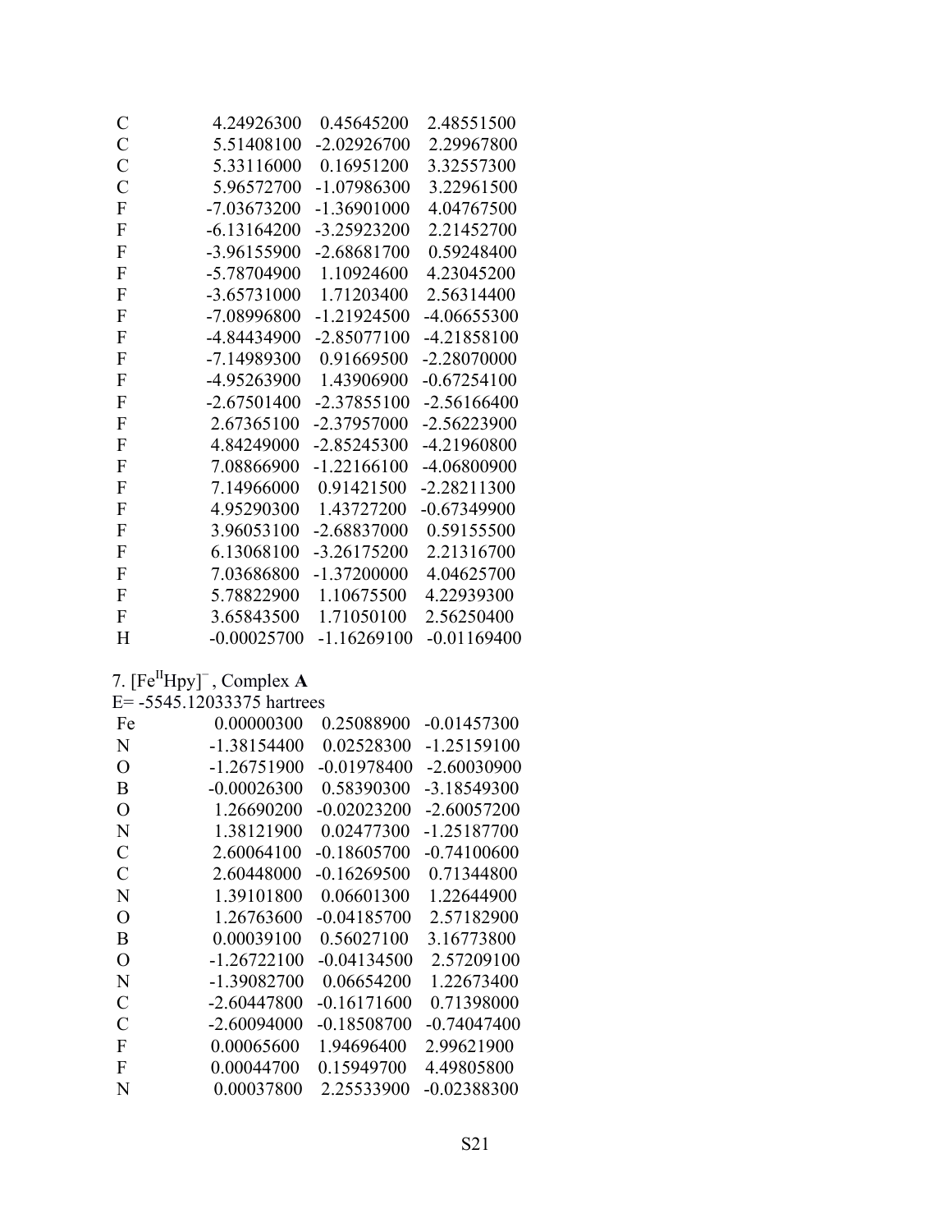| | | | |
|---|---|---|---|
| C | 4.24926300 | 0.45645200 | 2.48551500 |
| C | 5.51408100 | -2.02926700 | 2.29967800 |
| C | 5.33116000 | 0.16951200 | 3.32557300 |
| C | 5.96572700 | -1.07986300 | 3.22961500 |
| F | -7.03673200 | -1.36901000 | 4.04767500 |
| F | -6.13164200 | -3.25923200 | 2.21452700 |
| F | -3.96155900 | -2.68681700 | 0.59248400 |
| F | -5.78704900 | 1.10924600 | 4.23045200 |
| F | -3.65731000 | 1.71203400 | 2.56314400 |
| F | -7.08996800 | -1.21924500 | -4.06655300 |
| F | -4.84434900 | -2.85077100 | -4.21858100 |
| F | -7.14989300 | 0.91669500 | -2.28070000 |
| F | -4.95263900 | 1.43906900 | -0.67254100 |
| F | -2.67501400 | -2.37855100 | -2.56166400 |
| F | 2.67365100 | -2.37957000 | -2.56223900 |
| F | 4.84249000 | -2.85245300 | -4.21960800 |
| F | 7.08866900 | -1.22166100 | -4.06800900 |
| F | 7.14966000 | 0.91421500 | -2.28211300 |
| F | 4.95290300 | 1.43727200 | -0.67349900 |
| F | 3.96053100 | -2.68837000 | 0.59155500 |
| F | 6.13068100 | -3.26175200 | 2.21316700 |
| F | 7.03686800 | -1.37200000 | 4.04625700 |
| F | 5.78822900 | 1.10675500 | 4.22939300 |
| F | 3.65843500 | 1.71050100 | 2.56250400 |
| H | -0.00025700 | -1.16269100 | -0.01169400 |

7. $[Fe^{II}Hpy]^{-}$, Complex **A**

E= -5545.12033375 hartrees

| | | | |
|---|---|---|---|
| Fe | 0.00000300 | 0.25088900 | -0.01457300 |
| N | -1.38154400 | 0.02528300 | -1.25159100 |
| O | -1.26751900 | -0.01978400 | -2.60030900 |
| B | -0.00026300 | 0.58390300 | -3.18549300 |
| O | 1.26690200 | -0.02023200 | -2.60057200 |
| N | 1.38121900 | 0.02477300 | -1.25187700 |
| C | 2.60064100 | -0.18605700 | -0.74100600 |
| C | 2.60448000 | -0.16269500 | 0.71344800 |
| N | 1.39101800 | 0.06601300 | 1.22644900 |
| O | 1.26763600 | -0.04185700 | 2.57182900 |
| B | 0.00039100 | 0.56027100 | 3.16773800 |
| O | -1.26722100 | -0.04134500 | 2.57209100 |
| N | -1.39082700 | 0.06654200 | 1.22673400 |
| C | -2.60447800 | -0.16171600 | 0.71398000 |
| C | -2.60094000 | -0.18508700 | -0.74047400 |
| F | 0.00065600 | 1.94696400 | 2.99621900 |
| F | 0.00044700 | 0.15949700 | 4.49805800 |
| N | 0.00037800 | 2.25533900 | -0.02388300 |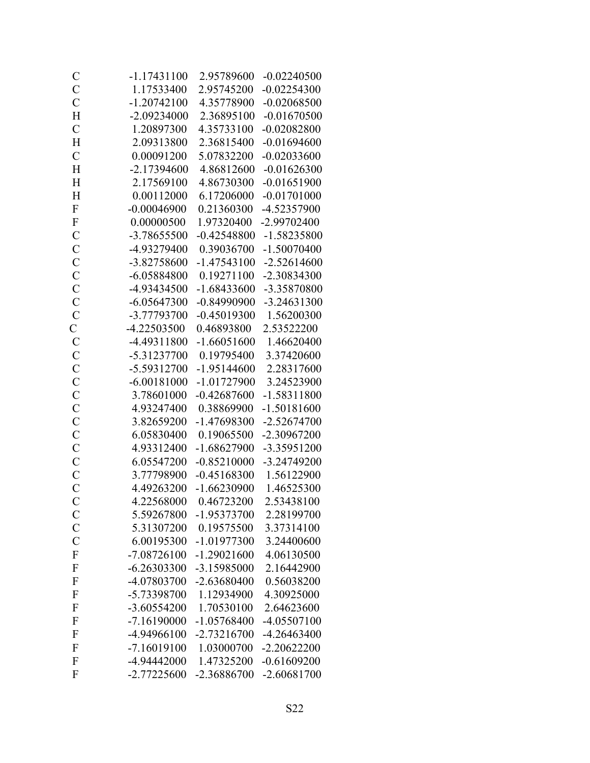```
C    -1.17431100   2.95789600  -0.02240500
C     1.17533400   2.95745200  -0.02254300
C    -1.20742100   4.35778900  -0.02068500
H    -2.09234000   2.36895100  -0.01670500
C     1.20897300   4.35733100  -0.02082800
H     2.09313800   2.36815400  -0.01694600
C     0.00091200   5.07832200  -0.02033600
H    -2.17394600   4.86812600  -0.01626300
H     2.17569100   4.86730300  -0.01651900
H     0.00112000   6.17206000  -0.01701000
F    -0.00046900   0.21360300  -4.52357900
F     0.00000500   1.97320400  -2.99702400
C    -3.78655500  -0.42548800  -1.58235800
C    -4.93279400   0.39036700  -1.50070400
C    -3.82758600  -1.47543100  -2.52614600
C    -6.05884800   0.19271100  -2.30834300
C    -4.93434500  -1.68433600  -3.35870800
C    -6.05647300  -0.84990900  -3.24631300
C    -3.77793700  -0.45019300   1.56200300
C    -4.22503500   0.46893800   2.53522200
C    -4.49311800  -1.66051600   1.46620400
C    -5.31237700   0.19795400   3.37420600
C    -5.59312700  -1.95144600   2.28317600
C    -6.00181000  -1.01727900   3.24523900
C     3.78601000  -0.42687600  -1.58311800
C     4.93247400   0.38869900  -1.50181600
C     3.82659200  -1.47698300  -2.52674700
C     6.05830400   0.19065500  -2.30967200
C     4.93312400  -1.68627900  -3.35951200
C     6.05547200  -0.85210000  -3.24749200
C     3.77798900  -0.45168300   1.56122900
C     4.49263200  -1.66230900   1.46525300
C     4.22568000   0.46723200   2.53438100
C     5.59267800  -1.95373700   2.28199700
C     5.31307200   0.19575500   3.37314100
C     6.00195300  -1.01977300   3.24400600
F    -7.08726100  -1.29021600   4.06130500
F    -6.26303300  -3.15985000   2.16442900
F    -4.07803700  -2.63680400   0.56038200
F    -5.73398700   1.12934900   4.30925000
F    -3.60554200   1.70530100   2.64623600
F    -7.16190000  -1.05768400  -4.05507100
F    -4.94966100  -2.73216700  -4.26463400
F    -7.16019100   1.03000700  -2.20622200
F    -4.94442000   1.47325200  -0.61609200
F    -2.77225600  -2.36886700  -2.60681700
```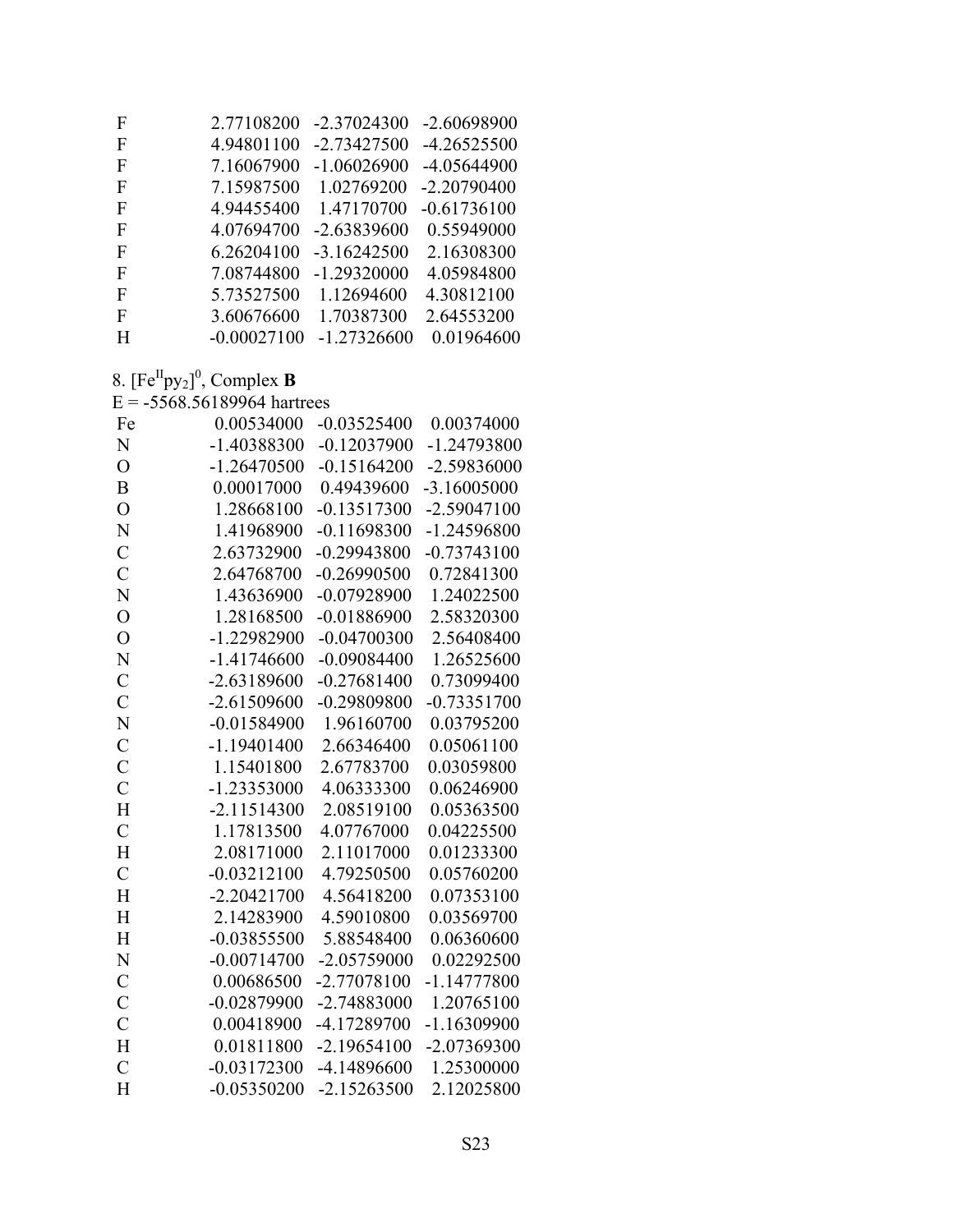| | | | |
|---|---|---|---|
| F | 2.77108200 | -2.37024300 | -2.60698900 |
| F | 4.94801100 | -2.73427500 | -4.26525500 |
| F | 7.16067900 | -1.06026900 | -4.05644900 |
| F | 7.15987500 | 1.02769200 | -2.20790400 |
| F | 4.94455400 | 1.47170700 | -0.61736100 |
| F | 4.07694700 | -2.63839600 | 0.55949000 |
| F | 6.26204100 | -3.16242500 | 2.16308300 |
| F | 7.08744800 | -1.29320000 | 4.05984800 |
| F | 5.73527500 | 1.12694600 | 4.30812100 |
| F | 3.60676600 | 1.70387300 | 2.64553200 |
| H | -0.00027100 | -1.27326600 | 0.01964600 |

8. $[Fe^{II}py_2]^0$, Complex **B**

E = -5568.56189964 hartrees

| | | | |
|---|---|---|---|
| Fe | 0.00534000 | -0.03525400 | 0.00374000 |
| N | -1.40388300 | -0.12037900 | -1.24793800 |
| O | -1.26470500 | -0.15164200 | -2.59836000 |
| B | 0.00017000 | 0.49439600 | -3.16005000 |
| O | 1.28668100 | -0.13517300 | -2.59047100 |
| N | 1.41968900 | -0.11698300 | -1.24596800 |
| C | 2.63732900 | -0.29943800 | -0.73743100 |
| C | 2.64768700 | -0.26990500 | 0.72841300 |
| N | 1.43636900 | -0.07928900 | 1.24022500 |
| O | 1.28168500 | -0.01886900 | 2.58320300 |
| O | -1.22982900 | -0.04700300 | 2.56408400 |
| N | -1.41746600 | -0.09084400 | 1.26525600 |
| C | -2.63189600 | -0.27681400 | 0.73099400 |
| C | -2.61509600 | -0.29809800 | -0.73351700 |
| N | -0.01584900 | 1.96160700 | 0.03795200 |
| C | -1.19401400 | 2.66346400 | 0.05061100 |
| C | 1.15401800 | 2.67783700 | 0.03059800 |
| C | -1.23353000 | 4.06333300 | 0.06246900 |
| H | -2.11514300 | 2.08519100 | 0.05363500 |
| C | 1.17813500 | 4.07767000 | 0.04225500 |
| H | 2.08171000 | 2.11017000 | 0.01233300 |
| C | -0.03212100 | 4.79250500 | 0.05760200 |
| H | -2.20421700 | 4.56418200 | 0.07353100 |
| H | 2.14283900 | 4.59010800 | 0.03569700 |
| H | -0.03855500 | 5.88548400 | 0.06360600 |
| N | -0.00714700 | -2.05759000 | 0.02292500 |
| C | 0.00686500 | -2.77078100 | -1.14777800 |
| C | -0.02879900 | -2.74883000 | 1.20765100 |
| C | 0.00418900 | -4.17289700 | -1.16309900 |
| H | 0.01811800 | -2.19654100 | -2.07369300 |
| C | -0.03172300 | -4.14896600 | 1.25300000 |
| H | -0.05350200 | -2.15263500 | 2.12025800 |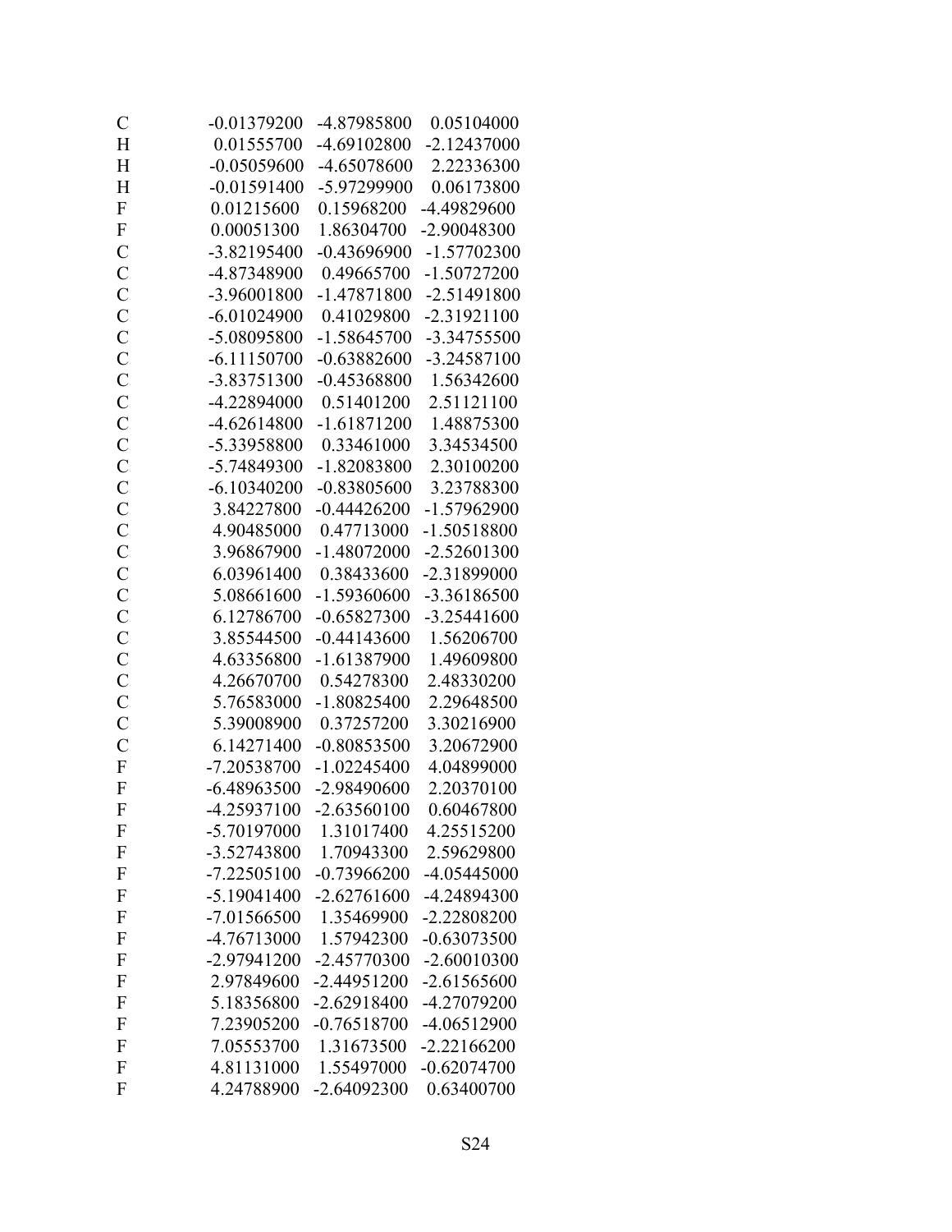```
C          -0.01379200   -4.87985800    0.05104000
H           0.01555700   -4.69102800   -2.12437000
H          -0.05059600   -4.65078600    2.22336300
H          -0.01591400   -5.97299900    0.06173800
F           0.01215600    0.15968200   -4.49829600
F           0.00051300    1.86304700   -2.90048300
C          -3.82195400   -0.43696900   -1.57702300
C          -4.87348900    0.49665700   -1.50727200
C          -3.96001800   -1.47871800   -2.51491800
C          -6.01024900    0.41029800   -2.31921100
C          -5.08095800   -1.58645700   -3.34755500
C          -6.11150700   -0.63882600   -3.24587100
C          -3.83751300   -0.45368800    1.56342600
C          -4.22894000    0.51401200    2.51121100
C          -4.62614800   -1.61871200    1.48875300
C          -5.33958800    0.33461000    3.34534500
C          -5.74849300   -1.82083800    2.30100200
C          -6.10340200   -0.83805600    3.23788300
C           3.84227800   -0.44426200   -1.57962900
C           4.90485000    0.47713000   -1.50518800
C           3.96867900   -1.48072000   -2.52601300
C           6.03961400    0.38433600   -2.31899000
C           5.08661600   -1.59360600   -3.36186500
C           6.12786700   -0.65827300   -3.25441600
C           3.85544500   -0.44143600    1.56206700
C           4.63356800   -1.61387900    1.49609800
C           4.26670700    0.54278300    2.48330200
C           5.76583000   -1.80825400    2.29648500
C           5.39008900    0.37257200    3.30216900
C           6.14271400   -0.80853500    3.20672900
F          -7.20538700   -1.02245400    4.04899000
F          -6.48963500   -2.98490600    2.20370100
F          -4.25937100   -2.63560100    0.60467800
F          -5.70197000    1.31017400    4.25515200
F          -3.52743800    1.70943300    2.59629800
F          -7.22505100   -0.73966200   -4.05445000
F          -5.19041400   -2.62761600   -4.24894300
F          -7.01566500    1.35469900   -2.22808200
F          -4.76713000    1.57942300   -0.63073500
F          -2.97941200   -2.45770300   -2.60010300
F           2.97849600   -2.44951200   -2.61565600
F           5.18356800   -2.62918400   -4.27079200
F           7.23905200   -0.76518700   -4.06512900
F           7.05553700    1.31673500   -2.22166200
F           4.81131000    1.55497000   -0.62074700
F           4.24788900   -2.64092300    0.63400700
```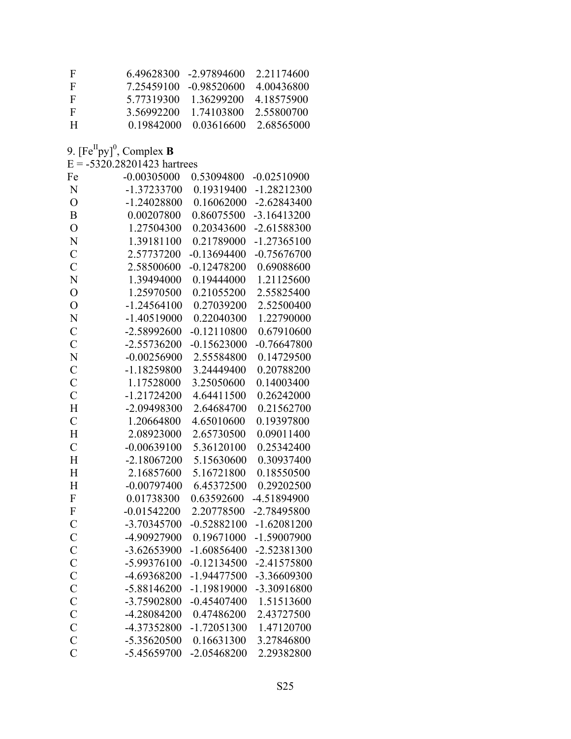| | | | |
|---|---|---|---|
| F | 6.49628300 | -2.97894600 | 2.21174600 |
| F | 7.25459100 | -0.98520600 | 4.00436800 |
| F | 5.77319300 | 1.36299200 | 4.18575900 |
| F | 3.56992200 | 1.74103800 | 2.55800700 |
| H | 0.19842000 | 0.03616600 | 2.68565000 |

9. $[Fe^{II}py]^0$, Complex **B**

E = -5320.28201423 hartrees

| | | | |
|---|---|---|---|
| Fe | -0.00305000 | 0.53094800 | -0.02510900 |
| N | -1.37233700 | 0.19319400 | -1.28212300 |
| O | -1.24028800 | 0.16062000 | -2.62843400 |
| B | 0.00207800 | 0.86075500 | -3.16413200 |
| O | 1.27504300 | 0.20343600 | -2.61588300 |
| N | 1.39181100 | 0.21789000 | -1.27365100 |
| C | 2.57737200 | -0.13694400 | -0.75676700 |
| C | 2.58500600 | -0.12478200 | 0.69088600 |
| N | 1.39494000 | 0.19444000 | 1.21125600 |
| O | 1.25970500 | 0.21055200 | 2.55825400 |
| O | -1.24564100 | 0.27039200 | 2.52500400 |
| N | -1.40519000 | 0.22040300 | 1.22790000 |
| C | -2.58992600 | -0.12110800 | 0.67910600 |
| C | -2.55736200 | -0.15623000 | -0.76647800 |
| N | -0.00256900 | 2.55584800 | 0.14729500 |
| C | -1.18259800 | 3.24449400 | 0.20788200 |
| C | 1.17528000 | 3.25050600 | 0.14003400 |
| C | -1.21724200 | 4.64411500 | 0.26242000 |
| H | -2.09498300 | 2.64684700 | 0.21562700 |
| C | 1.20664800 | 4.65010600 | 0.19397800 |
| H | 2.08923000 | 2.65730500 | 0.09011400 |
| C | -0.00639100 | 5.36120100 | 0.25342400 |
| H | -2.18067200 | 5.15630600 | 0.30937400 |
| H | 2.16857600 | 5.16721800 | 0.18550500 |
| H | -0.00797400 | 6.45372500 | 0.29202500 |
| F | 0.01738300 | 0.63592600 | -4.51894900 |
| F | -0.01542200 | 2.20778500 | -2.78495800 |
| C | -3.70345700 | -0.52882100 | -1.62081200 |
| C | -4.90927900 | 0.19671000 | -1.59007900 |
| C | -3.62653900 | -1.60856400 | -2.52381300 |
| C | -5.99376100 | -0.12134500 | -2.41575800 |
| C | -4.69368200 | -1.94477500 | -3.36609300 |
| C | -5.88146200 | -1.19819000 | -3.30916800 |
| C | -3.75902800 | -0.45407400 | 1.51513600 |
| C | -4.28084200 | 0.47486200 | 2.43727500 |
| C | -4.37352800 | -1.72051300 | 1.47120700 |
| C | -5.35620500 | 0.16631300 | 3.27846800 |
| C | -5.45659700 | -2.05468200 | 2.29382800 |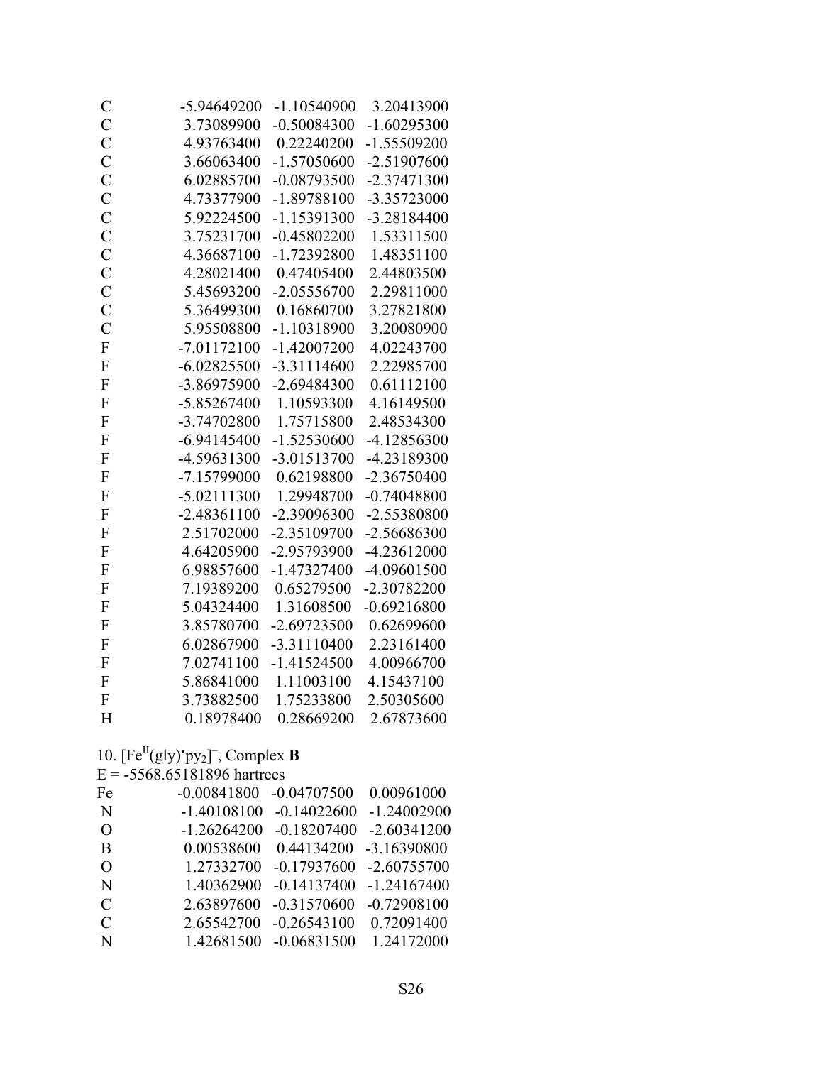```
C          -5.94649200   -1.10540900    3.20413900
C           3.73089900   -0.50084300   -1.60295300
C           4.93763400    0.22240200   -1.55509200
C           3.66063400   -1.57050600   -2.51907600
C           6.02885700   -0.08793500   -2.37471300
C           4.73377900   -1.89788100   -3.35723000
C           5.92224500   -1.15391300   -3.28184400
C           3.75231700   -0.45802200    1.53311500
C           4.36687100   -1.72392800    1.48351100
C           4.28021400    0.47405400    2.44803500
C           5.45693200   -2.05556700    2.29811000
C           5.36499300    0.16860700    3.27821800
C           5.95508800   -1.10318900    3.20080900
F          -7.01172100   -1.42007200    4.02243700
F          -6.02825500   -3.31114600    2.22985700
F          -3.86975900   -2.69484300    0.61112100
F          -5.85267400    1.10593300    4.16149500
F          -3.74702800    1.75715800    2.48534300
F          -6.94145400   -1.52530600   -4.12856300
F          -4.59631300   -3.01513700   -4.23189300
F          -7.15799000    0.62198800   -2.36750400
F          -5.02111300    1.29948700   -0.74048800
F          -2.48361100   -2.39096300   -2.55380800
F           2.51702000   -2.35109700   -2.56686300
F           4.64205900   -2.95793900   -4.23612000
F           6.98857600   -1.47327400   -4.09601500
F           7.19389200    0.65279500   -2.30782200
F           5.04324400    1.31608500   -0.69216800
F           3.85780700   -2.69723500    0.62699600
F           6.02867900   -3.31110400    2.23161400
F           7.02741100   -1.41524500    4.00966700
F           5.86841000    1.11003100    4.15437100
F           3.73882500    1.75233800    2.50305600
H           0.18978400    0.28669200    2.67873600
```

10. $[Fe^{II}(gly)^{\bullet}py_2]^{-}$, Complex **B**

E = -5568.65181896 hartrees

```
Fe         -0.00841800   -0.04707500    0.00961000
N          -1.40108100   -0.14022600   -1.24002900
O          -1.26264200   -0.18207400   -2.60341200
B           0.00538600    0.44134200   -3.16390800
O           1.27332700   -0.17937600   -2.60755700
N           1.40362900   -0.14137400   -1.24167400
C           2.63897600   -0.31570600   -0.72908100
C           2.65542700   -0.26543100    0.72091400
N           1.42681500   -0.06831500    1.24172000
```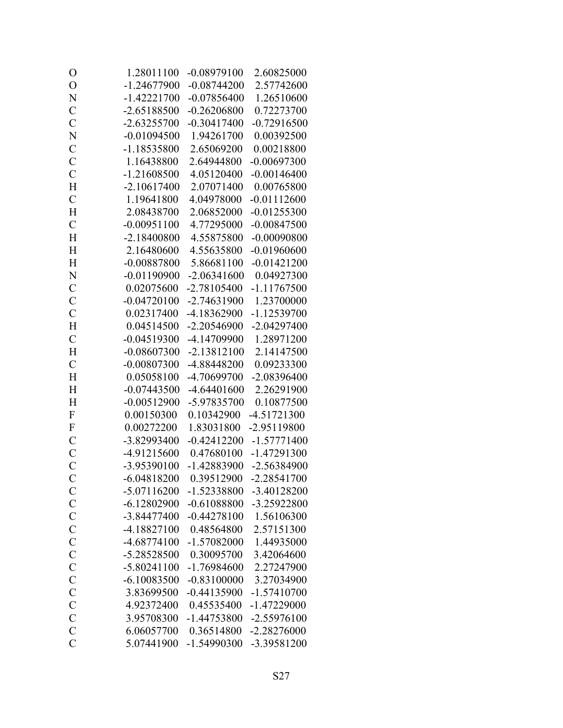```
O    1.28011100  -0.08979100   2.60825000
O   -1.24677900  -0.08744200   2.57742600
N   -1.42221700  -0.07856400   1.26510600
C   -2.65188500  -0.26206800   0.72273700
C   -2.63255700  -0.30417400  -0.72916500
N   -0.01094500   1.94261700   0.00392500
C   -1.18535800   2.65069200   0.00218800
C    1.16438800   2.64944800  -0.00697300
C   -1.21608500   4.05120400  -0.00146400
H   -2.10617400   2.07071400   0.00765800
C    1.19641800   4.04978000  -0.01112600
H    2.08438700   2.06852000  -0.01255300
C   -0.00951100   4.77295000  -0.00847500
H   -2.18400800   4.55875800  -0.00090800
H    2.16480600   4.55635800  -0.01960600
H   -0.00887800   5.86681100  -0.01421200
N   -0.01190900  -2.06341600   0.04927300
C    0.02075600  -2.78105400  -1.11767500
C   -0.04720100  -2.74631900   1.23700000
C    0.02317400  -4.18362900  -1.12539700
H    0.04514500  -2.20546900  -2.04297400
C   -0.04519300  -4.14709900   1.28971200
H   -0.08607300  -2.13812100   2.14147500
C   -0.00807300  -4.88448200   0.09233300
H    0.05058100  -4.70699700  -2.08396400
H   -0.07443500  -4.64401600   2.26291900
H   -0.00512900  -5.97835700   0.10877500
F    0.00150300   0.10342900  -4.51721300
F    0.00272200   1.83031800  -2.95119800
C   -3.82993400  -0.42412200  -1.57771400
C   -4.91215600   0.47680100  -1.47291300
C   -3.95390100  -1.42883900  -2.56384900
C   -6.04818200   0.39512900  -2.28541700
C   -5.07116200  -1.52338800  -3.40128200
C   -6.12802900  -0.61088800  -3.25922800
C   -3.84477400  -0.44278100   1.56106300
C   -4.18827100   0.48564800   2.57151300
C   -4.68774100  -1.57082000   1.44935000
C   -5.28528500   0.30095700   3.42064600
C   -5.80241100  -1.76984600   2.27247900
C   -6.10083500  -0.83100000   3.27034900
C    3.83699500  -0.44135900  -1.57410700
C    4.92372400   0.45535400  -1.47229000
C    3.95708300  -1.44753800  -2.55976100
C    6.06057700   0.36514800  -2.28276000
C    5.07441900  -1.54990300  -3.39581200
```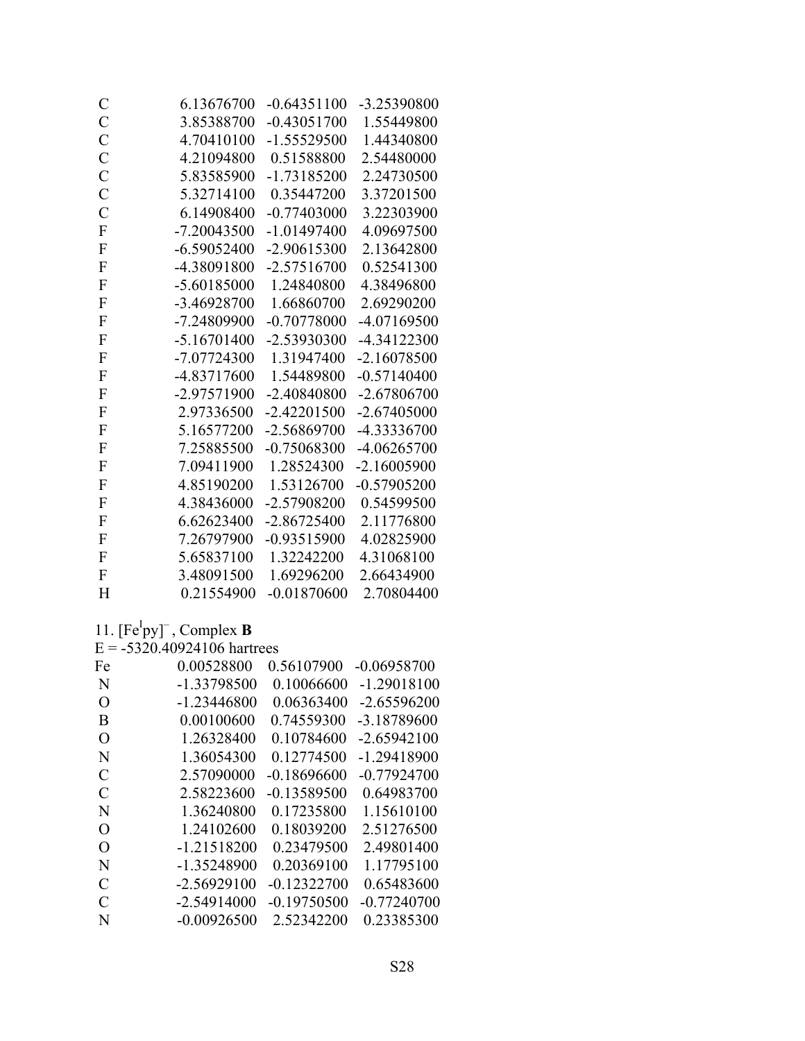| | | | |
|---|---|---|---|
| C | 6.13676700 | -0.64351100 | -3.25390800 |
| C | 3.85388700 | -0.43051700 | 1.55449800 |
| C | 4.70410100 | -1.55529500 | 1.44340800 |
| C | 4.21094800 | 0.51588800 | 2.54480000 |
| C | 5.83585900 | -1.73185200 | 2.24730500 |
| C | 5.32714100 | 0.35447200 | 3.37201500 |
| C | 6.14908400 | -0.77403000 | 3.22303900 |
| F | -7.20043500 | -1.01497400 | 4.09697500 |
| F | -6.59052400 | -2.90615300 | 2.13642800 |
| F | -4.38091800 | -2.57516700 | 0.52541300 |
| F | -5.60185000 | 1.24840800 | 4.38496800 |
| F | -3.46928700 | 1.66860700 | 2.69290200 |
| F | -7.24809900 | -0.70778000 | -4.07169500 |
| F | -5.16701400 | -2.53930300 | -4.34122300 |
| F | -7.07724300 | 1.31947400 | -2.16078500 |
| F | -4.83717600 | 1.54489800 | -0.57140400 |
| F | -2.97571900 | -2.40840800 | -2.67806700 |
| F | 2.97336500 | -2.42201500 | -2.67405000 |
| F | 5.16577200 | -2.56869700 | -4.33336700 |
| F | 7.25885500 | -0.75068300 | -4.06265700 |
| F | 7.09411900 | 1.28524300 | -2.16005900 |
| F | 4.85190200 | 1.53126700 | -0.57905200 |
| F | 4.38436000 | -2.57908200 | 0.54599500 |
| F | 6.62623400 | -2.86725400 | 2.11776800 |
| F | 7.26797900 | -0.93515900 | 4.02825900 |
| F | 5.65837100 | 1.32242200 | 4.31068100 |
| F | 3.48091500 | 1.69296200 | 2.66434900 |
| H | 0.21554900 | -0.01870600 | 2.70804400 |

11. $[Fe^{I}py]^{-}$, Complex **B**

E = -5320.40924106 hartrees

| | | | |
|---|---|---|---|
| Fe | 0.00528800 | 0.56107900 | -0.06958700 |
| N | -1.33798500 | 0.10066600 | -1.29018100 |
| O | -1.23446800 | 0.06363400 | -2.65596200 |
| B | 0.00100600 | 0.74559300 | -3.18789600 |
| O | 1.26328400 | 0.10784600 | -2.65942100 |
| N | 1.36054300 | 0.12774500 | -1.29418900 |
| C | 2.57090000 | -0.18696600 | -0.77924700 |
| C | 2.58223600 | -0.13589500 | 0.64983700 |
| N | 1.36240800 | 0.17235800 | 1.15610100 |
| O | 1.24102600 | 0.18039200 | 2.51276500 |
| O | -1.21518200 | 0.23479500 | 2.49801400 |
| N | -1.35248900 | 0.20369100 | 1.17795100 |
| C | -2.56929100 | -0.12322700 | 0.65483600 |
| C | -2.54914000 | -0.19750500 | -0.77240700 |
| N | -0.00926500 | 2.52342200 | 0.23385300 |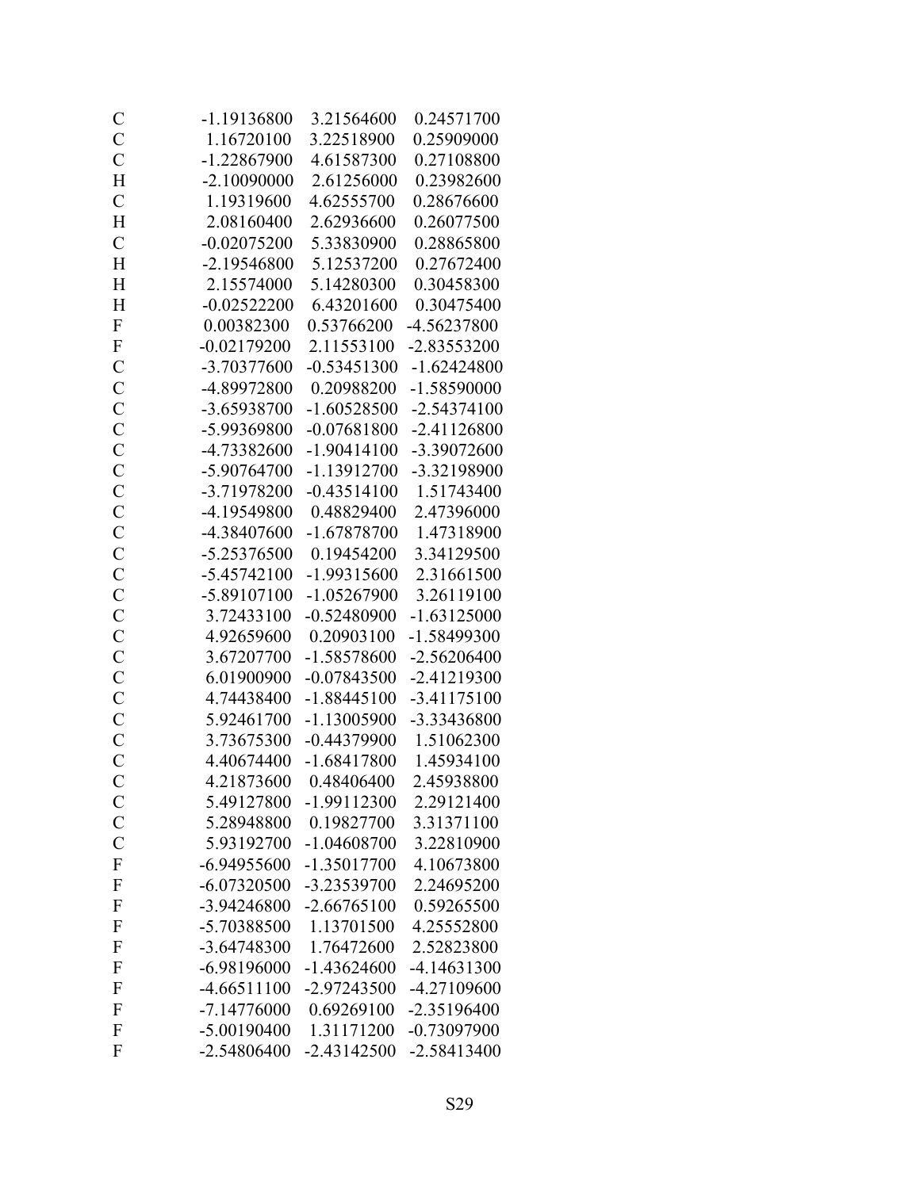| | | | |
|---|---|---|---|
| C | -1.19136800 | 3.21564600 | 0.24571700 |
| C | 1.16720100 | 3.22518900 | 0.25909000 |
| C | -1.22867900 | 4.61587300 | 0.27108800 |
| H | -2.10090000 | 2.61256000 | 0.23982600 |
| C | 1.19319600 | 4.62555700 | 0.28676600 |
| H | 2.08160400 | 2.62936600 | 0.26077500 |
| C | -0.02075200 | 5.33830900 | 0.28865800 |
| H | -2.19546800 | 5.12537200 | 0.27672400 |
| H | 2.15574000 | 5.14280300 | 0.30458300 |
| H | -0.02522200 | 6.43201600 | 0.30475400 |
| F | 0.00382300 | 0.53766200 | -4.56237800 |
| F | -0.02179200 | 2.11553100 | -2.83553200 |
| C | -3.70377600 | -0.53451300 | -1.62424800 |
| C | -4.89972800 | 0.20988200 | -1.58590000 |
| C | -3.65938700 | -1.60528500 | -2.54374100 |
| C | -5.99369800 | -0.07681800 | -2.41126800 |
| C | -4.73382600 | -1.90414100 | -3.39072600 |
| C | -5.90764700 | -1.13912700 | -3.32198900 |
| C | -3.71978200 | -0.43514100 | 1.51743400 |
| C | -4.19549800 | 0.48829400 | 2.47396000 |
| C | -4.38407600 | -1.67878700 | 1.47318900 |
| C | -5.25376500 | 0.19454200 | 3.34129500 |
| C | -5.45742100 | -1.99315600 | 2.31661500 |
| C | -5.89107100 | -1.05267900 | 3.26119100 |
| C | 3.72433100 | -0.52480900 | -1.63125000 |
| C | 4.92659600 | 0.20903100 | -1.58499300 |
| C | 3.67207700 | -1.58578600 | -2.56206400 |
| C | 6.01900900 | -0.07843500 | -2.41219300 |
| C | 4.74438400 | -1.88445100 | -3.41175100 |
| C | 5.92461700 | -1.13005900 | -3.33436800 |
| C | 3.73675300 | -0.44379900 | 1.51062300 |
| C | 4.40674400 | -1.68417800 | 1.45934100 |
| C | 4.21873600 | 0.48406400 | 2.45938800 |
| C | 5.49127800 | -1.99112300 | 2.29121400 |
| C | 5.28948800 | 0.19827700 | 3.31371100 |
| C | 5.93192700 | -1.04608700 | 3.22810900 |
| F | -6.94955600 | -1.35017700 | 4.10673800 |
| F | -6.07320500 | -3.23539700 | 2.24695200 |
| F | -3.94246800 | -2.66765100 | 0.59265500 |
| F | -5.70388500 | 1.13701500 | 4.25552800 |
| F | -3.64748300 | 1.76472600 | 2.52823800 |
| F | -6.98196000 | -1.43624600 | -4.14631300 |
| F | -4.66511100 | -2.97243500 | -4.27109600 |
| F | -7.14776000 | 0.69269100 | -2.35196400 |
| F | -5.00190400 | 1.31171200 | -0.73097900 |
| F | -2.54806400 | -2.43142500 | -2.58413400 |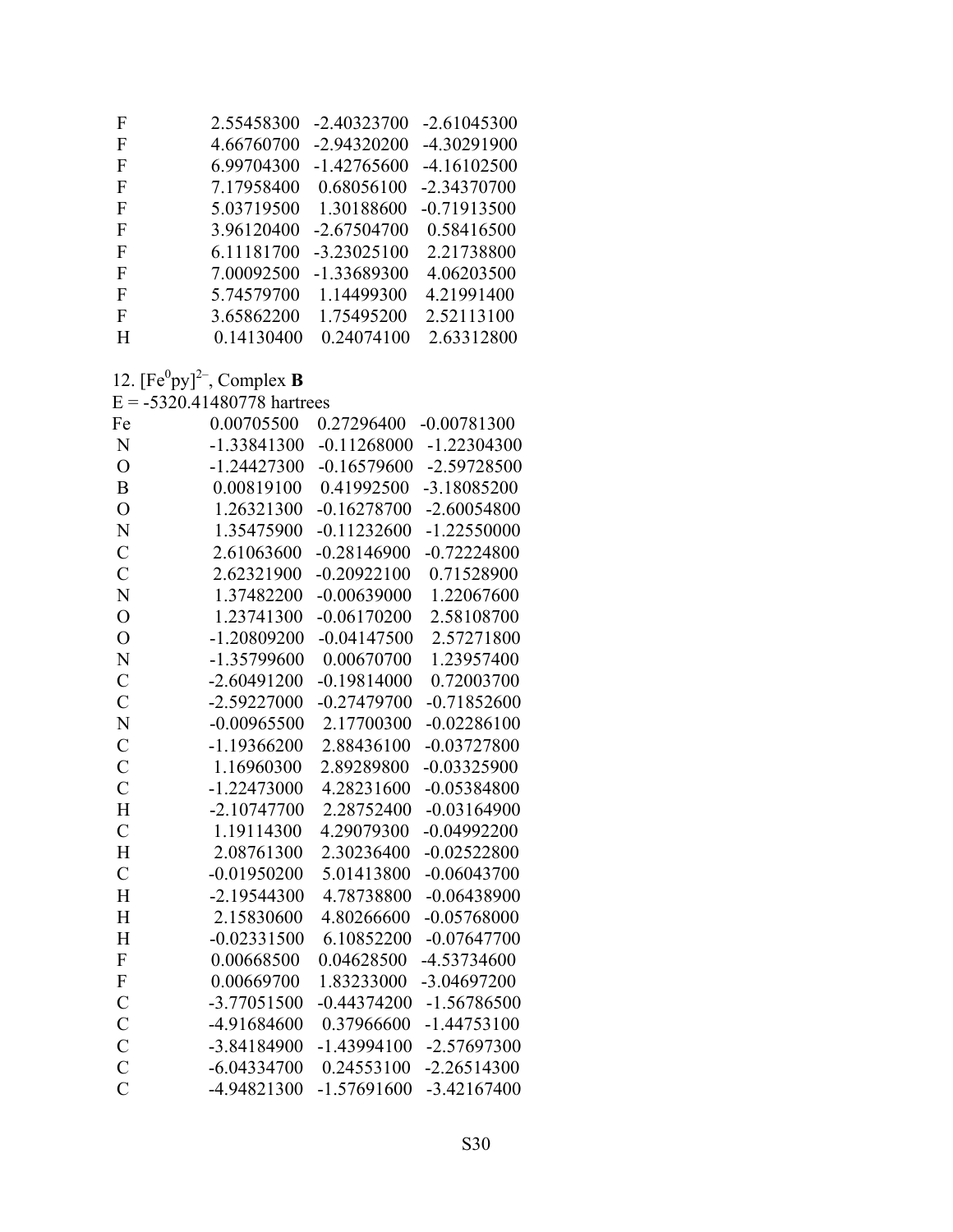| | | | |
|---|---|---|---|
| F | 2.55458300 | -2.40323700 | -2.61045300 |
| F | 4.66760700 | -2.94320200 | -4.30291900 |
| F | 6.99704300 | -1.42765600 | -4.16102500 |
| F | 7.17958400 | 0.68056100 | -2.34370700 |
| F | 5.03719500 | 1.30188600 | -0.71913500 |
| F | 3.96120400 | -2.67504700 | 0.58416500 |
| F | 6.11181700 | -3.23025100 | 2.21738800 |
| F | 7.00092500 | -1.33689300 | 4.06203500 |
| F | 5.74579700 | 1.14499300 | 4.21991400 |
| F | 3.65862200 | 1.75495200 | 2.52113100 |
| H | 0.14130400 | 0.24074100 | 2.63312800 |

12. $[Fe^0py]^{2-}$, Complex **B**

E = -5320.41480778 hartrees

| | | | |
|---|---|---|---|
| Fe | 0.00705500 | 0.27296400 | -0.00781300 |
| N | -1.33841300 | -0.11268000 | -1.22304300 |
| O | -1.24427300 | -0.16579600 | -2.59728500 |
| B | 0.00819100 | 0.41992500 | -3.18085200 |
| O | 1.26321300 | -0.16278700 | -2.60054800 |
| N | 1.35475900 | -0.11232600 | -1.22550000 |
| C | 2.61063600 | -0.28146900 | -0.72224800 |
| C | 2.62321900 | -0.20922100 | 0.71528900 |
| N | 1.37482200 | -0.00639000 | 1.22067600 |
| O | 1.23741300 | -0.06170200 | 2.58108700 |
| O | -1.20809200 | -0.04147500 | 2.57271800 |
| N | -1.35799600 | 0.00670700 | 1.23957400 |
| C | -2.60491200 | -0.19814000 | 0.72003700 |
| C | -2.59227000 | -0.27479700 | -0.71852600 |
| N | -0.00965500 | 2.17700300 | -0.02286100 |
| C | -1.19366200 | 2.88436100 | -0.03727800 |
| C | 1.16960300 | 2.89289800 | -0.03325900 |
| C | -1.22473000 | 4.28231600 | -0.05384800 |
| H | -2.10747700 | 2.28752400 | -0.03164900 |
| C | 1.19114300 | 4.29079300 | -0.04992200 |
| H | 2.08761300 | 2.30236400 | -0.02522800 |
| C | -0.01950200 | 5.01413800 | -0.06043700 |
| H | -2.19544300 | 4.78738800 | -0.06438900 |
| H | 2.15830600 | 4.80266600 | -0.05768000 |
| H | -0.02331500 | 6.10852200 | -0.07647700 |
| F | 0.00668500 | 0.04628500 | -4.53734600 |
| F | 0.00669700 | 1.83233000 | -3.04697200 |
| C | -3.77051500 | -0.44374200 | -1.56786500 |
| C | -4.91684600 | 0.37966600 | -1.44753100 |
| C | -3.84184900 | -1.43994100 | -2.57697300 |
| C | -6.04334700 | 0.24553100 | -2.26514300 |
| C | -4.94821300 | -1.57691600 | -3.42167400 |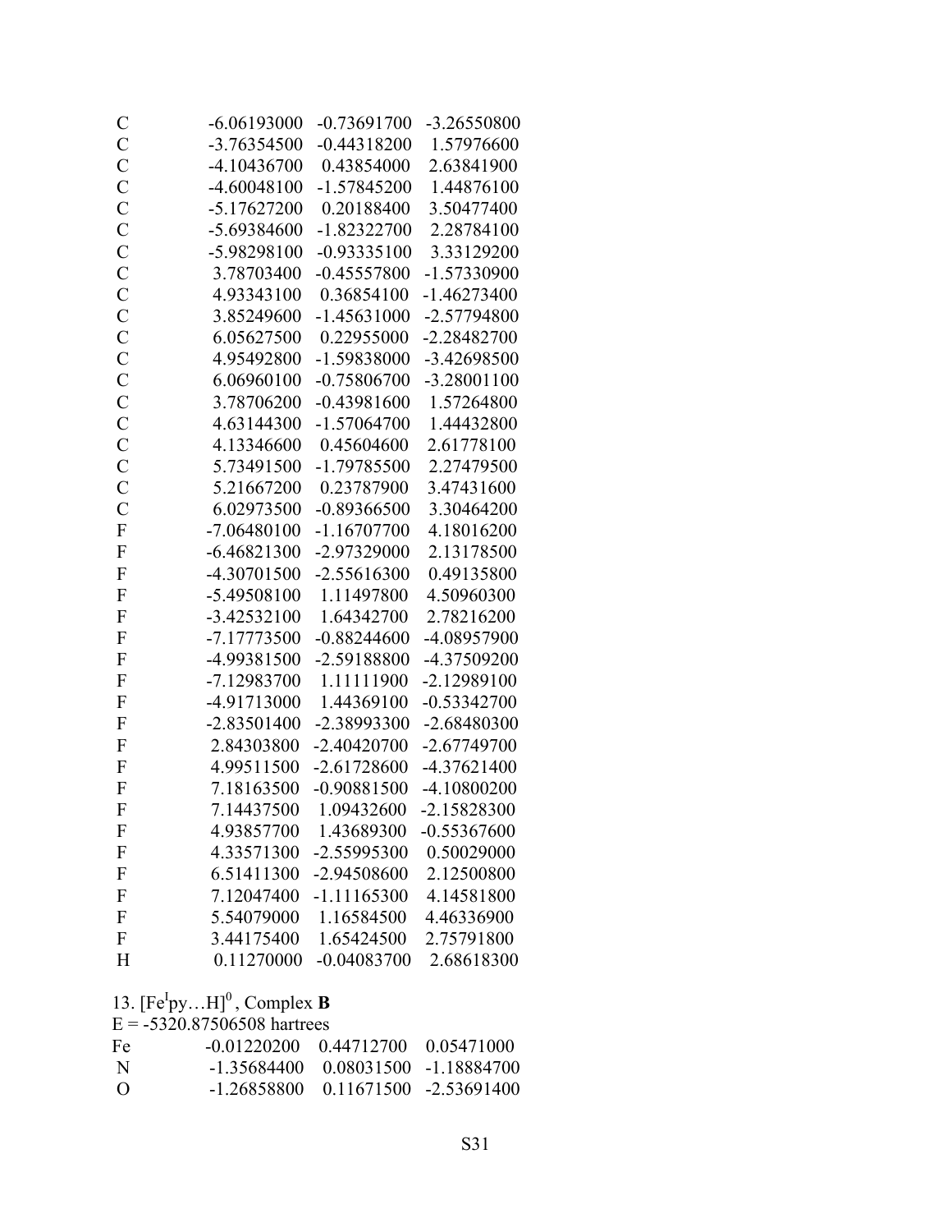| | | | |
|---|---|---|---|
| C | -6.06193000 | -0.73691700 | -3.26550800 |
| C | -3.76354500 | -0.44318200 | 1.57976600 |
| C | -4.10436700 | 0.43854000 | 2.63841900 |
| C | -4.60048100 | -1.57845200 | 1.44876100 |
| C | -5.17627200 | 0.20188400 | 3.50477400 |
| C | -5.69384600 | -1.82322700 | 2.28784100 |
| C | -5.98298100 | -0.93335100 | 3.33129200 |
| C | 3.78703400 | -0.45557800 | -1.57330900 |
| C | 4.93343100 | 0.36854100 | -1.46273400 |
| C | 3.85249600 | -1.45631000 | -2.57794800 |
| C | 6.05627500 | 0.22955000 | -2.28482700 |
| C | 4.95492800 | -1.59838000 | -3.42698500 |
| C | 6.06960100 | -0.75806700 | -3.28001100 |
| C | 3.78706200 | -0.43981600 | 1.57264800 |
| C | 4.63144300 | -1.57064700 | 1.44432800 |
| C | 4.13346600 | 0.45604600 | 2.61778100 |
| C | 5.73491500 | -1.79785500 | 2.27479500 |
| C | 5.21667200 | 0.23787900 | 3.47431600 |
| C | 6.02973500 | -0.89366500 | 3.30464200 |
| F | -7.06480100 | -1.16707700 | 4.18016200 |
| F | -6.46821300 | -2.97329000 | 2.13178500 |
| F | -4.30701500 | -2.55616300 | 0.49135800 |
| F | -5.49508100 | 1.11497800 | 4.50960300 |
| F | -3.42532100 | 1.64342700 | 2.78216200 |
| F | -7.17773500 | -0.88244600 | -4.08957900 |
| F | -4.99381500 | -2.59188800 | -4.37509200 |
| F | -7.12983700 | 1.11111900 | -2.12989100 |
| F | -4.91713000 | 1.44369100 | -0.53342700 |
| F | -2.83501400 | -2.38993300 | -2.68480300 |
| F | 2.84303800 | -2.40420700 | -2.67749700 |
| F | 4.99511500 | -2.61728600 | -4.37621400 |
| F | 7.18163500 | -0.90881500 | -4.10800200 |
| F | 7.14437500 | 1.09432600 | -2.15828300 |
| F | 4.93857700 | 1.43689300 | -0.55367600 |
| F | 4.33571300 | -2.55995300 | 0.50029000 |
| F | 6.51411300 | -2.94508600 | 2.12500800 |
| F | 7.12047400 | -1.11165300 | 4.14581800 |
| F | 5.54079000 | 1.16584500 | 4.46336900 |
| F | 3.44175400 | 1.65424500 | 2.75791800 |
| H | 0.11270000 | -0.04083700 | 2.68618300 |

13. $[Fe^{I}py\ldots H]^{0}$, Complex **B**

E = -5320.87506508 hartrees

| | | | |
|---|---|---|---|
| Fe | -0.01220200 | 0.44712700 | 0.05471000 |
| N | -1.35684400 | 0.08031500 | -1.18884700 |
| O | -1.26858800 | 0.11671500 | -2.53691400 |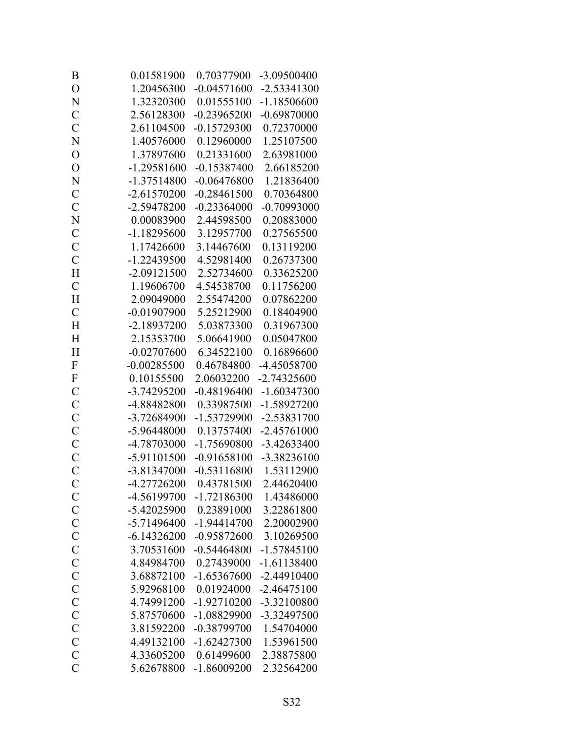| | | | |
|---|---|---|---|
| B | 0.01581900 | 0.70377900 | -3.09500400 |
| O | 1.20456300 | -0.04571600 | -2.53341300 |
| N | 1.32320300 | 0.01555100 | -1.18506600 |
| C | 2.56128300 | -0.23965200 | -0.69870000 |
| C | 2.61104500 | -0.15729300 | 0.72370000 |
| N | 1.40576000 | 0.12960000 | 1.25107500 |
| O | 1.37897600 | 0.21331600 | 2.63981000 |
| O | -1.29581600 | -0.15387400 | 2.66185200 |
| N | -1.37514800 | -0.06476800 | 1.21836400 |
| C | -2.61570200 | -0.28461500 | 0.70364800 |
| C | -2.59478200 | -0.23364000 | -0.70993000 |
| N | 0.00083900 | 2.44598500 | 0.20883000 |
| C | -1.18295600 | 3.12957700 | 0.27565500 |
| C | 1.17426600 | 3.14467600 | 0.13119200 |
| C | -1.22439500 | 4.52981400 | 0.26737300 |
| H | -2.09121500 | 2.52734600 | 0.33625200 |
| C | 1.19606700 | 4.54538700 | 0.11756200 |
| H | 2.09049000 | 2.55474200 | 0.07862200 |
| C | -0.01907900 | 5.25212900 | 0.18404900 |
| H | -2.18937200 | 5.03873300 | 0.31967300 |
| H | 2.15353700 | 5.06641900 | 0.05047800 |
| H | -0.02707600 | 6.34522100 | 0.16896600 |
| F | -0.00285500 | 0.46784800 | -4.45058700 |
| F | 0.10155500 | 2.06032200 | -2.74325600 |
| C | -3.74295200 | -0.48196400 | -1.60347300 |
| C | -4.88482800 | 0.33987500 | -1.58927200 |
| C | -3.72684900 | -1.53729900 | -2.53831700 |
| C | -5.96448000 | 0.13757400 | -2.45761000 |
| C | -4.78703000 | -1.75690800 | -3.42633400 |
| C | -5.91101500 | -0.91658100 | -3.38236100 |
| C | -3.81347000 | -0.53116800 | 1.53112900 |
| C | -4.27726200 | 0.43781500 | 2.44620400 |
| C | -4.56199700 | -1.72186300 | 1.43486000 |
| C | -5.42025900 | 0.23891000 | 3.22861800 |
| C | -5.71496400 | -1.94414700 | 2.20002900 |
| C | -6.14326200 | -0.95872600 | 3.10269500 |
| C | 3.70531600 | -0.54464800 | -1.57845100 |
| C | 4.84984700 | 0.27439000 | -1.61138400 |
| C | 3.68872100 | -1.65367600 | -2.44910400 |
| C | 5.92968100 | 0.01924000 | -2.46475100 |
| C | 4.74991200 | -1.92710200 | -3.32100800 |
| C | 5.87570600 | -1.08829900 | -3.32497500 |
| C | 3.81592200 | -0.38799700 | 1.54704000 |
| C | 4.49132100 | -1.62427300 | 1.53961500 |
| C | 4.33605200 | 0.61499600 | 2.38875800 |
| C | 5.62678800 | -1.86009200 | 2.32564200 |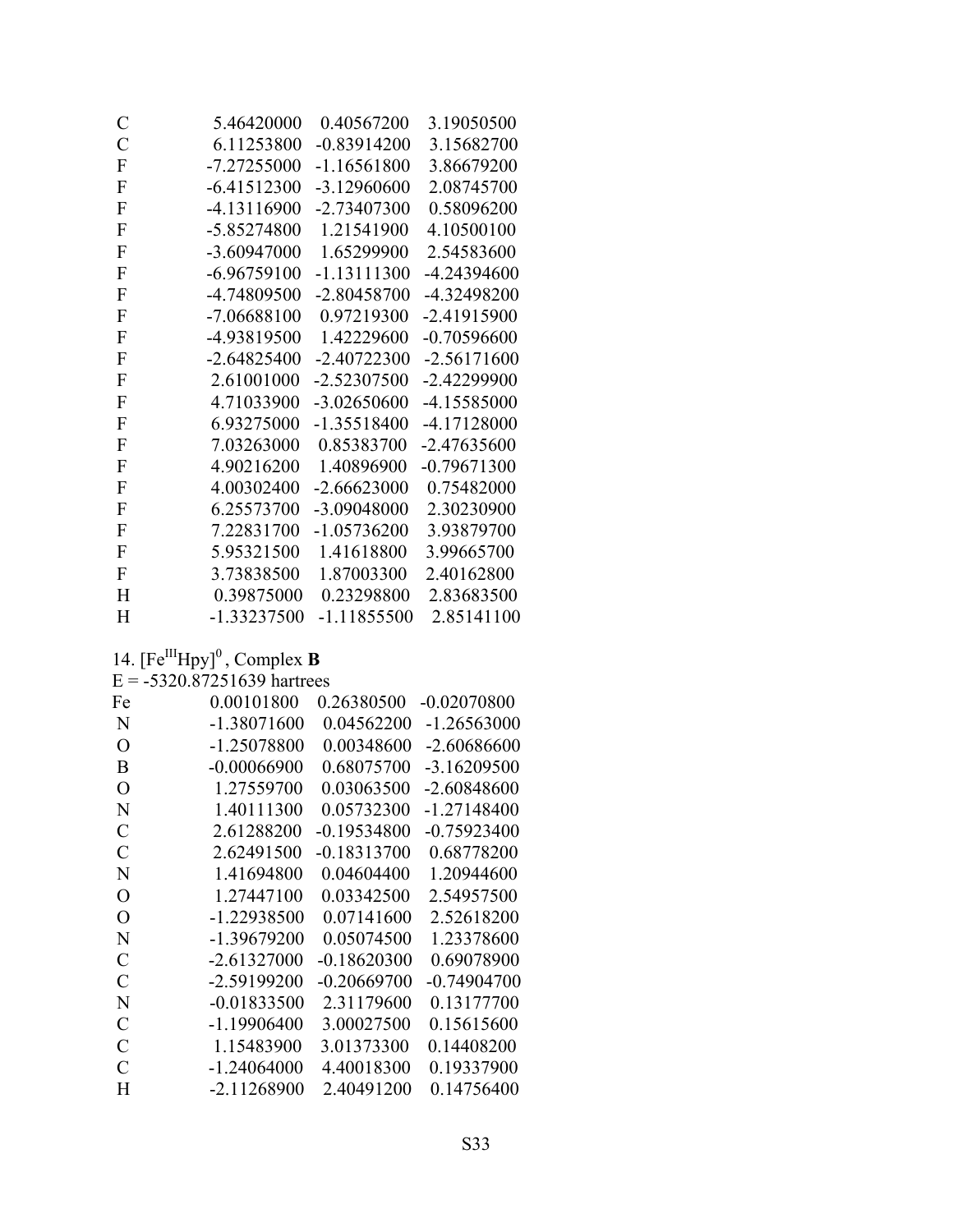| | | | |
|---|---|---|---|
| C | 5.46420000 | 0.40567200 | 3.19050500 |
| C | 6.11253800 | -0.83914200 | 3.15682700 |
| F | -7.27255000 | -1.16561800 | 3.86679200 |
| F | -6.41512300 | -3.12960600 | 2.08745700 |
| F | -4.13116900 | -2.73407300 | 0.58096200 |
| F | -5.85274800 | 1.21541900 | 4.10500100 |
| F | -3.60947000 | 1.65299900 | 2.54583600 |
| F | -6.96759100 | -1.13111300 | -4.24394600 |
| F | -4.74809500 | -2.80458700 | -4.32498200 |
| F | -7.06688100 | 0.97219300 | -2.41915900 |
| F | -4.93819500 | 1.42229600 | -0.70596600 |
| F | -2.64825400 | -2.40722300 | -2.56171600 |
| F | 2.61001000 | -2.52307500 | -2.42299900 |
| F | 4.71033900 | -3.02650600 | -4.15585000 |
| F | 6.93275000 | -1.35518400 | -4.17128000 |
| F | 7.03263000 | 0.85383700 | -2.47635600 |
| F | 4.90216200 | 1.40896900 | -0.79671300 |
| F | 4.00302400 | -2.66623000 | 0.75482000 |
| F | 6.25573700 | -3.09048000 | 2.30230900 |
| F | 7.22831700 | -1.05736200 | 3.93879700 |
| F | 5.95321500 | 1.41618800 | 3.99665700 |
| F | 3.73838500 | 1.87003300 | 2.40162800 |
| H | 0.39875000 | 0.23298800 | 2.83683500 |
| H | -1.33237500 | -1.11855500 | 2.85141100 |

14. $[Fe^{III}Hpy]^0$ , Complex **B**

E = -5320.87251639 hartrees

| | | | |
|---|---|---|---|
| Fe | 0.00101800 | 0.26380500 | -0.02070800 |
| N | -1.38071600 | 0.04562200 | -1.26563000 |
| O | -1.25078800 | 0.00348600 | -2.60686600 |
| B | -0.00066900 | 0.68075700 | -3.16209500 |
| O | 1.27559700 | 0.03063500 | -2.60848600 |
| N | 1.40111300 | 0.05732300 | -1.27148400 |
| C | 2.61288200 | -0.19534800 | -0.75923400 |
| C | 2.62491500 | -0.18313700 | 0.68778200 |
| N | 1.41694800 | 0.04604400 | 1.20944600 |
| O | 1.27447100 | 0.03342500 | 2.54957500 |
| O | -1.22938500 | 0.07141600 | 2.52618200 |
| N | -1.39679200 | 0.05074500 | 1.23378600 |
| C | -2.61327000 | -0.18620300 | 0.69078900 |
| C | -2.59199200 | -0.20669700 | -0.74904700 |
| N | -0.01833500 | 2.31179600 | 0.13177700 |
| C | -1.19906400 | 3.00027500 | 0.15615600 |
| C | 1.15483900 | 3.01373300 | 0.14408200 |
| C | -1.24064000 | 4.40018300 | 0.19337900 |
| H | -2.11268900 | 2.40491200 | 0.14756400 |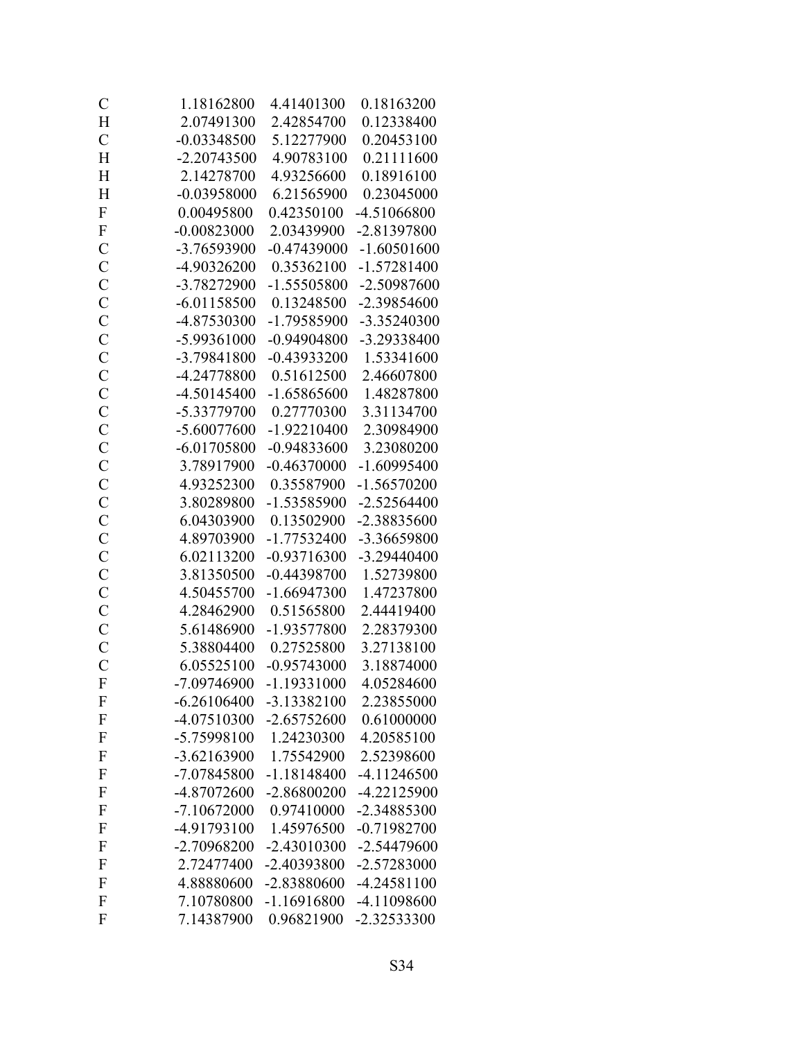```
C     1.18162800    4.41401300    0.18163200
H     2.07491300    2.42854700    0.12338400
C    -0.03348500    5.12277900    0.20453100
H    -2.20743500    4.90783100    0.21111600
H     2.14278700    4.93256600    0.18916100
H    -0.03958000    6.21565900    0.23045000
F     0.00495800    0.42350100   -4.51066800
F    -0.00823000    2.03439900   -2.81397800
C    -3.76593900   -0.47439000   -1.60501600
C    -4.90326200    0.35362100   -1.57281400
C    -3.78272900   -1.55505800   -2.50987600
C    -6.01158500    0.13248500   -2.39854600
C    -4.87530300   -1.79585900   -3.35240300
C    -5.99361000   -0.94904800   -3.29338400
C    -3.79841800   -0.43933200    1.53341600
C    -4.24778800    0.51612500    2.46607800
C    -4.50145400   -1.65865600    1.48287800
C    -5.33779700    0.27770300    3.31134700
C    -5.60077600   -1.92210400    2.30984900
C    -6.01705800   -0.94833600    3.23080200
C     3.78917900   -0.46370000   -1.60995400
C     4.93252300    0.35587900   -1.56570200
C     3.80289800   -1.53585900   -2.52564400
C     6.04303900    0.13502900   -2.38835600
C     4.89703900   -1.77532400   -3.36659800
C     6.02113200   -0.93716300   -3.29440400
C     3.81350500   -0.44398700    1.52739800
C     4.50455700   -1.66947300    1.47237800
C     4.28462900    0.51565800    2.44419400
C     5.61486900   -1.93577800    2.28379300
C     5.38804400    0.27525800    3.27138100
C     6.05525100   -0.95743000    3.18874000
F    -7.09746900   -1.19331000    4.05284600
F    -6.26106400   -3.13382100    2.23855000
F    -4.07510300   -2.65752600    0.61000000
F    -5.75998100    1.24230300    4.20585100
F    -3.62163900    1.75542900    2.52398600
F    -7.07845800   -1.18148400   -4.11246500
F    -4.87072600   -2.86800200   -4.22125900
F    -7.10672000    0.97410000   -2.34885300
F    -4.91793100    1.45976500   -0.71982700
F    -2.70968200   -2.43010300   -2.54479600
F     2.72477400   -2.40393800   -2.57283000
F     4.88880600   -2.83880600   -4.24581100
F     7.10780800   -1.16916800   -4.11098600
F     7.14387900    0.96821900   -2.32533300
```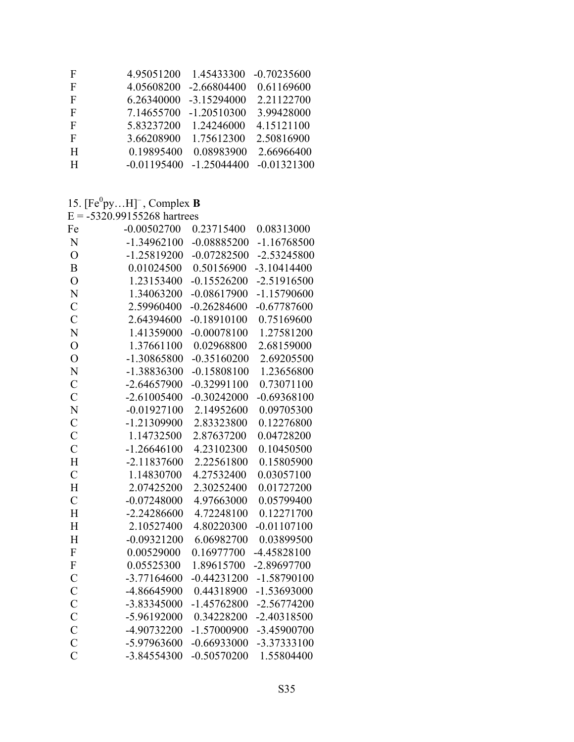| | | | |
|---|---|---|---|
| F | 4.95051200 | 1.45433300 | -0.70235600 |
| F | 4.05608200 | -2.66804400 | 0.61169600 |
| F | 6.26340000 | -3.15294000 | 2.21122700 |
| F | 7.14655700 | -1.20510300 | 3.99428000 |
| F | 5.83237200 | 1.24246000 | 4.15121100 |
| F | 3.66208900 | 1.75612300 | 2.50816900 |
| H | 0.19895400 | 0.08983900 | 2.66966400 |
| H | -0.01195400 | -1.25044400 | -0.01321300 |

15. $[Fe^{0}py...H]^{-}$, Complex **B**

E = -5320.99155268 hartrees

| | | | |
|---|---|---|---|
| Fe | -0.00502700 | 0.23715400 | 0.08313000 |
| N | -1.34962100 | -0.08885200 | -1.16768500 |
| O | -1.25819200 | -0.07282500 | -2.53245800 |
| B | 0.01024500 | 0.50156900 | -3.10414400 |
| O | 1.23153400 | -0.15526200 | -2.51916500 |
| N | 1.34063200 | -0.08617900 | -1.15790600 |
| C | 2.59960400 | -0.26284600 | -0.67787600 |
| C | 2.64394600 | -0.18910100 | 0.75169600 |
| N | 1.41359000 | -0.00078100 | 1.27581200 |
| O | 1.37661100 | 0.02968800 | 2.68159000 |
| O | -1.30865800 | -0.35160200 | 2.69205500 |
| N | -1.38836300 | -0.15808100 | 1.23656800 |
| C | -2.64657900 | -0.32991100 | 0.73071100 |
| C | -2.61005400 | -0.30242000 | -0.69368100 |
| N | -0.01927100 | 2.14952600 | 0.09705300 |
| C | -1.21309900 | 2.83323800 | 0.12276800 |
| C | 1.14732500 | 2.87637200 | 0.04728200 |
| C | -1.26646100 | 4.23102300 | 0.10450500 |
| H | -2.11837600 | 2.22561800 | 0.15805900 |
| C | 1.14830700 | 4.27532400 | 0.03057100 |
| H | 2.07425200 | 2.30252400 | 0.01727200 |
| C | -0.07248000 | 4.97663000 | 0.05799400 |
| H | -2.24286600 | 4.72248100 | 0.12271700 |
| H | 2.10527400 | 4.80220300 | -0.01107100 |
| H | -0.09321200 | 6.06982700 | 0.03899500 |
| F | 0.00529000 | 0.16977700 | -4.45828100 |
| F | 0.05525300 | 1.89615700 | -2.89697700 |
| C | -3.77164600 | -0.44231200 | -1.58790100 |
| C | -4.86645900 | 0.44318900 | -1.53693000 |
| C | -3.83345000 | -1.45762800 | -2.56774200 |
| C | -5.96192000 | 0.34228200 | -2.40318500 |
| C | -4.90732200 | -1.57000900 | -3.45900700 |
| C | -5.97963600 | -0.66933000 | -3.37333100 |
| C | -3.84554300 | -0.50570200 | 1.55804400 |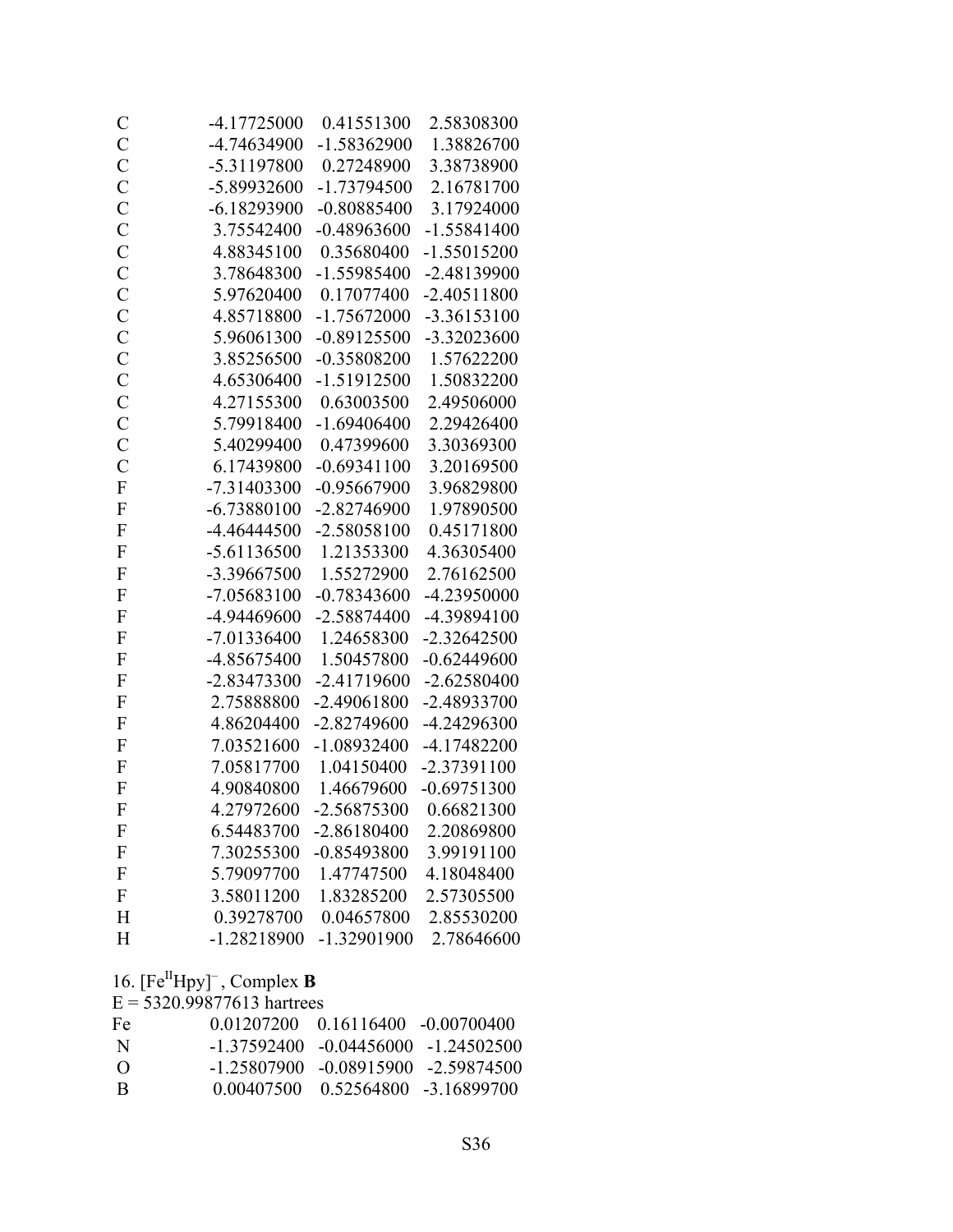| | | | |
|---|---|---|---|
| C | -4.17725000 | 0.41551300 | 2.58308300 |
| C | -4.74634900 | -1.58362900 | 1.38826700 |
| C | -5.31197800 | 0.27248900 | 3.38738900 |
| C | -5.89932600 | -1.73794500 | 2.16781700 |
| C | -6.18293900 | -0.80885400 | 3.17924000 |
| C | 3.75542400 | -0.48963600 | -1.55841400 |
| C | 4.88345100 | 0.35680400 | -1.55015200 |
| C | 3.78648300 | -1.55985400 | -2.48139900 |
| C | 5.97620400 | 0.17077400 | -2.40511800 |
| C | 4.85718800 | -1.75672000 | -3.36153100 |
| C | 5.96061300 | -0.89125500 | -3.32023600 |
| C | 3.85256500 | -0.35808200 | 1.57622200 |
| C | 4.65306400 | -1.51912500 | 1.50832200 |
| C | 4.27155300 | 0.63003500 | 2.49506000 |
| C | 5.79918400 | -1.69406400 | 2.29426400 |
| C | 5.40299400 | 0.47399600 | 3.30369300 |
| C | 6.17439800 | -0.69341100 | 3.20169500 |
| F | -7.31403300 | -0.95667900 | 3.96829800 |
| F | -6.73880100 | -2.82746900 | 1.97890500 |
| F | -4.46444500 | -2.58058100 | 0.45171800 |
| F | -5.61136500 | 1.21353300 | 4.36305400 |
| F | -3.39667500 | 1.55272900 | 2.76162500 |
| F | -7.05683100 | -0.78343600 | -4.23950000 |
| F | -4.94469600 | -2.58874400 | -4.39894100 |
| F | -7.01336400 | 1.24658300 | -2.32642500 |
| F | -4.85675400 | 1.50457800 | -0.62449600 |
| F | -2.83473300 | -2.41719600 | -2.62580400 |
| F | 2.75888800 | -2.49061800 | -2.48933700 |
| F | 4.86204400 | -2.82749600 | -4.24296300 |
| F | 7.03521600 | -1.08932400 | -4.17482200 |
| F | 7.05817700 | 1.04150400 | -2.37391100 |
| F | 4.90840800 | 1.46679600 | -0.69751300 |
| F | 4.27972600 | -2.56875300 | 0.66821300 |
| F | 6.54483700 | -2.86180400 | 2.20869800 |
| F | 7.30255300 | -0.85493800 | 3.99191100 |
| F | 5.79097700 | 1.47747500 | 4.18048400 |
| F | 3.58011200 | 1.83285200 | 2.57305500 |
| H | 0.39278700 | 0.04657800 | 2.85530200 |
| H | -1.28218900 | -1.32901900 | 2.78646600 |

16. $[Fe^{II}Hpy]^{-}$, Complex **B**

E = 5320.99877613 hartrees

| | | | |
|---|---|---|---|
| Fe | 0.01207200 | 0.16116400 | -0.00700400 |
| N | -1.37592400 | -0.04456000 | -1.24502500 |
| O | -1.25807900 | -0.08915900 | -2.59874500 |
| B | 0.00407500 | 0.52564800 | -3.16899700 |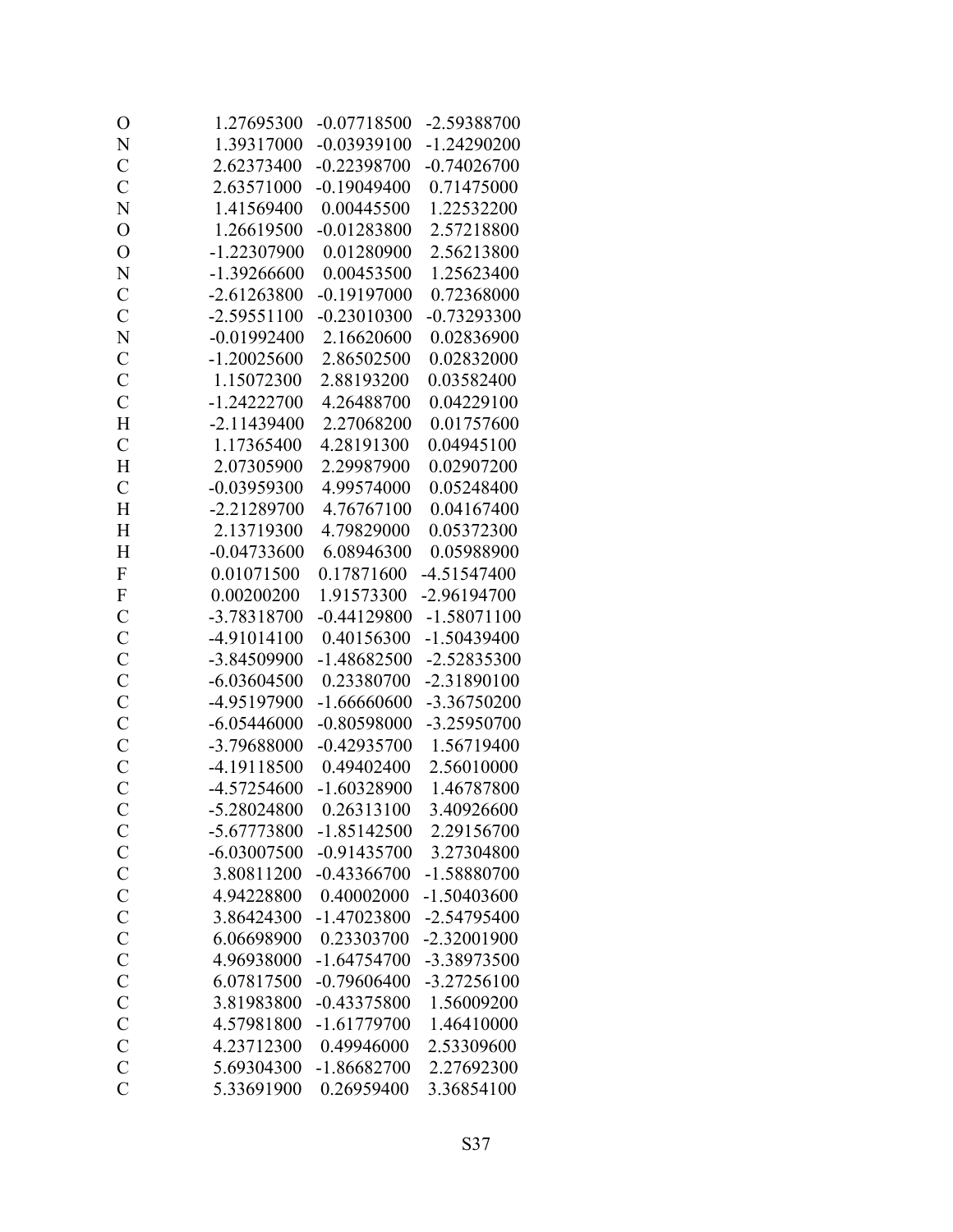```
O        1.27695300   -0.07718500   -2.59388700
N        1.39317000   -0.03939100   -1.24290200
C        2.62373400   -0.22398700   -0.74026700
C        2.63571000   -0.19049400    0.71475000
N        1.41569400    0.00445500    1.22532200
O        1.26619500   -0.01283800    2.57218800
O       -1.22307900    0.01280900    2.56213800
N       -1.39266600    0.00453500    1.25623400
C       -2.61263800   -0.19197000    0.72368000
C       -2.59551100   -0.23010300   -0.73293300
N       -0.01992400    2.16620600    0.02836900
C       -1.20025600    2.86502500    0.02832000
C        1.15072300    2.88193200    0.03582400
C       -1.24222700    4.26488700    0.04229100
H       -2.11439400    2.27068200    0.01757600
C        1.17365400    4.28191300    0.04945100
H        2.07305900    2.29987900    0.02907200
C       -0.03959300    4.99574000    0.05248400
H       -2.21289700    4.76767100    0.04167400
H        2.13719300    4.79829000    0.05372300
H       -0.04733600    6.08946300    0.05988900
F        0.01071500    0.17871600   -4.51547400
F        0.00200200    1.91573300   -2.96194700
C       -3.78318700   -0.44129800   -1.58071100
C       -4.91014100    0.40156300   -1.50439400
C       -3.84509900   -1.48682500   -2.52835300
C       -6.03604500    0.23380700   -2.31890100
C       -4.95197900   -1.66660600   -3.36750200
C       -6.05446000   -0.80598000   -3.25950700
C       -3.79688000   -0.42935700    1.56719400
C       -4.19118500    0.49402400    2.56010000
C       -4.57254600   -1.60328900    1.46787800
C       -5.28024800    0.26313100    3.40926600
C       -5.67773800   -1.85142500    2.29156700
C       -6.03007500   -0.91435700    3.27304800
C        3.80811200   -0.43366700   -1.58880700
C        4.94228800    0.40002000   -1.50403600
C        3.86424300   -1.47023800   -2.54795400
C        6.06698900    0.23303700   -2.32001900
C        4.96938000   -1.64754700   -3.38973500
C        6.07817500   -0.79606400   -3.27256100
C        3.81983800   -0.43375800    1.56009200
C        4.57981800   -1.61779700    1.46410000
C        4.23712300    0.49946000    2.53309600
C        5.69304300   -1.86682700    2.27692300
C        5.33691900    0.26959400    3.36854100
```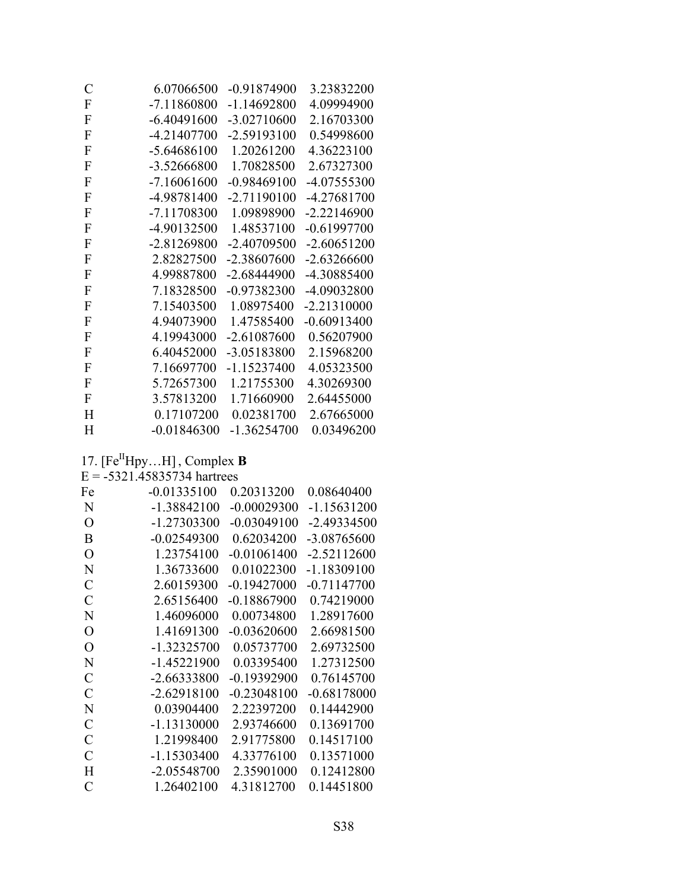| | | | |
|---|---|---|---|
| C | 6.07066500 | -0.91874900 | 3.23832200 |
| F | -7.11860800 | -1.14692800 | 4.09994900 |
| F | -6.40491600 | -3.02710600 | 2.16703300 |
| F | -4.21407700 | -2.59193100 | 0.54998600 |
| F | -5.64686100 | 1.20261200 | 4.36223100 |
| F | -3.52666800 | 1.70828500 | 2.67327300 |
| F | -7.16061600 | -0.98469100 | -4.07555300 |
| F | -4.98781400 | -2.71190100 | -4.27681700 |
| F | -7.11708300 | 1.09898900 | -2.22146900 |
| F | -4.90132500 | 1.48537100 | -0.61997700 |
| F | -2.81269800 | -2.40709500 | -2.60651200 |
| F | 2.82827500 | -2.38607600 | -2.63266600 |
| F | 4.99887800 | -2.68444900 | -4.30885400 |
| F | 7.18328500 | -0.97382300 | -4.09032800 |
| F | 7.15403500 | 1.08975400 | -2.21310000 |
| F | 4.94073900 | 1.47585400 | -0.60913400 |
| F | 4.19943000 | -2.61087600 | 0.56207900 |
| F | 6.40452000 | -3.05183800 | 2.15968200 |
| F | 7.16697700 | -1.15237400 | 4.05323500 |
| F | 5.72657300 | 1.21755300 | 4.30269300 |
| F | 3.57813200 | 1.71660900 | 2.64455000 |
| H | 0.17107200 | 0.02381700 | 2.67665000 |
| H | -0.01846300 | -1.36254700 | 0.03496200 |

17. [$Fe^{II}$Hpy…H] , Complex **B**

E = -5321.45835734 hartrees

| | | | |
|---|---|---|---|
| Fe | -0.01335100 | 0.20313200 | 0.08640400 |
| N | -1.38842100 | -0.00029300 | -1.15631200 |
| O | -1.27303300 | -0.03049100 | -2.49334500 |
| B | -0.02549300 | 0.62034200 | -3.08765600 |
| O | 1.23754100 | -0.01061400 | -2.52112600 |
| N | 1.36733600 | 0.01022300 | -1.18309100 |
| C | 2.60159300 | -0.19427000 | -0.71147700 |
| C | 2.65156400 | -0.18867900 | 0.74219000 |
| N | 1.46096000 | 0.00734800 | 1.28917600 |
| O | 1.41691300 | -0.03620600 | 2.66981500 |
| O | -1.32325700 | 0.05737700 | 2.69732500 |
| N | -1.45221900 | 0.03395400 | 1.27312500 |
| C | -2.66333800 | -0.19392900 | 0.76145700 |
| C | -2.62918100 | -0.23048100 | -0.68178000 |
| N | 0.03904400 | 2.22397200 | 0.14442900 |
| C | -1.13130000 | 2.93746600 | 0.13691700 |
| C | 1.21998400 | 2.91775800 | 0.14517100 |
| C | -1.15303400 | 4.33776100 | 0.13571000 |
| H | -2.05548700 | 2.35901000 | 0.12412800 |
| C | 1.26402100 | 4.31812700 | 0.14451800 |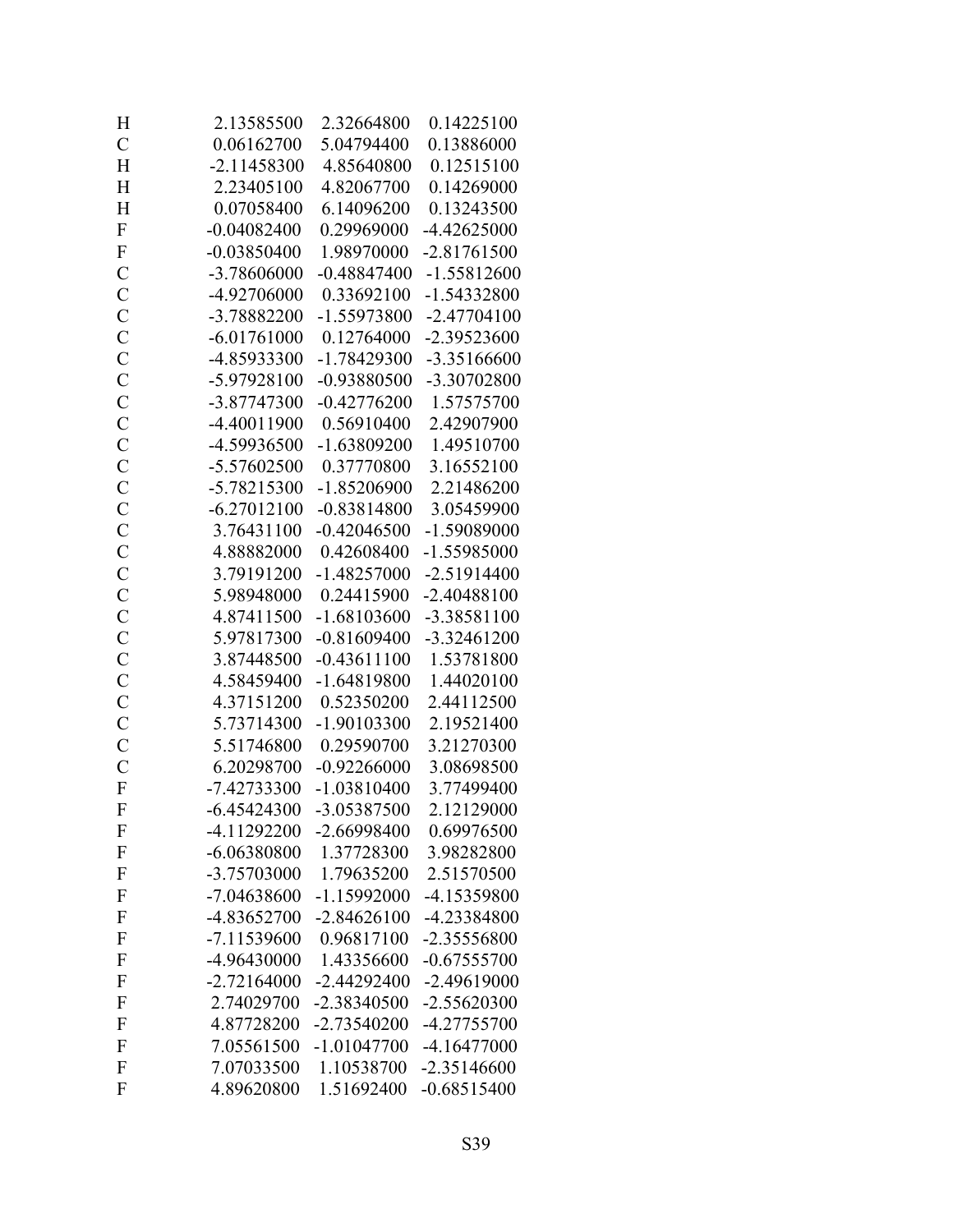| | | | |
|---|---|---|---|
| H | 2.13585500 | 2.32664800 | 0.14225100 |
| C | 0.06162700 | 5.04794400 | 0.13886000 |
| H | -2.11458300 | 4.85640800 | 0.12515100 |
| H | 2.23405100 | 4.82067700 | 0.14269000 |
| H | 0.07058400 | 6.14096200 | 0.13243500 |
| F | -0.04082400 | 0.29969000 | -4.42625000 |
| F | -0.03850400 | 1.98970000 | -2.81761500 |
| C | -3.78606000 | -0.48847400 | -1.55812600 |
| C | -4.92706000 | 0.33692100 | -1.54332800 |
| C | -3.78882200 | -1.55973800 | -2.47704100 |
| C | -6.01761000 | 0.12764000 | -2.39523600 |
| C | -4.85933300 | -1.78429300 | -3.35166600 |
| C | -5.97928100 | -0.93880500 | -3.30702800 |
| C | -3.87747300 | -0.42776200 | 1.57575700 |
| C | -4.40011900 | 0.56910400 | 2.42907900 |
| C | -4.59936500 | -1.63809200 | 1.49510700 |
| C | -5.57602500 | 0.37770800 | 3.16552100 |
| C | -5.78215300 | -1.85206900 | 2.21486200 |
| C | -6.27012100 | -0.83814800 | 3.05459900 |
| C | 3.76431100 | -0.42046500 | -1.59089000 |
| C | 4.88882000 | 0.42608400 | -1.55985000 |
| C | 3.79191200 | -1.48257000 | -2.51914400 |
| C | 5.98948000 | 0.24415900 | -2.40488100 |
| C | 4.87411500 | -1.68103600 | -3.38581100 |
| C | 5.97817300 | -0.81609400 | -3.32461200 |
| C | 3.87448500 | -0.43611100 | 1.53781800 |
| C | 4.58459400 | -1.64819800 | 1.44020100 |
| C | 4.37151200 | 0.52350200 | 2.44112500 |
| C | 5.73714300 | -1.90103300 | 2.19521400 |
| C | 5.51746800 | 0.29590700 | 3.21270300 |
| C | 6.20298700 | -0.92266000 | 3.08698500 |
| F | -7.42733300 | -1.03810400 | 3.77499400 |
| F | -6.45424300 | -3.05387500 | 2.12129000 |
| F | -4.11292200 | -2.66998400 | 0.69976500 |
| F | -6.06380800 | 1.37728300 | 3.98282800 |
| F | -3.75703000 | 1.79635200 | 2.51570500 |
| F | -7.04638600 | -1.15992000 | -4.15359800 |
| F | -4.83652700 | -2.84626100 | -4.23384800 |
| F | -7.11539600 | 0.96817100 | -2.35556800 |
| F | -4.96430000 | 1.43356600 | -0.67555700 |
| F | -2.72164000 | -2.44292400 | -2.49619000 |
| F | 2.74029700 | -2.38340500 | -2.55620300 |
| F | 4.87728200 | -2.73540200 | -4.27755700 |
| F | 7.05561500 | -1.01047700 | -4.16477000 |
| F | 7.07033500 | 1.10538700 | -2.35146600 |
| F | 4.89620800 | 1.51692400 | -0.68515400 |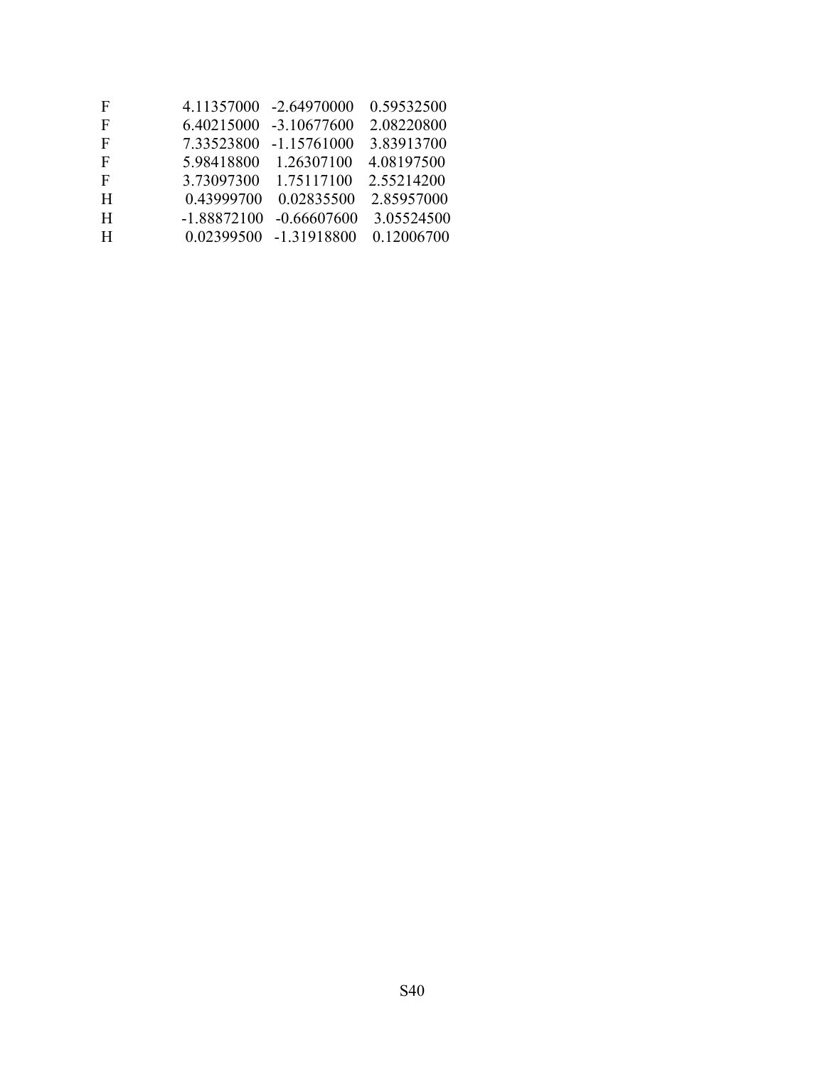| | | | |
|---|---|---|---|
| F | 4.11357000 | -2.64970000 | 0.59532500 |
| F | 6.40215000 | -3.10677600 | 2.08220800 |
| F | 7.33523800 | -1.15761000 | 3.83913700 |
| F | 5.98418800 | 1.26307100 | 4.08197500 |
| F | 3.73097300 | 1.75117100 | 2.55214200 |
| H | 0.43999700 | 0.02835500 | 2.85957000 |
| H | -1.88872100 | -0.66607600 | 3.05524500 |
| H | 0.02399500 | -1.31918800 | 0.12006700 |